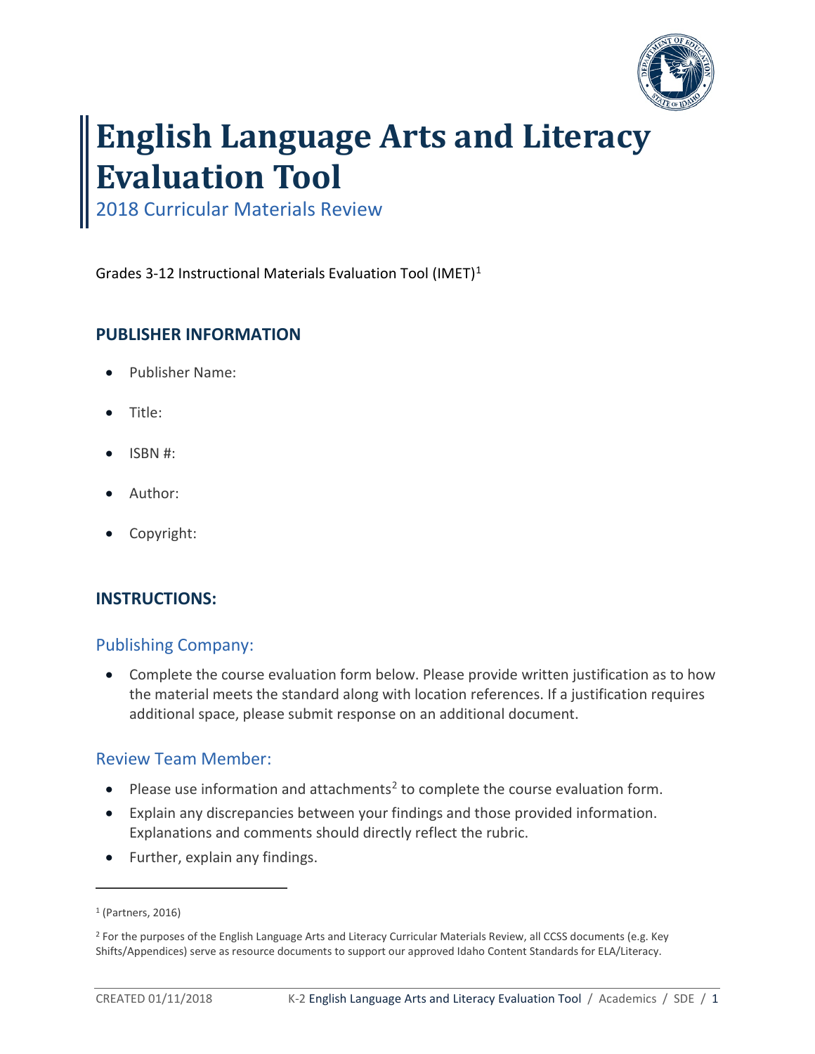# English Language Arts and Literacy Evaluation Tool

## 2018 Curricular Materials Review

Grades 3-12 Instructional Materials Evaluation Tool (IMET)[1]

## PUBLISHER INFORMATION

- Publisher Name:
- Title:
- ISBN #:
- Author:
- Copyright:

## INSTRUCTIONS:

### Publishing Company:

- Complete the course evaluation form below. Please provide written justification as to how the material meets the standard along with location references. If a justification requires additional space, please submit response on an additional document.

### Review Team Member:

- Please use information and attachments[2] to complete the course evaluation form.
- Explain any discrepancies between your findings and those provided information. Explanations and comments should directly reflect the rubric.
- Further, explain any findings.

---

[1] (Partners, 2016)

[2] For the purposes of the English Language Arts and Literacy Curricular Materials Review, all CCSS documents (e.g. Key Shifts/Appendices) serve as resource documents to support our approved Idaho Content Standards for ELA/Literacy.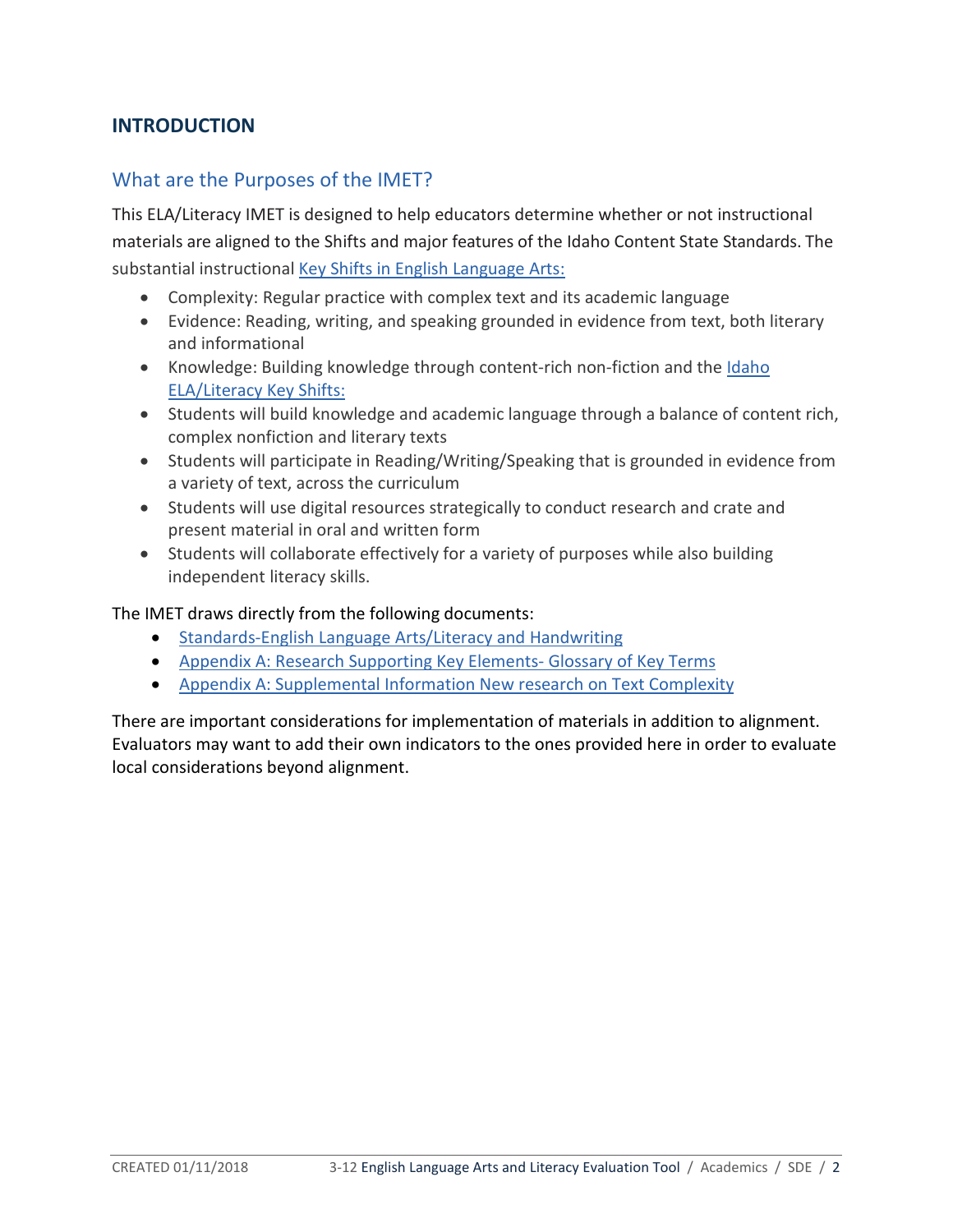## INTRODUCTION

### What are the Purposes of the IMET?

This ELA/Literacy IMET is designed to help educators determine whether or not instructional materials are aligned to the Shifts and major features of the Idaho Content State Standards. The substantial instructional Key Shifts in English Language Arts:

- Complexity: Regular practice with complex text and its academic language
- Evidence: Reading, writing, and speaking grounded in evidence from text, both literary and informational
- Knowledge: Building knowledge through content-rich non-fiction and the Idaho ELA/Literacy Key Shifts:
- Students will build knowledge and academic language through a balance of content rich, complex nonfiction and literary texts
- Students will participate in Reading/Writing/Speaking that is grounded in evidence from a variety of text, across the curriculum
- Students will use digital resources strategically to conduct research and crate and present material in oral and written form
- Students will collaborate effectively for a variety of purposes while also building independent literacy skills.

The IMET draws directly from the following documents:

- Standards-English Language Arts/Literacy and Handwriting
- Appendix A: Research Supporting Key Elements- Glossary of Key Terms
- Appendix A: Supplemental Information New research on Text Complexity

There are important considerations for implementation of materials in addition to alignment. Evaluators may want to add their own indicators to the ones provided here in order to evaluate local considerations beyond alignment.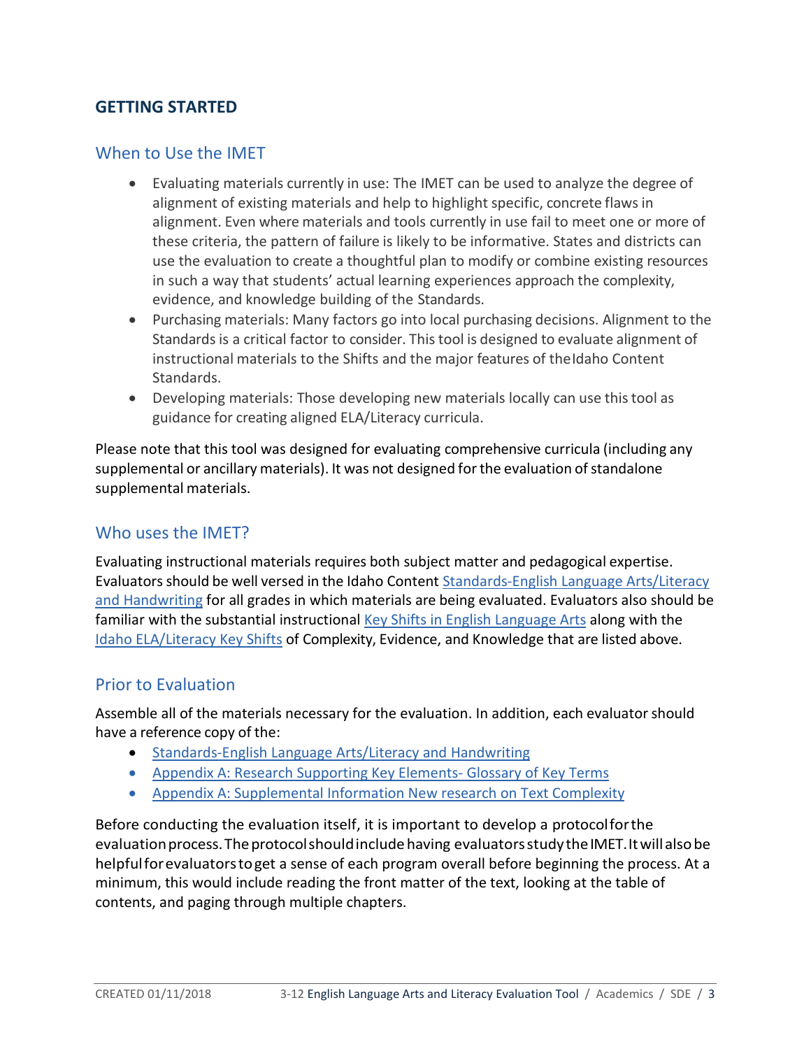## GETTING STARTED

### When to Use the IMET

- Evaluating materials currently in use: The IMET can be used to analyze the degree of alignment of existing materials and help to highlight specific, concrete flaws in alignment. Even where materials and tools currently in use fail to meet one or more of these criteria, the pattern of failure is likely to be informative. States and districts can use the evaluation to create a thoughtful plan to modify or combine existing resources in such a way that students' actual learning experiences approach the complexity, evidence, and knowledge building of the Standards.
- Purchasing materials: Many factors go into local purchasing decisions. Alignment to the Standards is a critical factor to consider. This tool is designed to evaluate alignment of instructional materials to the Shifts and the major features of the Idaho Content Standards.
- Developing materials: Those developing new materials locally can use this tool as guidance for creating aligned ELA/Literacy curricula.

Please note that this tool was designed for evaluating comprehensive curricula (including any supplemental or ancillary materials). It was not designed for the evaluation of standalone supplemental materials.

### Who uses the IMET?

Evaluating instructional materials requires both subject matter and pedagogical expertise. Evaluators should be well versed in the Idaho Content Standards-English Language Arts/Literacy and Handwriting for all grades in which materials are being evaluated. Evaluators also should be familiar with the substantial instructional Key Shifts in English Language Arts along with the Idaho ELA/Literacy Key Shifts of Complexity, Evidence, and Knowledge that are listed above.

### Prior to Evaluation

Assemble all of the materials necessary for the evaluation. In addition, each evaluator should have a reference copy of the:

- Standards-English Language Arts/Literacy and Handwriting
- Appendix A: Research Supporting Key Elements- Glossary of Key Terms
- Appendix A: Supplemental Information New research on Text Complexity

Before conducting the evaluation itself, it is important to develop a protocol for the evaluation process. The protocol should include having evaluators study the IMET. It will also be helpful for evaluators to get a sense of each program overall before beginning the process. At a minimum, this would include reading the front matter of the text, looking at the table of contents, and paging through multiple chapters.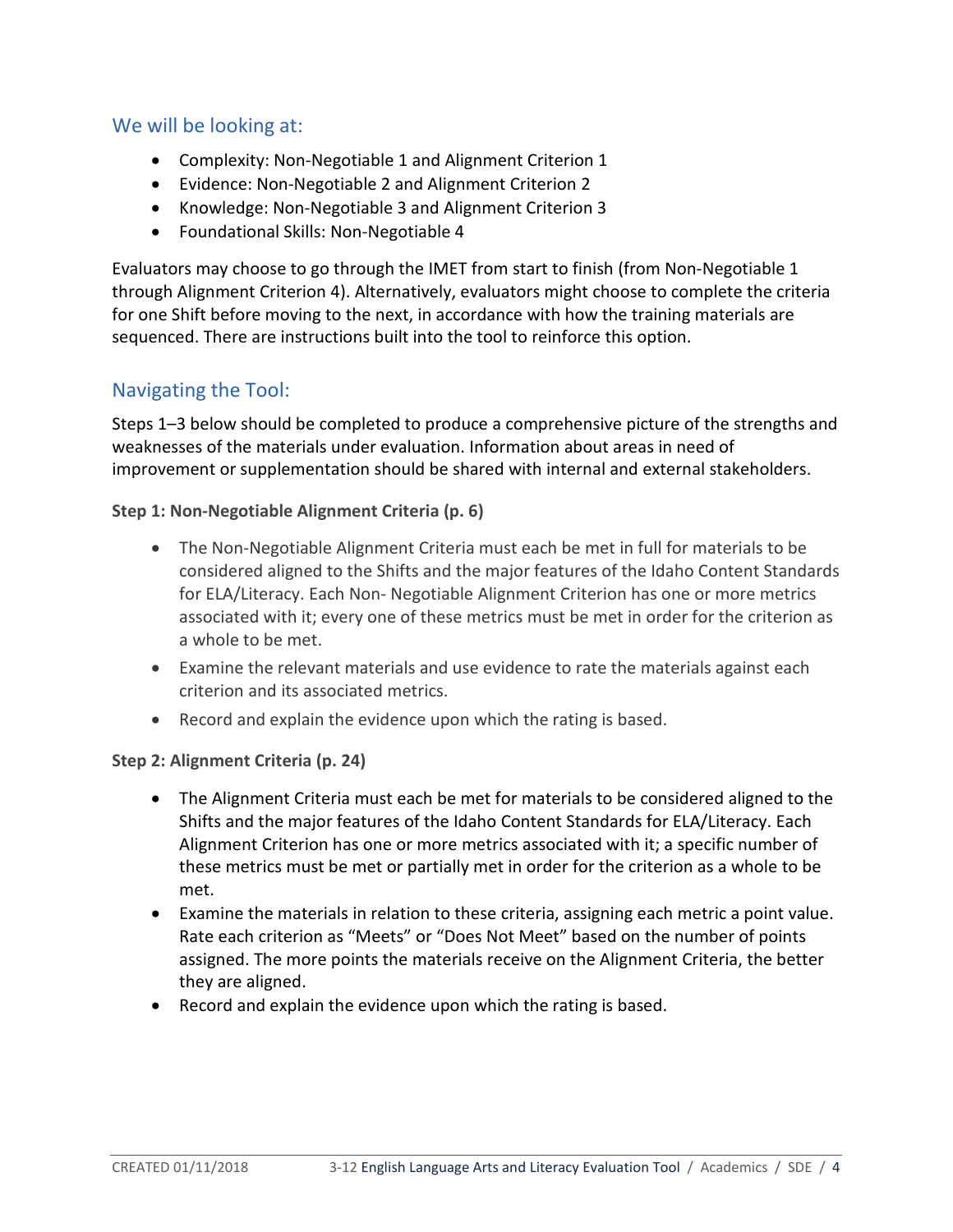## We will be looking at:

- Complexity: Non-Negotiable 1 and Alignment Criterion 1
- Evidence: Non-Negotiable 2 and Alignment Criterion 2
- Knowledge: Non-Negotiable 3 and Alignment Criterion 3
- Foundational Skills: Non-Negotiable 4

Evaluators may choose to go through the IMET from start to finish (from Non-Negotiable 1 through Alignment Criterion 4). Alternatively, evaluators might choose to complete the criteria for one Shift before moving to the next, in accordance with how the training materials are sequenced. There are instructions built into the tool to reinforce this option.

## Navigating the Tool:

Steps 1–3 below should be completed to produce a comprehensive picture of the strengths and weaknesses of the materials under evaluation. Information about areas in need of improvement or supplementation should be shared with internal and external stakeholders.

**Step 1: Non-Negotiable Alignment Criteria (p. 6)**

- The Non-Negotiable Alignment Criteria must each be met in full for materials to be considered aligned to the Shifts and the major features of the Idaho Content Standards for ELA/Literacy. Each Non- Negotiable Alignment Criterion has one or more metrics associated with it; every one of these metrics must be met in order for the criterion as a whole to be met.
- Examine the relevant materials and use evidence to rate the materials against each criterion and its associated metrics.
- Record and explain the evidence upon which the rating is based.

**Step 2: Alignment Criteria (p. 24)**

- The Alignment Criteria must each be met for materials to be considered aligned to the Shifts and the major features of the Idaho Content Standards for ELA/Literacy. Each Alignment Criterion has one or more metrics associated with it; a specific number of these metrics must be met or partially met in order for the criterion as a whole to be met.
- Examine the materials in relation to these criteria, assigning each metric a point value. Rate each criterion as "Meets" or "Does Not Meet" based on the number of points assigned. The more points the materials receive on the Alignment Criteria, the better they are aligned.
- Record and explain the evidence upon which the rating is based.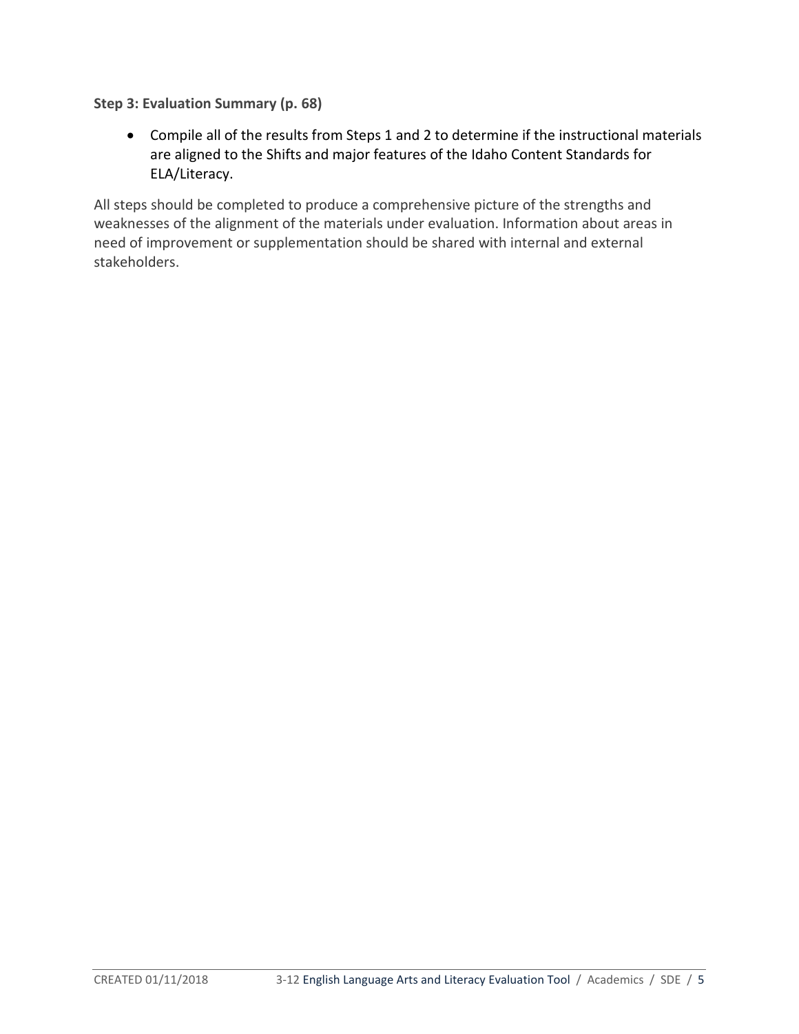**Step 3: Evaluation Summary (p. 68)**

- Compile all of the results from Steps 1 and 2 to determine if the instructional materials are aligned to the Shifts and major features of the Idaho Content Standards for ELA/Literacy.

All steps should be completed to produce a comprehensive picture of the strengths and weaknesses of the alignment of the materials under evaluation. Information about areas in need of improvement or supplementation should be shared with internal and external stakeholders.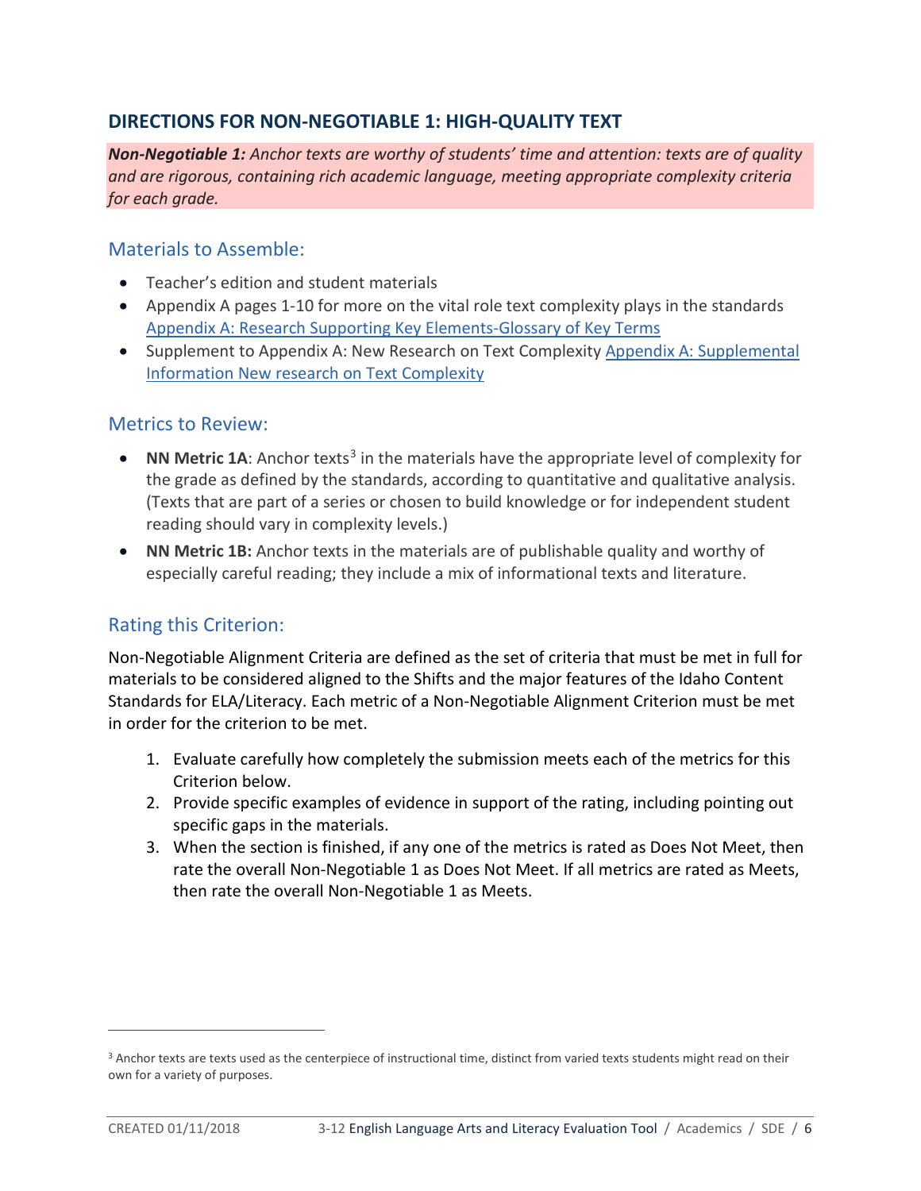## DIRECTIONS FOR NON-NEGOTIABLE 1: HIGH-QUALITY TEXT

***Non-Negotiable 1:*** *Anchor texts are worthy of students' time and attention: texts are of quality and are rigorous, containing rich academic language, meeting appropriate complexity criteria for each grade.*

### Materials to Assemble:

- Teacher's edition and student materials
- Appendix A pages 1-10 for more on the vital role text complexity plays in the standards [Appendix A: Research Supporting Key Elements-Glossary of Key Terms]
- Supplement to Appendix A: New Research on Text Complexity [Appendix A: Supplemental Information New research on Text Complexity]

### Metrics to Review:

- **NN Metric 1A**: Anchor texts[3] in the materials have the appropriate level of complexity for the grade as defined by the standards, according to quantitative and qualitative analysis. (Texts that are part of a series or chosen to build knowledge or for independent student reading should vary in complexity levels.)
- **NN Metric 1B:** Anchor texts in the materials are of publishable quality and worthy of especially careful reading; they include a mix of informational texts and literature.

### Rating this Criterion:

Non-Negotiable Alignment Criteria are defined as the set of criteria that must be met in full for materials to be considered aligned to the Shifts and the major features of the Idaho Content Standards for ELA/Literacy. Each metric of a Non-Negotiable Alignment Criterion must be met in order for the criterion to be met.

1. Evaluate carefully how completely the submission meets each of the metrics for this Criterion below.
2. Provide specific examples of evidence in support of the rating, including pointing out specific gaps in the materials.
3. When the section is finished, if any one of the metrics is rated as Does Not Meet, then rate the overall Non-Negotiable 1 as Does Not Meet. If all metrics are rated as Meets, then rate the overall Non-Negotiable 1 as Meets.

---

[3] Anchor texts are texts used as the centerpiece of instructional time, distinct from varied texts students might read on their own for a variety of purposes.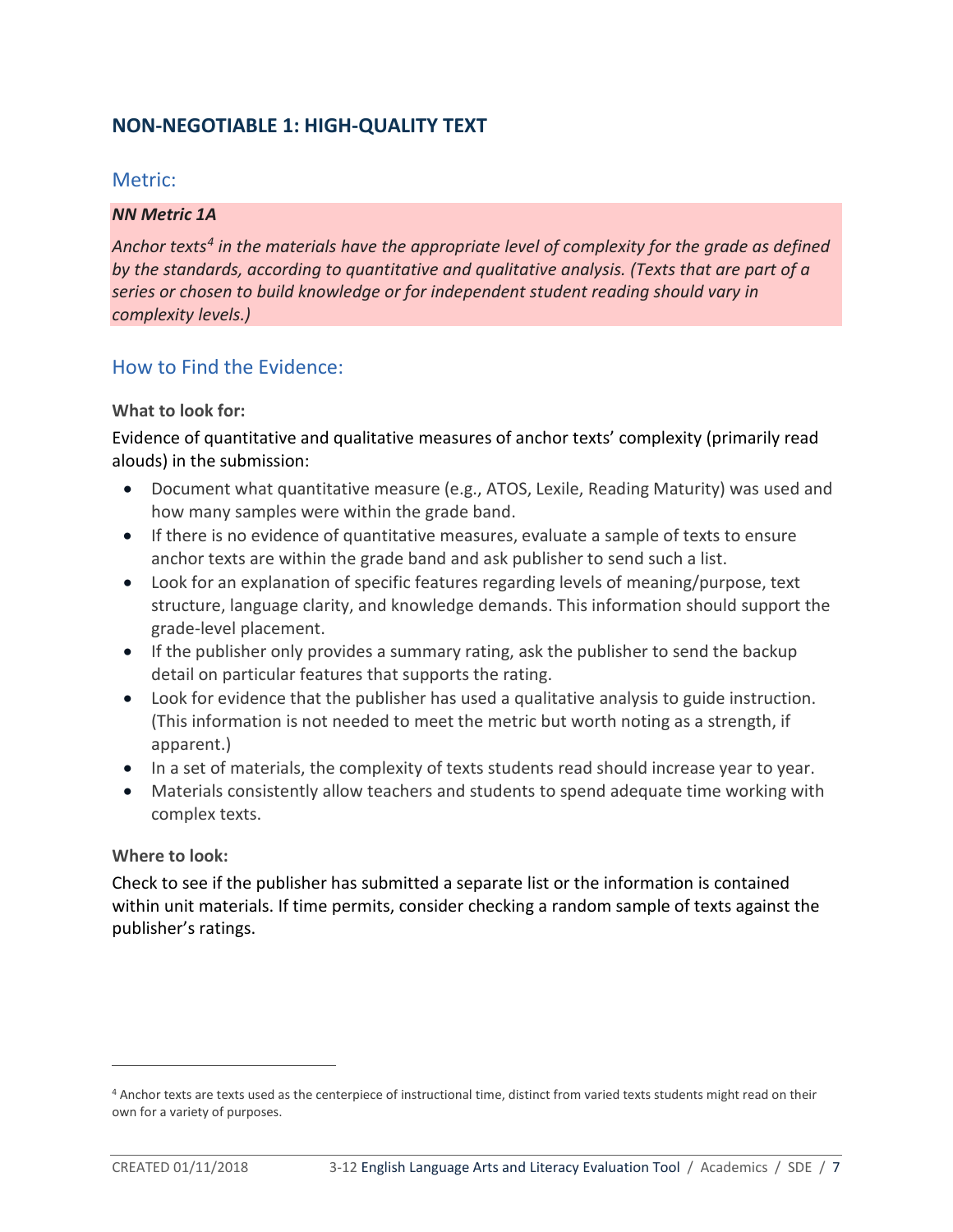## NON-NEGOTIABLE 1: HIGH-QUALITY TEXT

### Metric:

***NN Metric 1A***

*Anchor texts[4] in the materials have the appropriate level of complexity for the grade as defined by the standards, according to quantitative and qualitative analysis. (Texts that are part of a series or chosen to build knowledge or for independent student reading should vary in complexity levels.)*

### How to Find the Evidence:

**What to look for:**

Evidence of quantitative and qualitative measures of anchor texts' complexity (primarily read alouds) in the submission:

- Document what quantitative measure (e.g., ATOS, Lexile, Reading Maturity) was used and how many samples were within the grade band.
- If there is no evidence of quantitative measures, evaluate a sample of texts to ensure anchor texts are within the grade band and ask publisher to send such a list.
- Look for an explanation of specific features regarding levels of meaning/purpose, text structure, language clarity, and knowledge demands. This information should support the grade-level placement.
- If the publisher only provides a summary rating, ask the publisher to send the backup detail on particular features that supports the rating.
- Look for evidence that the publisher has used a qualitative analysis to guide instruction. (This information is not needed to meet the metric but worth noting as a strength, if apparent.)
- In a set of materials, the complexity of texts students read should increase year to year.
- Materials consistently allow teachers and students to spend adequate time working with complex texts.

**Where to look:**

Check to see if the publisher has submitted a separate list or the information is contained within unit materials. If time permits, consider checking a random sample of texts against the publisher's ratings.

---

[4] Anchor texts are texts used as the centerpiece of instructional time, distinct from varied texts students might read on their own for a variety of purposes.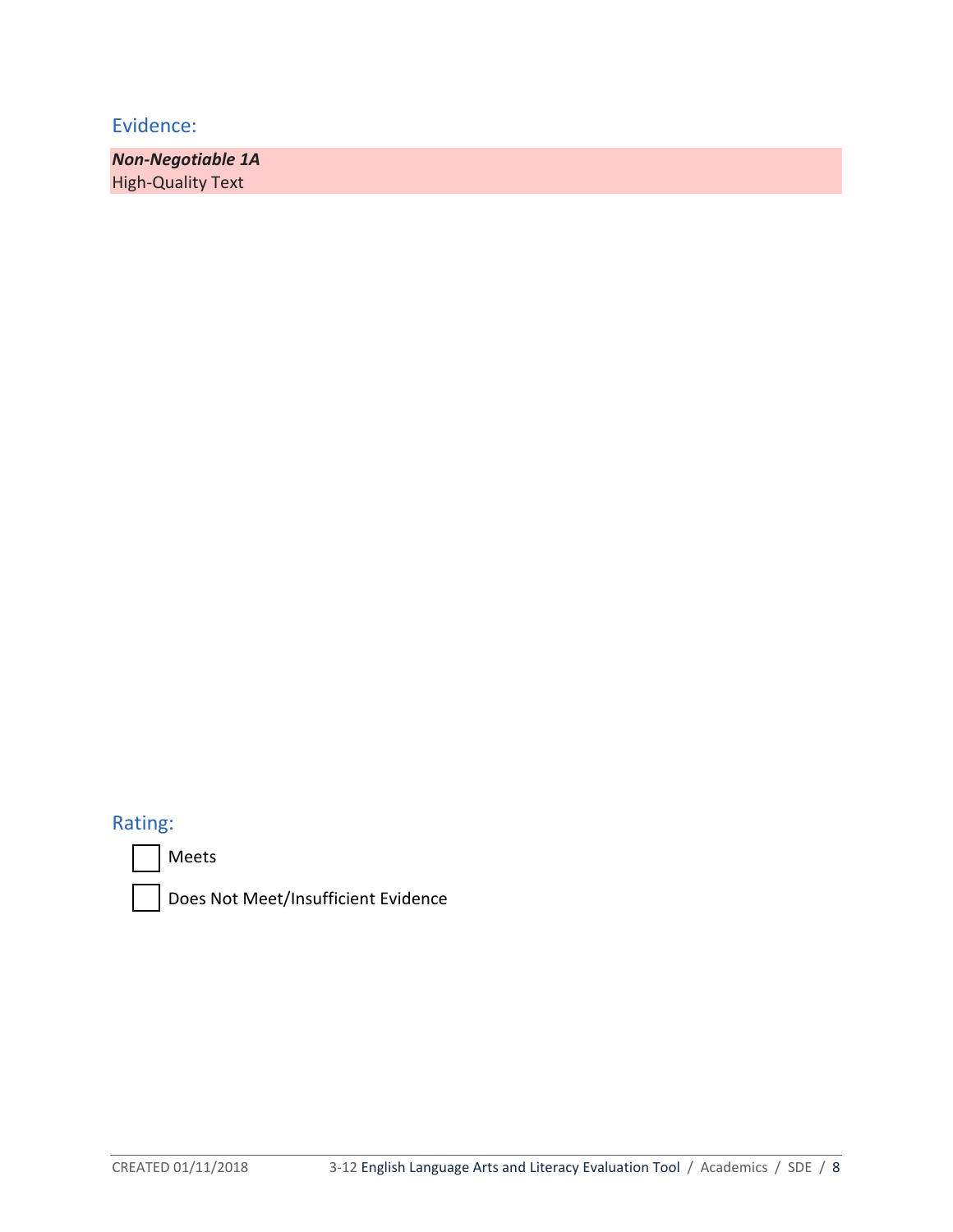## Evidence:

***Non-Negotiable 1A***
High-Quality Text

## Rating:

- [ ] Meets
- [ ] Does Not Meet/Insufficient Evidence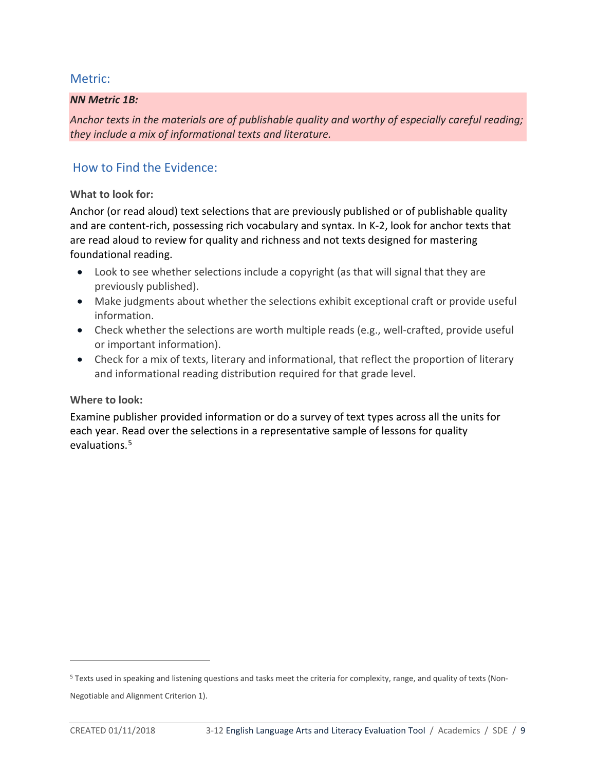## Metric:

***NN Metric 1B:***

*Anchor texts in the materials are of publishable quality and worthy of especially careful reading; they include a mix of informational texts and literature.*

## How to Find the Evidence:

**What to look for:**

Anchor (or read aloud) text selections that are previously published or of publishable quality and are content-rich, possessing rich vocabulary and syntax. In K-2, look for anchor texts that are read aloud to review for quality and richness and not texts designed for mastering foundational reading.

- Look to see whether selections include a copyright (as that will signal that they are previously published).
- Make judgments about whether the selections exhibit exceptional craft or provide useful information.
- Check whether the selections are worth multiple reads (e.g., well-crafted, provide useful or important information).
- Check for a mix of texts, literary and informational, that reflect the proportion of literary and informational reading distribution required for that grade level.

**Where to look:**

Examine publisher provided information or do a survey of text types across all the units for each year. Read over the selections in a representative sample of lessons for quality evaluations.[5]

---

[5] Texts used in speaking and listening questions and tasks meet the criteria for complexity, range, and quality of texts (Non-Negotiable and Alignment Criterion 1).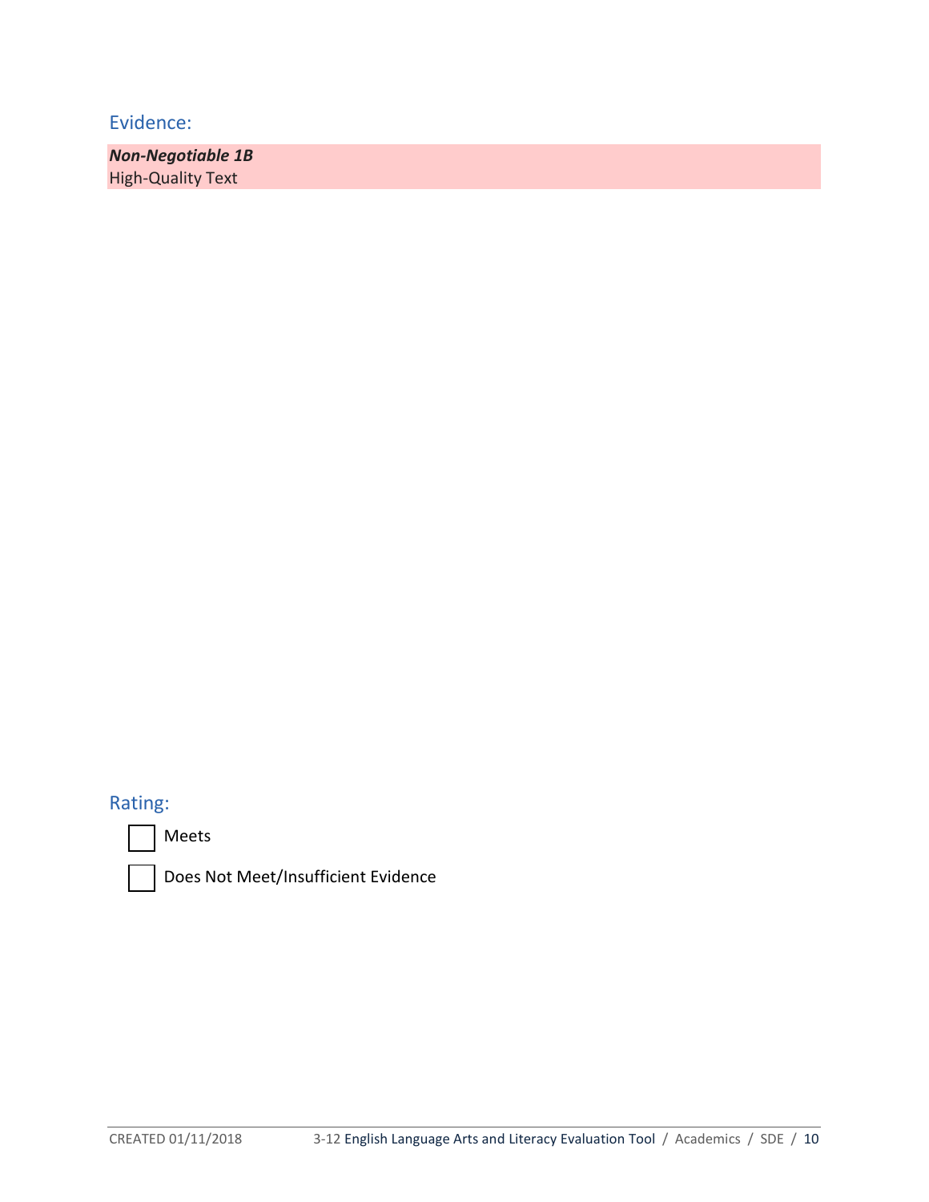## Evidence:

***Non-Negotiable 1B***
High-Quality Text

## Rating:

- [ ] Meets
- [ ] Does Not Meet/Insufficient Evidence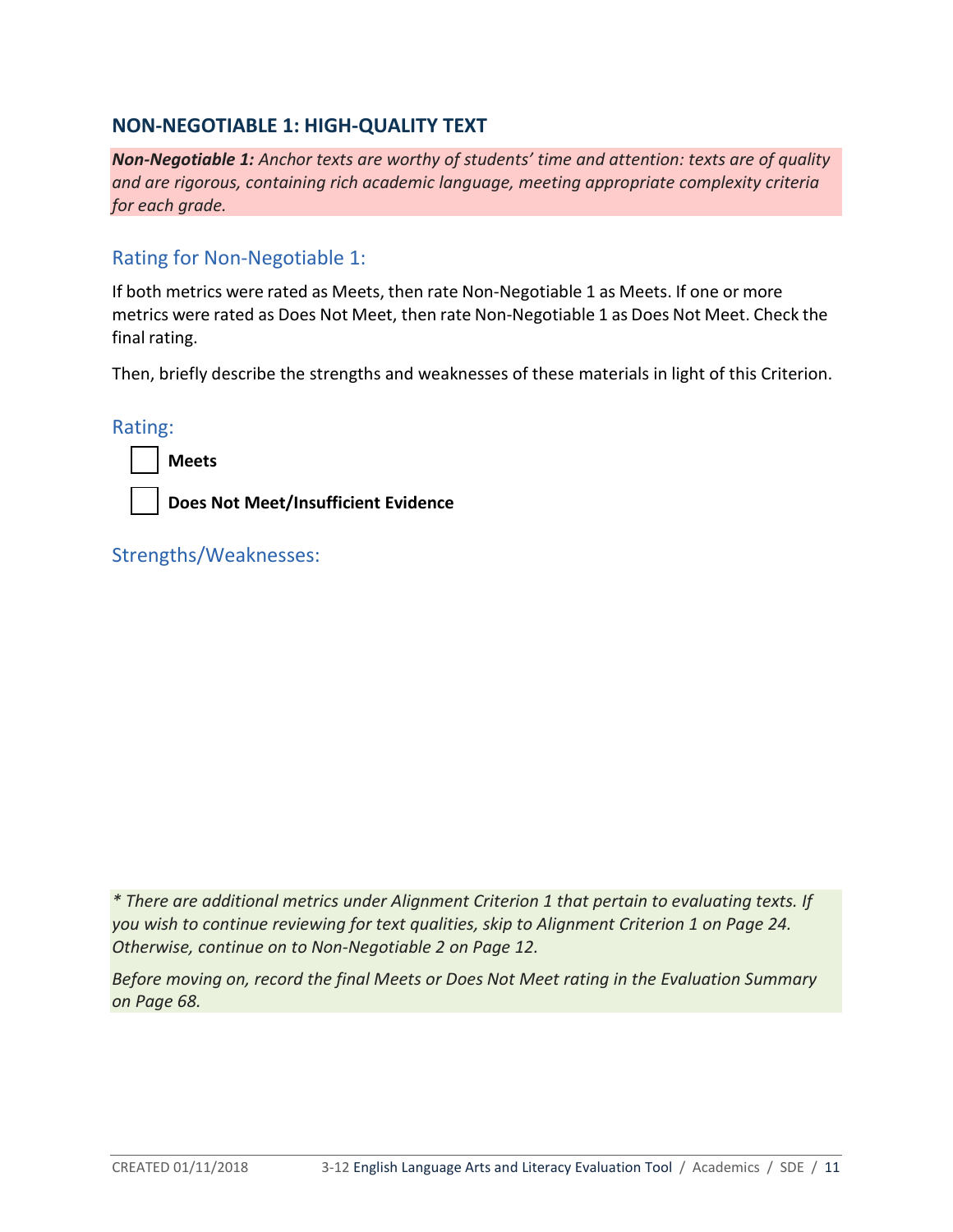## NON-NEGOTIABLE 1: HIGH-QUALITY TEXT

***Non-Negotiable 1:*** *Anchor texts are worthy of students' time and attention: texts are of quality and are rigorous, containing rich academic language, meeting appropriate complexity criteria for each grade.*

### Rating for Non-Negotiable 1:

If both metrics were rated as Meets, then rate Non-Negotiable 1 as Meets. If one or more metrics were rated as Does Not Meet, then rate Non-Negotiable 1 as Does Not Meet. Check the final rating.

Then, briefly describe the strengths and weaknesses of these materials in light of this Criterion.

### Rating:

- [ ] **Meets**
- [ ] **Does Not Meet/Insufficient Evidence**

### Strengths/Weaknesses:

*\* There are additional metrics under Alignment Criterion 1 that pertain to evaluating texts. If you wish to continue reviewing for text qualities, skip to Alignment Criterion 1 on Page 24. Otherwise, continue on to Non-Negotiable 2 on Page 12.*

*Before moving on, record the final Meets or Does Not Meet rating in the Evaluation Summary on Page 68.*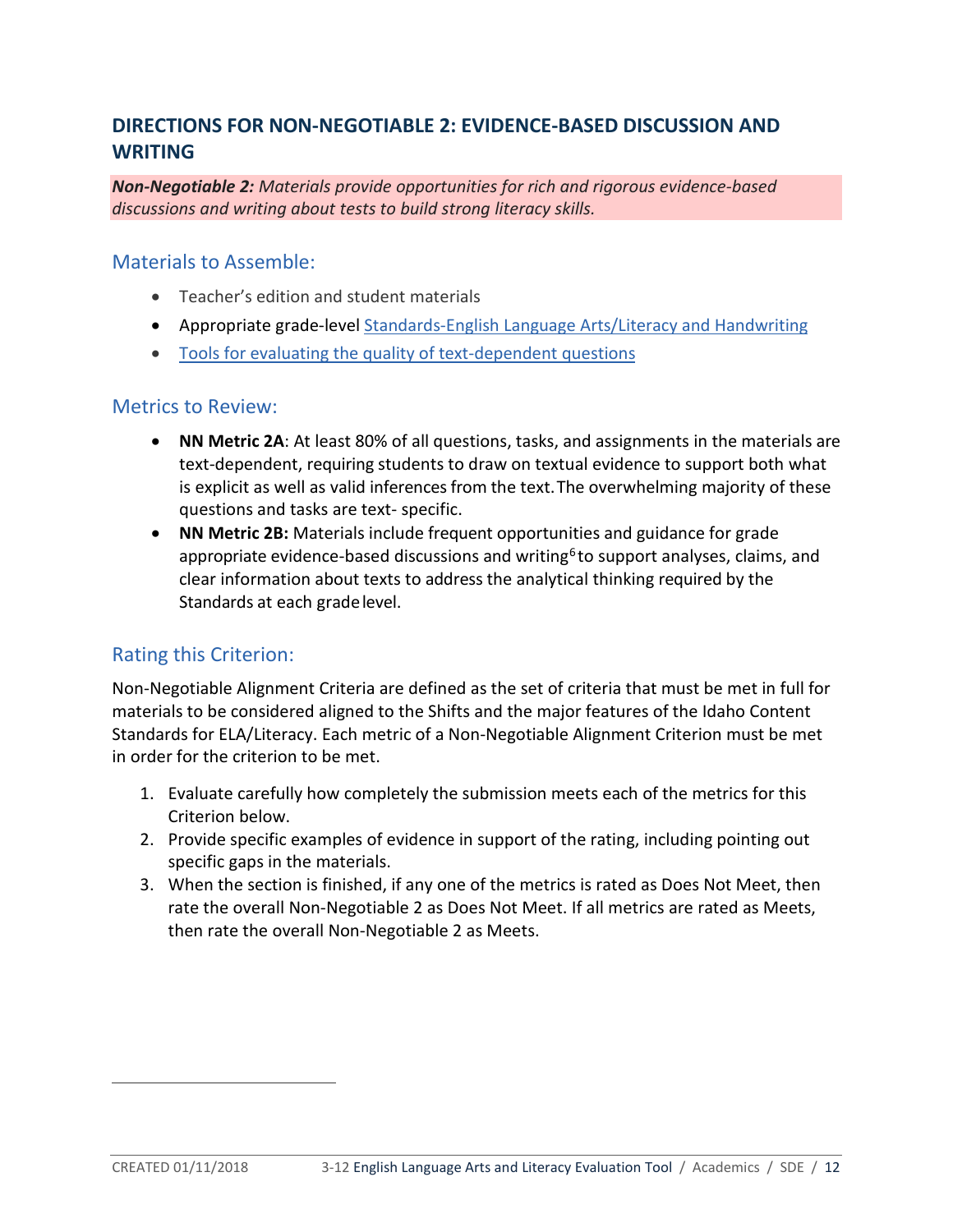## DIRECTIONS FOR NON-NEGOTIABLE 2: EVIDENCE-BASED DISCUSSION AND WRITING

***Non-Negotiable 2:** Materials provide opportunities for rich and rigorous evidence-based discussions and writing about tests to build strong literacy skills.*

### Materials to Assemble:

- Teacher's edition and student materials
- Appropriate grade-level Standards-English Language Arts/Literacy and Handwriting
- Tools for evaluating the quality of text-dependent questions

### Metrics to Review:

- **NN Metric 2A**: At least 80% of all questions, tasks, and assignments in the materials are text-dependent, requiring students to draw on textual evidence to support both what is explicit as well as valid inferences from the text. The overwhelming majority of these questions and tasks are text- specific.
- **NN Metric 2B:** Materials include frequent opportunities and guidance for grade appropriate evidence-based discussions and writing[6] to support analyses, claims, and clear information about texts to address the analytical thinking required by the Standards at each grade level.

### Rating this Criterion:

Non-Negotiable Alignment Criteria are defined as the set of criteria that must be met in full for materials to be considered aligned to the Shifts and the major features of the Idaho Content Standards for ELA/Literacy. Each metric of a Non-Negotiable Alignment Criterion must be met in order for the criterion to be met.

1. Evaluate carefully how completely the submission meets each of the metrics for this Criterion below.
2. Provide specific examples of evidence in support of the rating, including pointing out specific gaps in the materials.
3. When the section is finished, if any one of the metrics is rated as Does Not Meet, then rate the overall Non-Negotiable 2 as Does Not Meet. If all metrics are rated as Meets, then rate the overall Non-Negotiable 2 as Meets.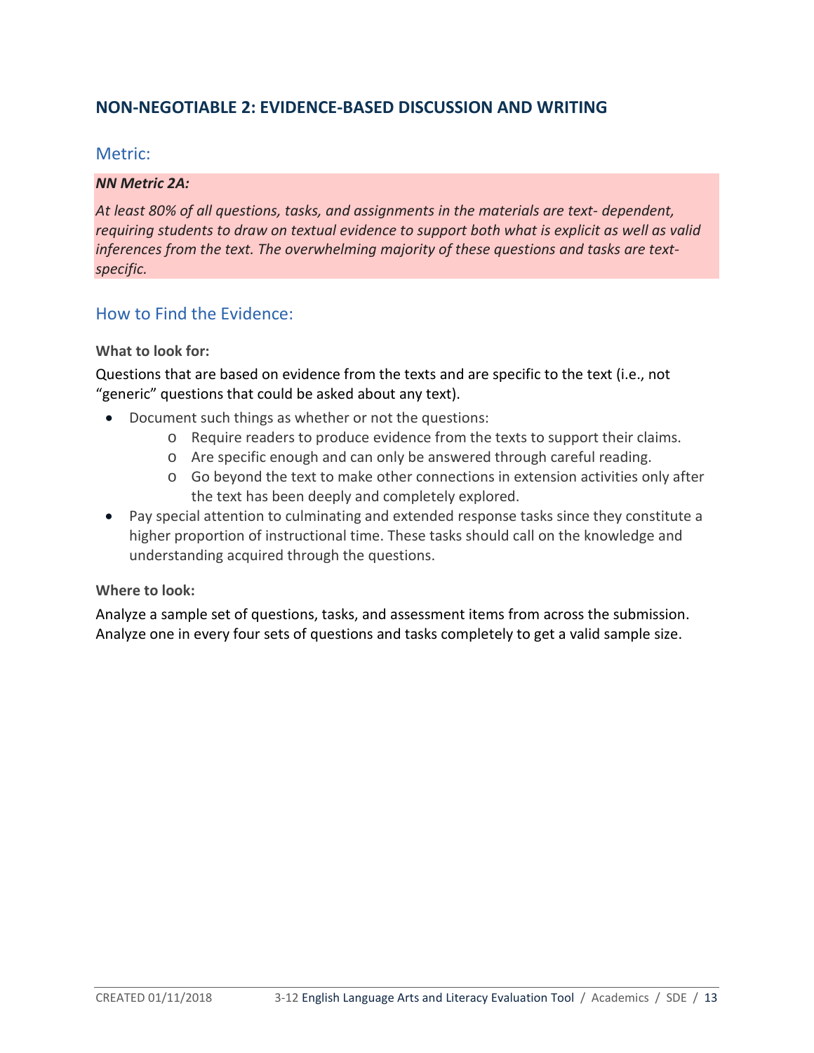## NON-NEGOTIABLE 2: EVIDENCE-BASED DISCUSSION AND WRITING

### Metric:

***NN Metric 2A:***

*At least 80% of all questions, tasks, and assignments in the materials are text- dependent, requiring students to draw on textual evidence to support both what is explicit as well as valid inferences from the text. The overwhelming majority of these questions and tasks are text-specific.*

### How to Find the Evidence:

**What to look for:**

Questions that are based on evidence from the texts and are specific to the text (i.e., not "generic" questions that could be asked about any text).

- Document such things as whether or not the questions:
  - Require readers to produce evidence from the texts to support their claims.
  - Are specific enough and can only be answered through careful reading.
  - Go beyond the text to make other connections in extension activities only after the text has been deeply and completely explored.
- Pay special attention to culminating and extended response tasks since they constitute a higher proportion of instructional time. These tasks should call on the knowledge and understanding acquired through the questions.

**Where to look:**

Analyze a sample set of questions, tasks, and assessment items from across the submission. Analyze one in every four sets of questions and tasks completely to get a valid sample size.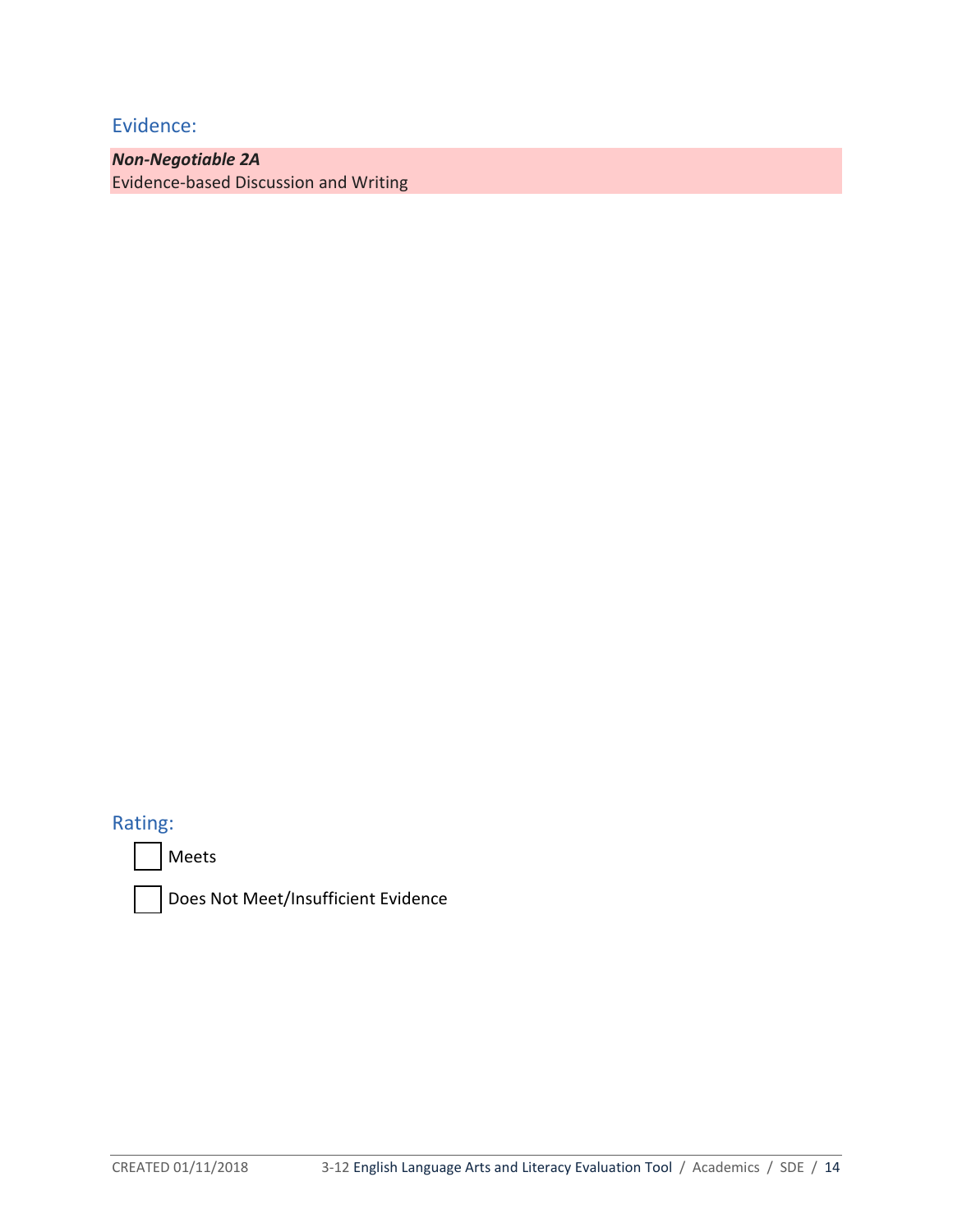## Evidence:

***Non-Negotiable 2A***
Evidence-based Discussion and Writing

## Rating:

- [ ] Meets
- [ ] Does Not Meet/Insufficient Evidence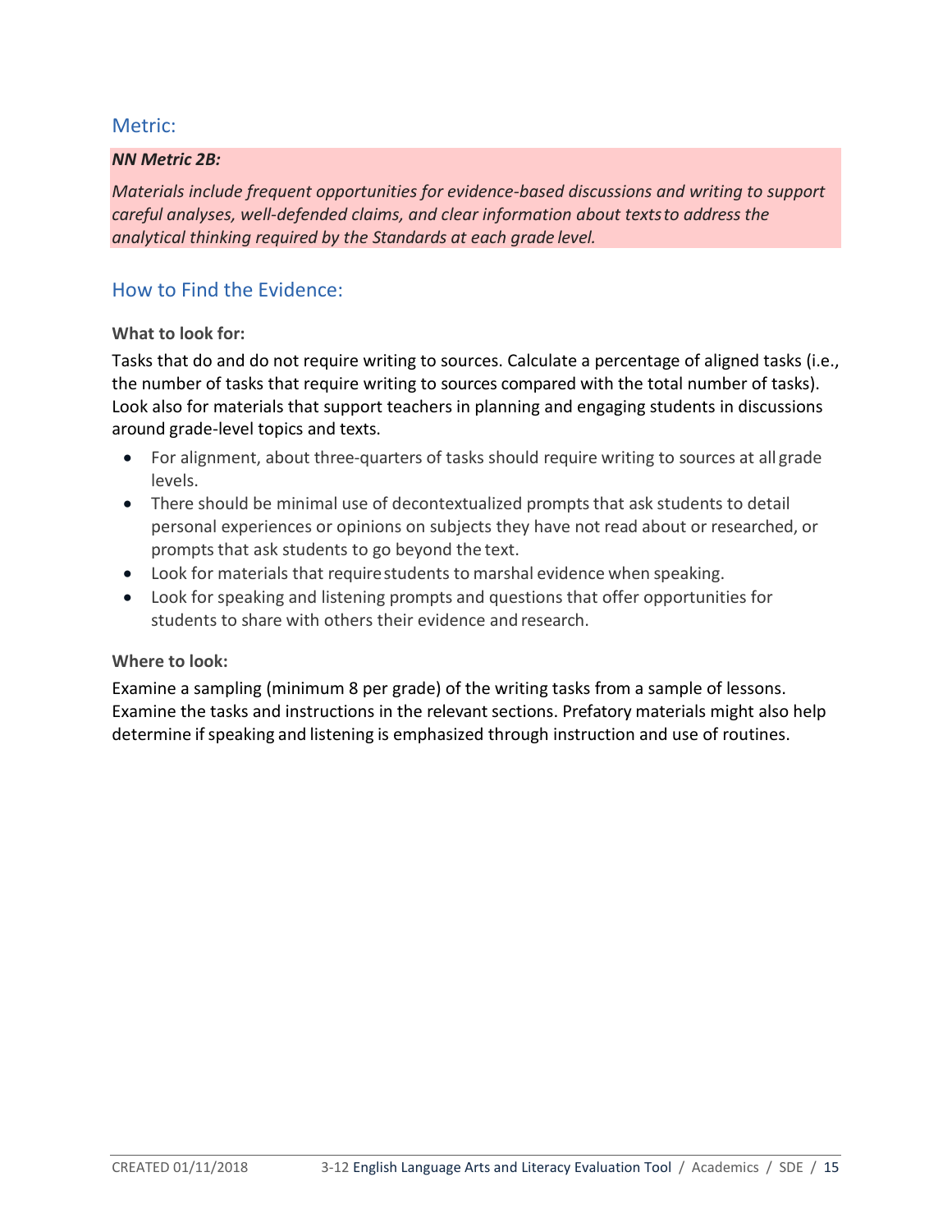## Metric:

***NN Metric 2B:***

*Materials include frequent opportunities for evidence-based discussions and writing to support careful analyses, well-defended claims, and clear information about texts to address the analytical thinking required by the Standards at each grade level.*

## How to Find the Evidence:

**What to look for:**

Tasks that do and do not require writing to sources. Calculate a percentage of aligned tasks (i.e., the number of tasks that require writing to sources compared with the total number of tasks). Look also for materials that support teachers in planning and engaging students in discussions around grade-level topics and texts.

- For alignment, about three-quarters of tasks should require writing to sources at all grade levels.
- There should be minimal use of decontextualized prompts that ask students to detail personal experiences or opinions on subjects they have not read about or researched, or prompts that ask students to go beyond the text.
- Look for materials that require students to marshal evidence when speaking.
- Look for speaking and listening prompts and questions that offer opportunities for students to share with others their evidence and research.

**Where to look:**

Examine a sampling (minimum 8 per grade) of the writing tasks from a sample of lessons. Examine the tasks and instructions in the relevant sections. Prefatory materials might also help determine if speaking and listening is emphasized through instruction and use of routines.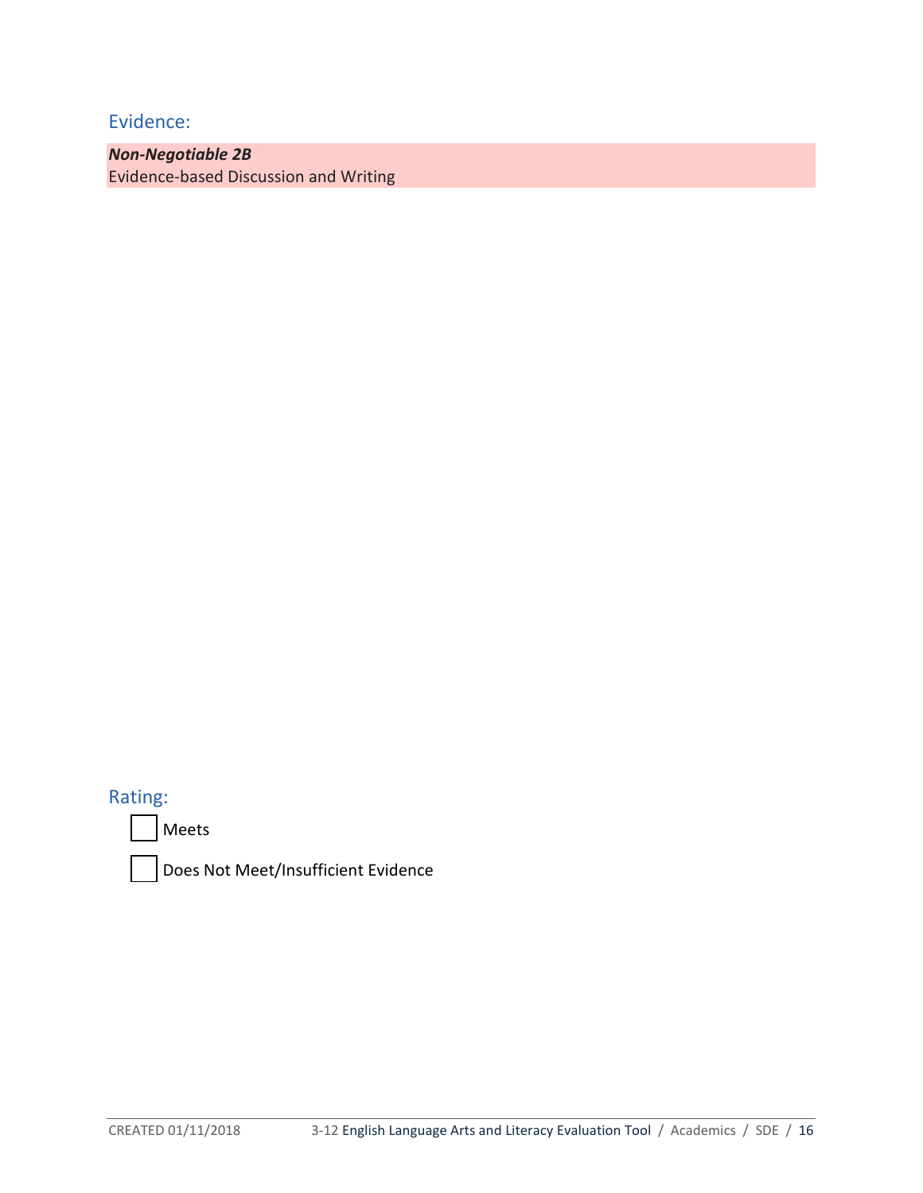## Evidence:

***Non-Negotiable 2B***
Evidence-based Discussion and Writing

## Rating:

☐ Meets

☐ Does Not Meet/Insufficient Evidence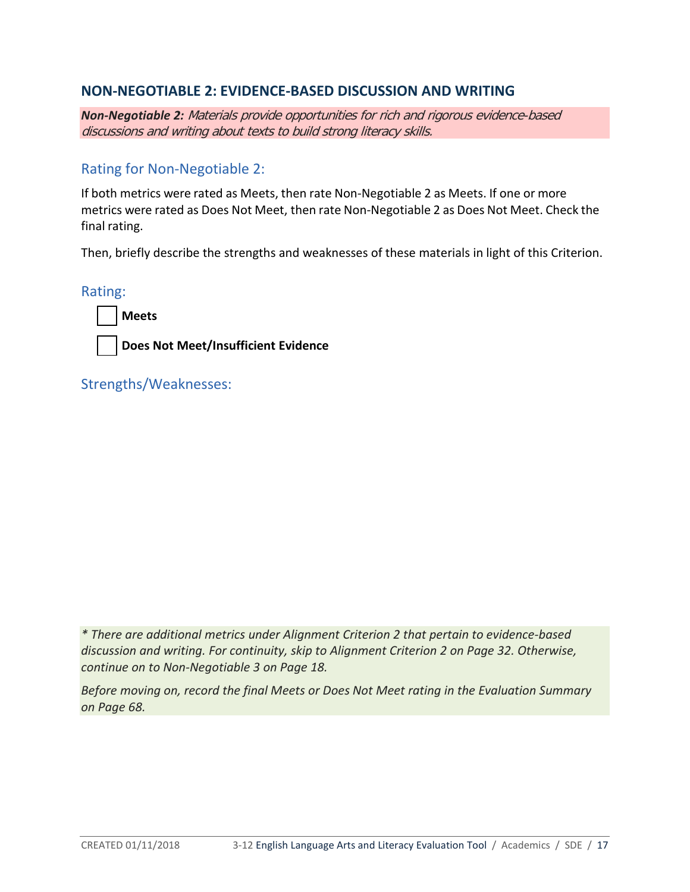## NON-NEGOTIABLE 2: EVIDENCE-BASED DISCUSSION AND WRITING

***Non-Negotiable 2:*** *Materials provide opportunities for rich and rigorous evidence-based discussions and writing about texts to build strong literacy skills.*

### Rating for Non-Negotiable 2:

If both metrics were rated as Meets, then rate Non-Negotiable 2 as Meets. If one or more metrics were rated as Does Not Meet, then rate Non-Negotiable 2 as Does Not Meet. Check the final rating.

Then, briefly describe the strengths and weaknesses of these materials in light of this Criterion.

### Rating:

☐ **Meets**

☐ **Does Not Meet/Insufficient Evidence**

### Strengths/Weaknesses:

*\* There are additional metrics under Alignment Criterion 2 that pertain to evidence-based discussion and writing. For continuity, skip to Alignment Criterion 2 on Page 32. Otherwise, continue on to Non-Negotiable 3 on Page 18.*

*Before moving on, record the final Meets or Does Not Meet rating in the Evaluation Summary on Page 68.*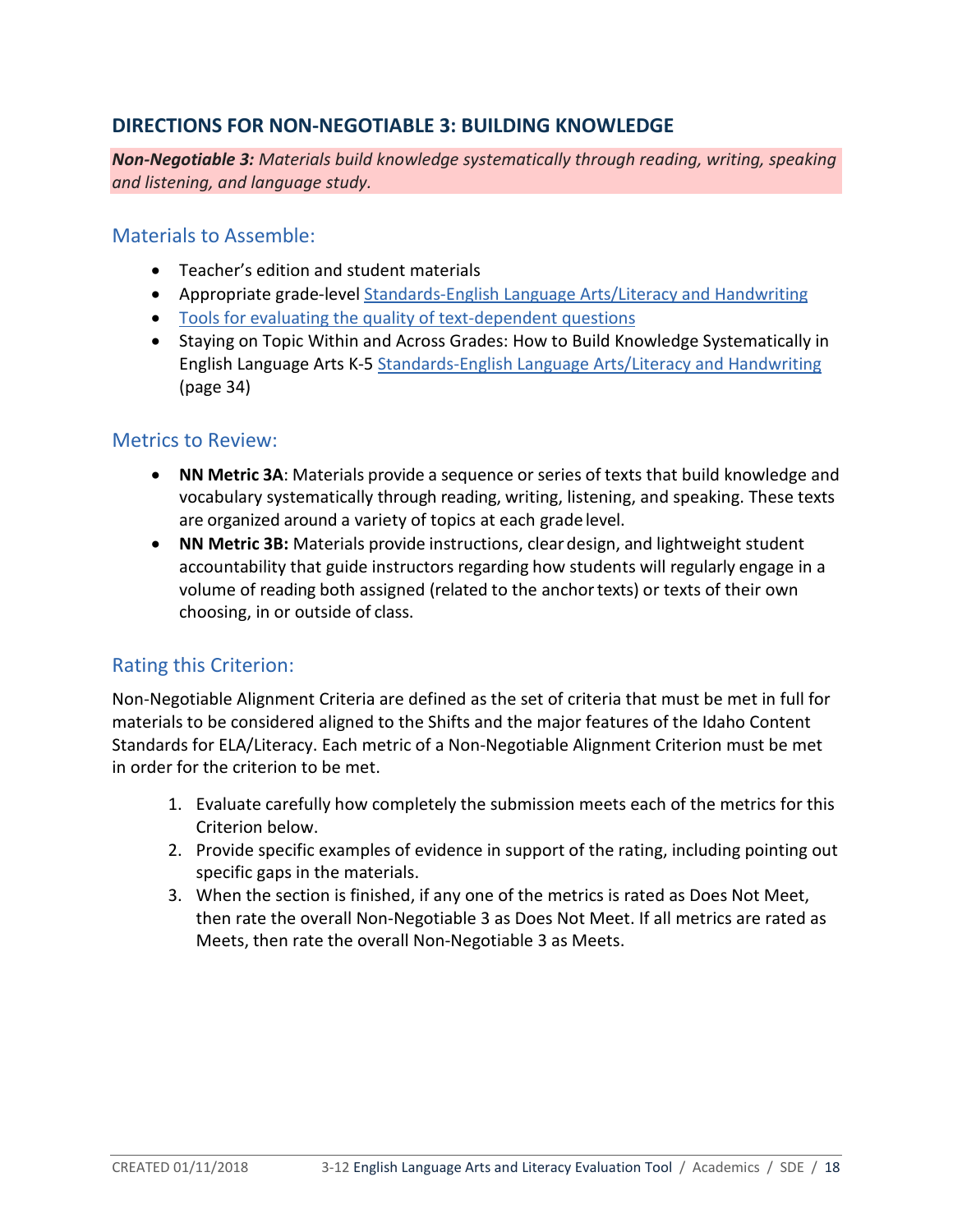## DIRECTIONS FOR NON-NEGOTIABLE 3: BUILDING KNOWLEDGE

***Non-Negotiable 3:*** *Materials build knowledge systematically through reading, writing, speaking and listening, and language study.*

### Materials to Assemble:

- Teacher's edition and student materials
- Appropriate grade-level Standards-English Language Arts/Literacy and Handwriting
- Tools for evaluating the quality of text-dependent questions
- Staying on Topic Within and Across Grades: How to Build Knowledge Systematically in English Language Arts K-5 Standards-English Language Arts/Literacy and Handwriting (page 34)

### Metrics to Review:

- **NN Metric 3A**: Materials provide a sequence or series of texts that build knowledge and vocabulary systematically through reading, writing, listening, and speaking. These texts are organized around a variety of topics at each grade level.
- **NN Metric 3B:** Materials provide instructions, clear design, and lightweight student accountability that guide instructors regarding how students will regularly engage in a volume of reading both assigned (related to the anchor texts) or texts of their own choosing, in or outside of class.

### Rating this Criterion:

Non-Negotiable Alignment Criteria are defined as the set of criteria that must be met in full for materials to be considered aligned to the Shifts and the major features of the Idaho Content Standards for ELA/Literacy. Each metric of a Non-Negotiable Alignment Criterion must be met in order for the criterion to be met.

1. Evaluate carefully how completely the submission meets each of the metrics for this Criterion below.
2. Provide specific examples of evidence in support of the rating, including pointing out specific gaps in the materials.
3. When the section is finished, if any one of the metrics is rated as Does Not Meet, then rate the overall Non-Negotiable 3 as Does Not Meet. If all metrics are rated as Meets, then rate the overall Non-Negotiable 3 as Meets.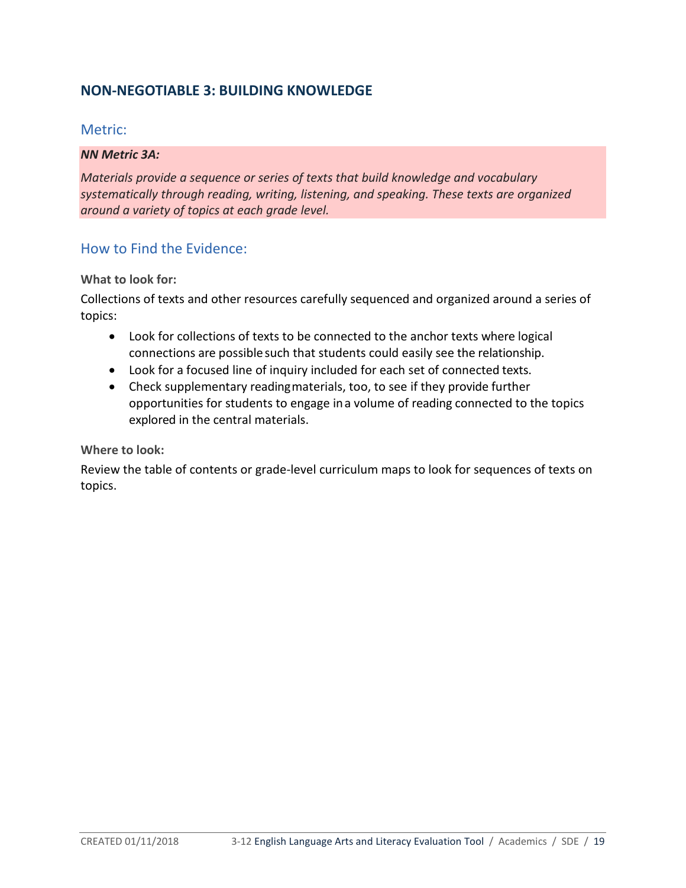## NON-NEGOTIABLE 3: BUILDING KNOWLEDGE

### Metric:

***NN Metric 3A:***

*Materials provide a sequence or series of texts that build knowledge and vocabulary systematically through reading, writing, listening, and speaking. These texts are organized around a variety of topics at each grade level.*

### How to Find the Evidence:

**What to look for:**

Collections of texts and other resources carefully sequenced and organized around a series of topics:

- Look for collections of texts to be connected to the anchor texts where logical connections are possible such that students could easily see the relationship.
- Look for a focused line of inquiry included for each set of connected texts.
- Check supplementary reading materials, too, to see if they provide further opportunities for students to engage in a volume of reading connected to the topics explored in the central materials.

**Where to look:**

Review the table of contents or grade-level curriculum maps to look for sequences of texts on topics.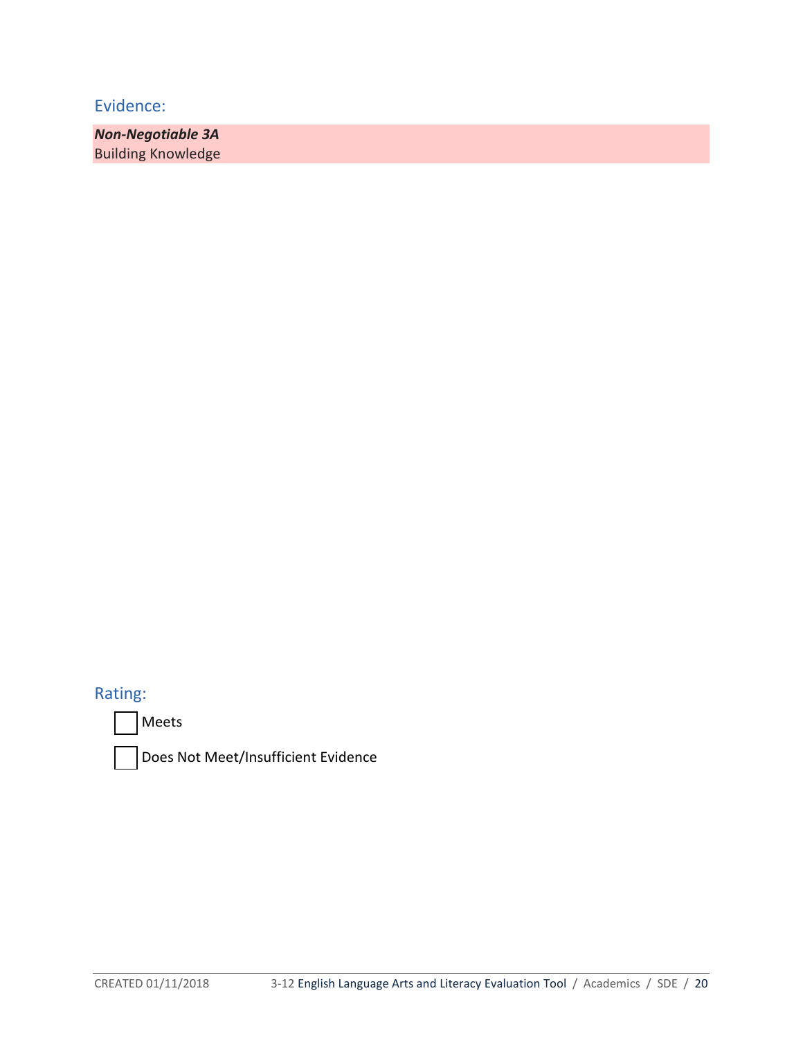## Evidence:

***Non-Negotiable 3A***
Building Knowledge

## Rating:

- [ ] Meets
- [ ] Does Not Meet/Insufficient Evidence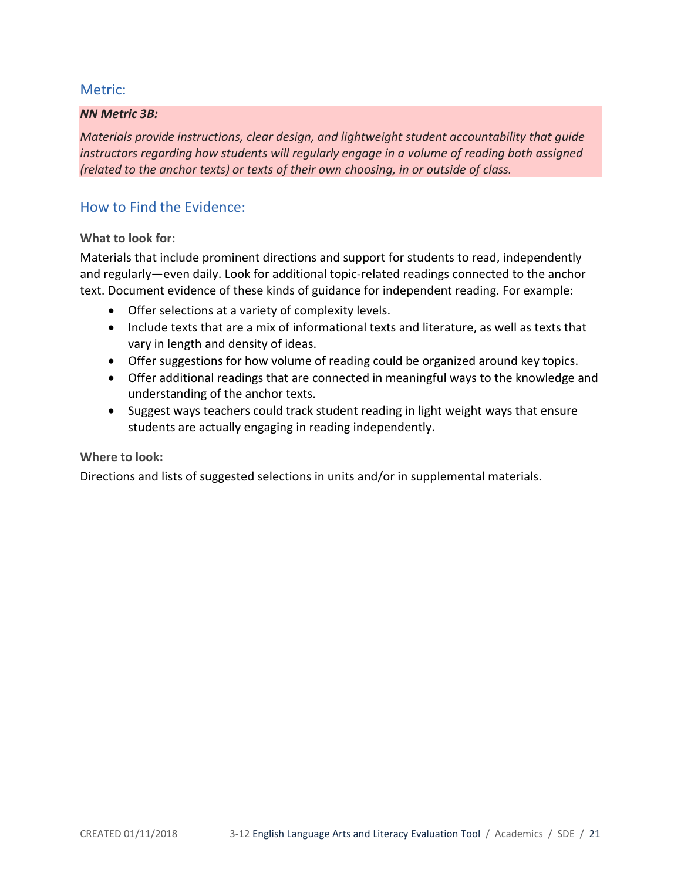## Metric:

***NN Metric 3B:***

*Materials provide instructions, clear design, and lightweight student accountability that guide instructors regarding how students will regularly engage in a volume of reading both assigned (related to the anchor texts) or texts of their own choosing, in or outside of class.*

## How to Find the Evidence:

**What to look for:**

Materials that include prominent directions and support for students to read, independently and regularly—even daily. Look for additional topic-related readings connected to the anchor text. Document evidence of these kinds of guidance for independent reading. For example:

- Offer selections at a variety of complexity levels.
- Include texts that are a mix of informational texts and literature, as well as texts that vary in length and density of ideas.
- Offer suggestions for how volume of reading could be organized around key topics.
- Offer additional readings that are connected in meaningful ways to the knowledge and understanding of the anchor texts.
- Suggest ways teachers could track student reading in light weight ways that ensure students are actually engaging in reading independently.

**Where to look:**

Directions and lists of suggested selections in units and/or in supplemental materials.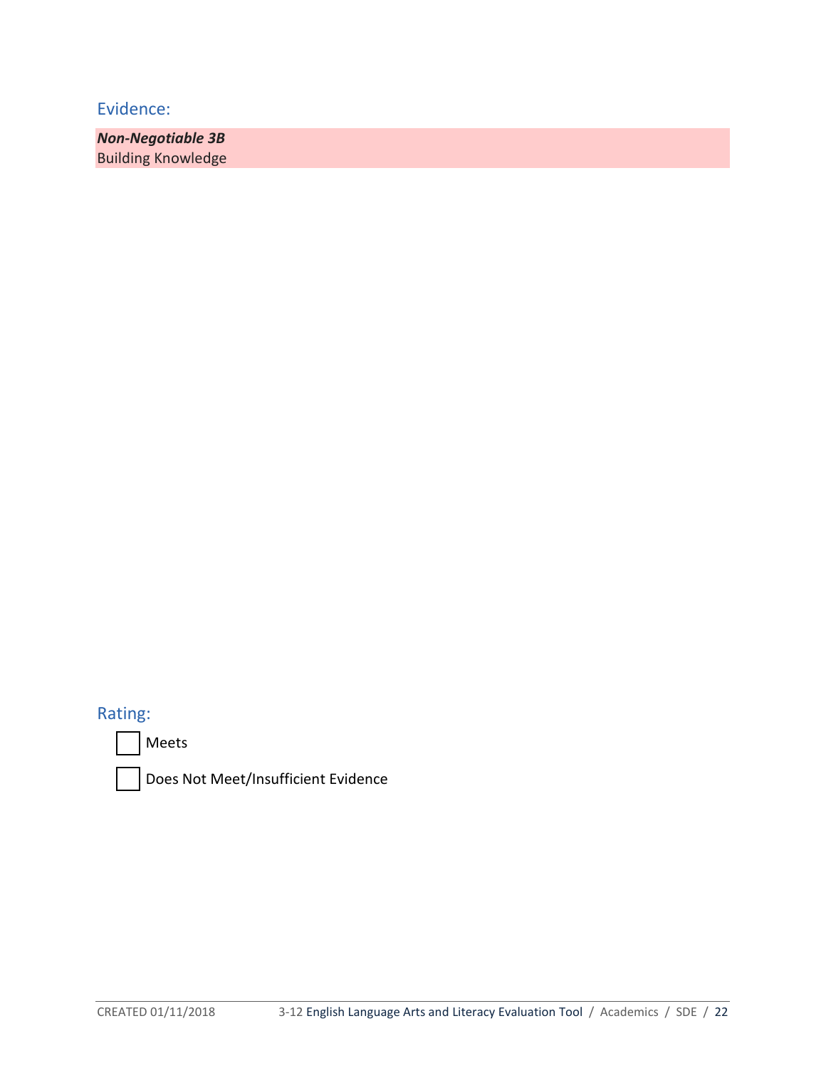## Evidence:

***Non-Negotiable 3B***
Building Knowledge

## Rating:

☐ Meets

☐ Does Not Meet/Insufficient Evidence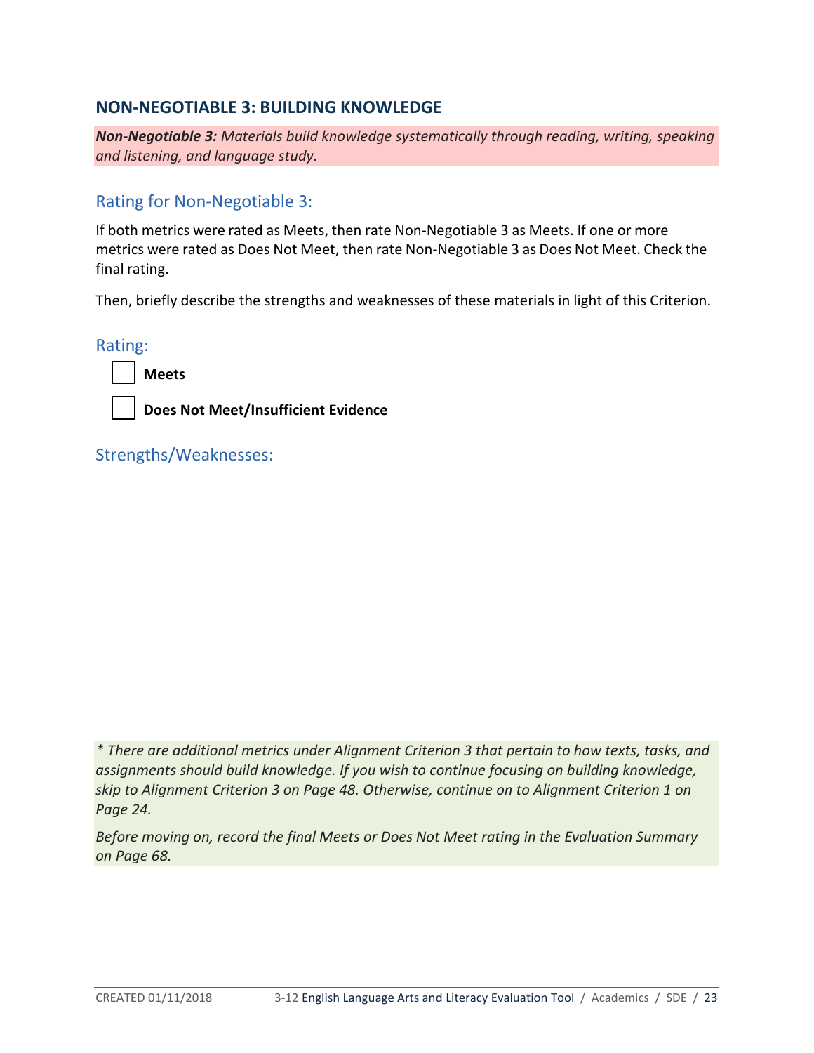## NON-NEGOTIABLE 3: BUILDING KNOWLEDGE

***Non-Negotiable 3:*** *Materials build knowledge systematically through reading, writing, speaking and listening, and language study.*

### Rating for Non-Negotiable 3:

If both metrics were rated as Meets, then rate Non-Negotiable 3 as Meets. If one or more metrics were rated as Does Not Meet, then rate Non-Negotiable 3 as Does Not Meet. Check the final rating.

Then, briefly describe the strengths and weaknesses of these materials in light of this Criterion.

### Rating:

- [ ] **Meets**
- [ ] **Does Not Meet/Insufficient Evidence**

### Strengths/Weaknesses:

*\* There are additional metrics under Alignment Criterion 3 that pertain to how texts, tasks, and assignments should build knowledge. If you wish to continue focusing on building knowledge, skip to Alignment Criterion 3 on Page 48. Otherwise, continue on to Alignment Criterion 1 on Page 24.*

*Before moving on, record the final Meets or Does Not Meet rating in the Evaluation Summary on Page 68.*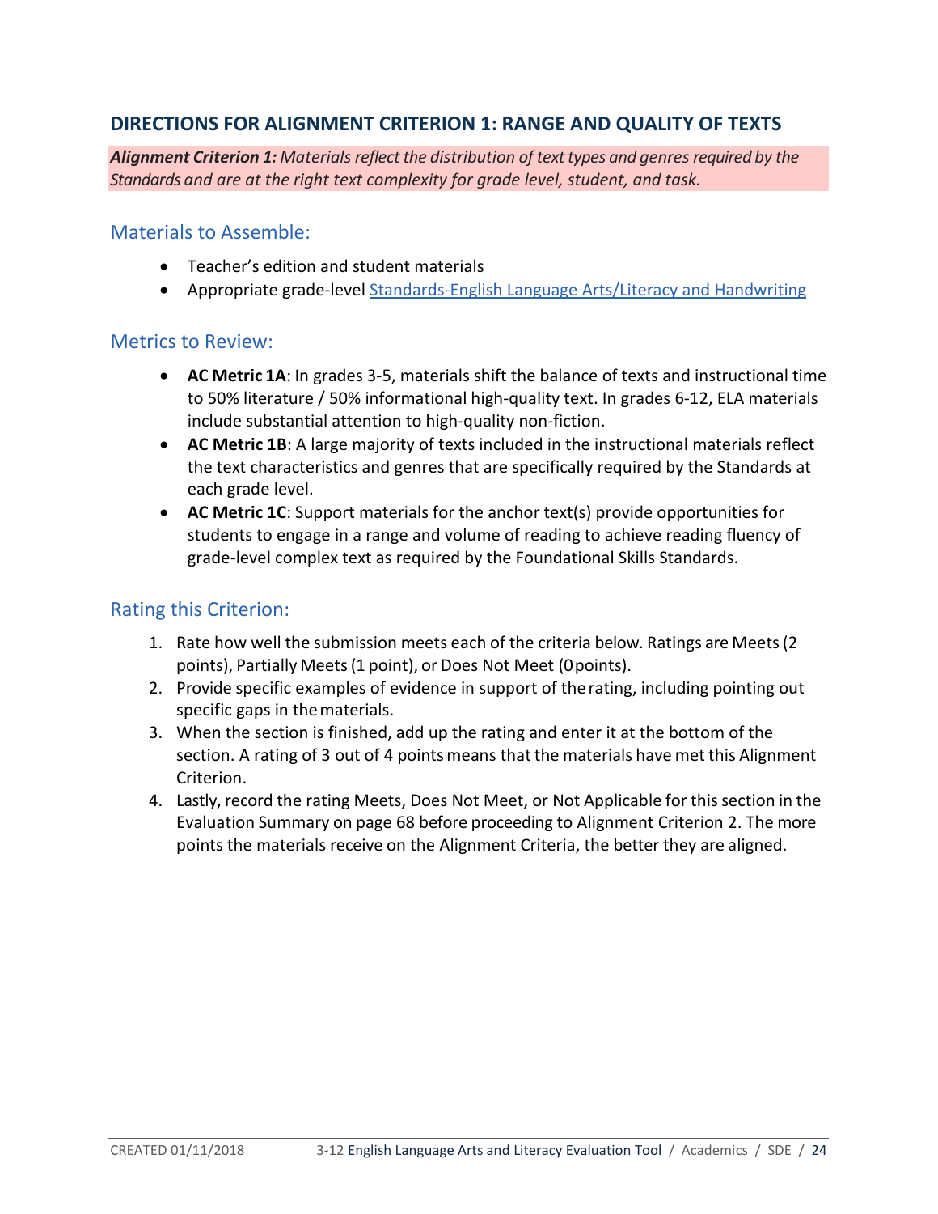## DIRECTIONS FOR ALIGNMENT CRITERION 1: RANGE AND QUALITY OF TEXTS

***Alignment Criterion 1:*** *Materials reflect the distribution of text types and genres required by the Standards and are at the right text complexity for grade level, student, and task.*

### Materials to Assemble:

- Teacher's edition and student materials
- Appropriate grade-level Standards-English Language Arts/Literacy and Handwriting

### Metrics to Review:

- **AC Metric 1A**: In grades 3-5, materials shift the balance of texts and instructional time to 50% literature / 50% informational high-quality text. In grades 6-12, ELA materials include substantial attention to high-quality non-fiction.
- **AC Metric 1B**: A large majority of texts included in the instructional materials reflect the text characteristics and genres that are specifically required by the Standards at each grade level.
- **AC Metric 1C**: Support materials for the anchor text(s) provide opportunities for students to engage in a range and volume of reading to achieve reading fluency of grade-level complex text as required by the Foundational Skills Standards.

### Rating this Criterion:

1. Rate how well the submission meets each of the criteria below. Ratings are Meets (2 points), Partially Meets (1 point), or Does Not Meet (0 points).
2. Provide specific examples of evidence in support of the rating, including pointing out specific gaps in the materials.
3. When the section is finished, add up the rating and enter it at the bottom of the section. A rating of 3 out of 4 points means that the materials have met this Alignment Criterion.
4. Lastly, record the rating Meets, Does Not Meet, or Not Applicable for this section in the Evaluation Summary on page 68 before proceeding to Alignment Criterion 2. The more points the materials receive on the Alignment Criteria, the better they are aligned.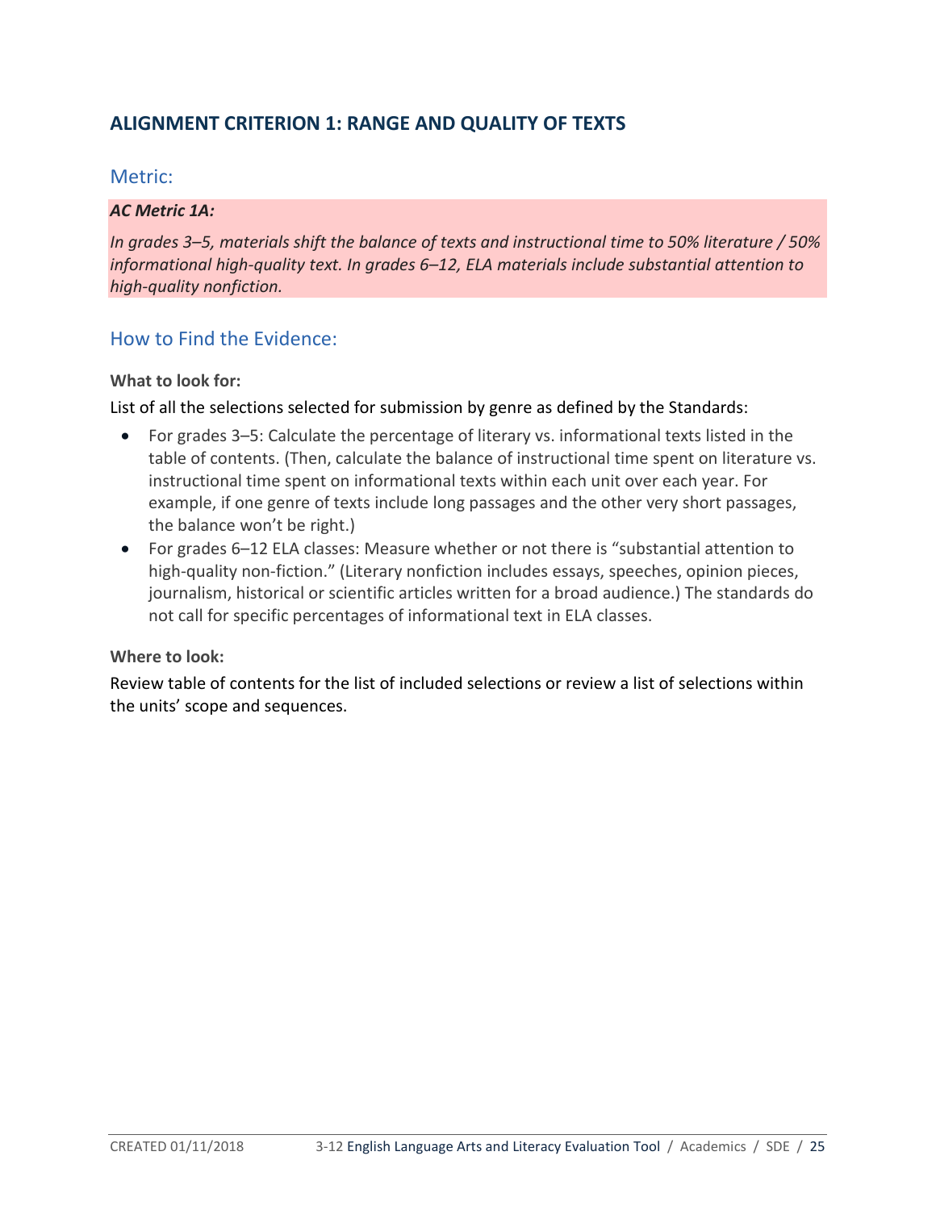## ALIGNMENT CRITERION 1: RANGE AND QUALITY OF TEXTS

### Metric:

***AC Metric 1A:***

*In grades 3–5, materials shift the balance of texts and instructional time to 50% literature / 50% informational high-quality text. In grades 6–12, ELA materials include substantial attention to high-quality nonfiction.*

### How to Find the Evidence:

**What to look for:**

List of all the selections selected for submission by genre as defined by the Standards:

- For grades 3–5: Calculate the percentage of literary vs. informational texts listed in the table of contents. (Then, calculate the balance of instructional time spent on literature vs. instructional time spent on informational texts within each unit over each year. For example, if one genre of texts include long passages and the other very short passages, the balance won't be right.)
- For grades 6–12 ELA classes: Measure whether or not there is "substantial attention to high-quality non-fiction." (Literary nonfiction includes essays, speeches, opinion pieces, journalism, historical or scientific articles written for a broad audience.) The standards do not call for specific percentages of informational text in ELA classes.

**Where to look:**

Review table of contents for the list of included selections or review a list of selections within the units' scope and sequences.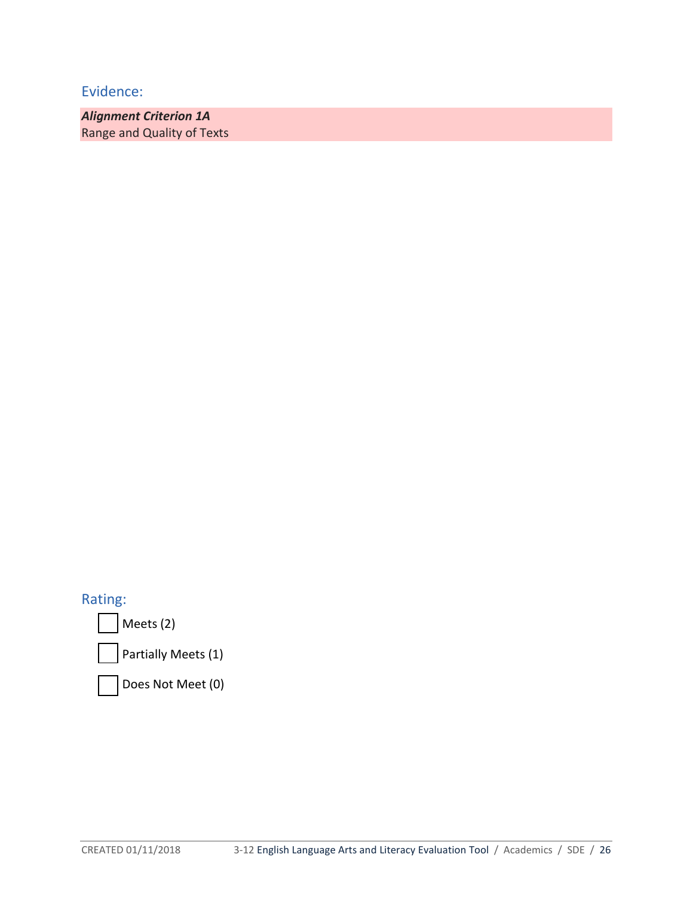## Evidence:

***Alignment Criterion 1A***
Range and Quality of Texts

## Rating:

- [ ] Meets (2)
- [ ] Partially Meets (1)
- [ ] Does Not Meet (0)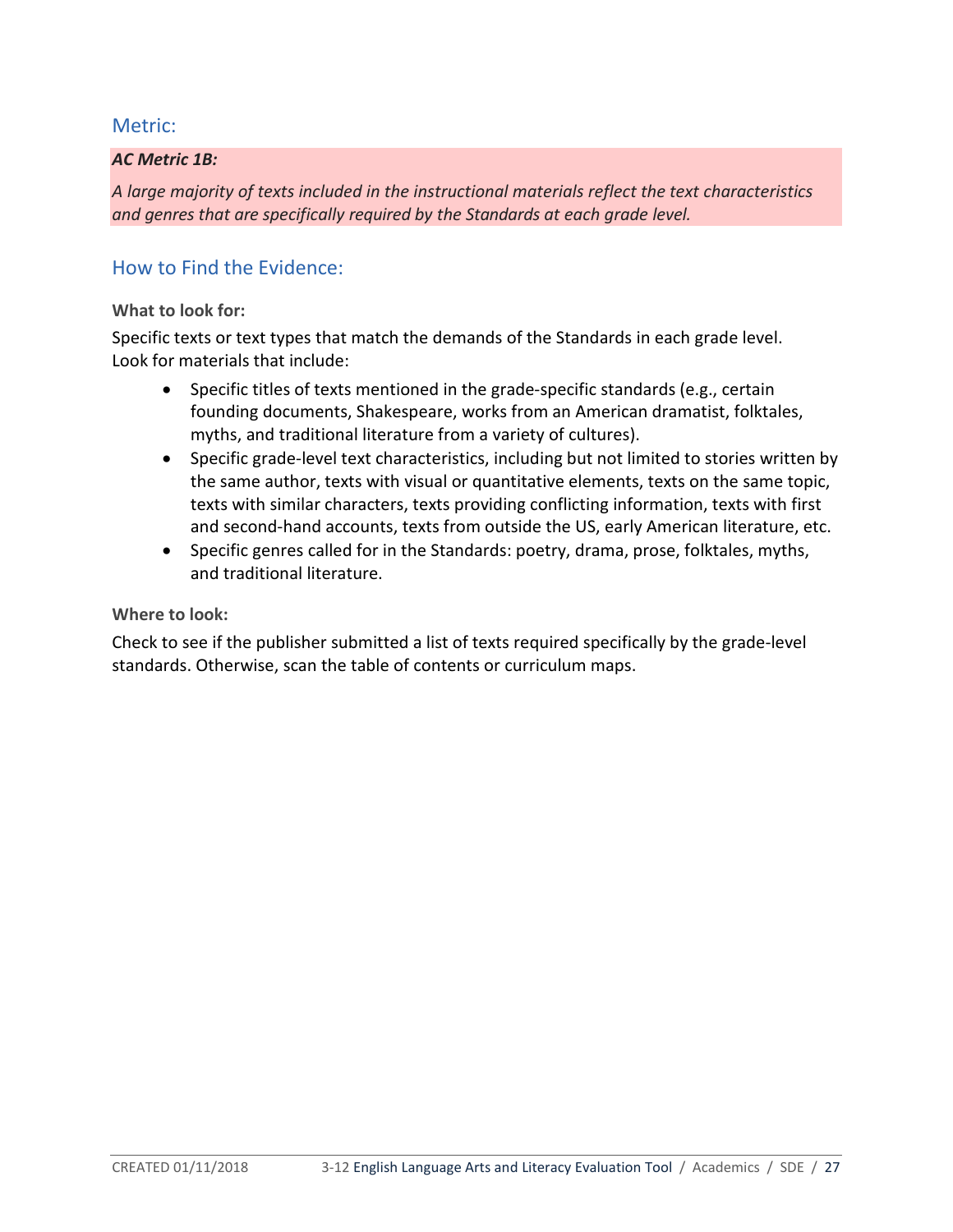## Metric:

***AC Metric 1B:***

*A large majority of texts included in the instructional materials reflect the text characteristics and genres that are specifically required by the Standards at each grade level.*

## How to Find the Evidence:

**What to look for:**

Specific texts or text types that match the demands of the Standards in each grade level. Look for materials that include:

- Specific titles of texts mentioned in the grade-specific standards (e.g., certain founding documents, Shakespeare, works from an American dramatist, folktales, myths, and traditional literature from a variety of cultures).
- Specific grade-level text characteristics, including but not limited to stories written by the same author, texts with visual or quantitative elements, texts on the same topic, texts with similar characters, texts providing conflicting information, texts with first and second-hand accounts, texts from outside the US, early American literature, etc.
- Specific genres called for in the Standards: poetry, drama, prose, folktales, myths, and traditional literature.

**Where to look:**

Check to see if the publisher submitted a list of texts required specifically by the grade-level standards. Otherwise, scan the table of contents or curriculum maps.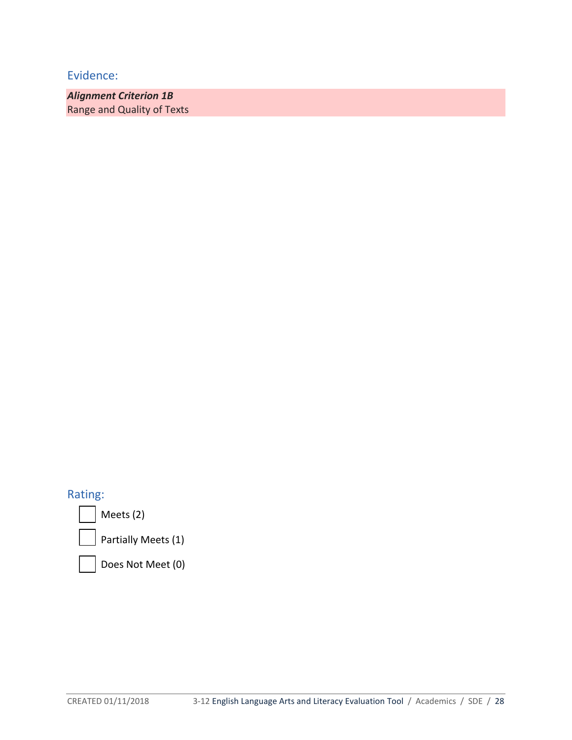## Evidence:

***Alignment Criterion 1B***
Range and Quality of Texts

## Rating:

- [ ] Meets (2)
- [ ] Partially Meets (1)
- [ ] Does Not Meet (0)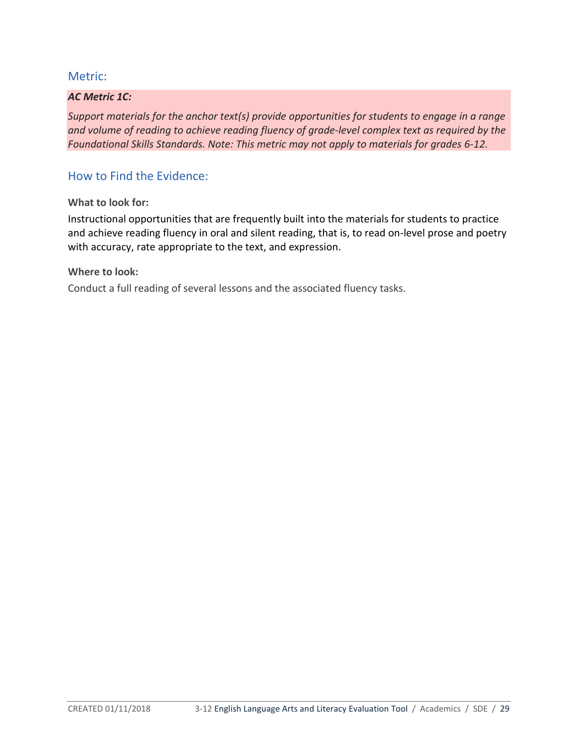## Metric:

***AC Metric 1C:***

*Support materials for the anchor text(s) provide opportunities for students to engage in a range and volume of reading to achieve reading fluency of grade-level complex text as required by the Foundational Skills Standards. Note: This metric may not apply to materials for grades 6-12.*

## How to Find the Evidence:

**What to look for:**

Instructional opportunities that are frequently built into the materials for students to practice and achieve reading fluency in oral and silent reading, that is, to read on-level prose and poetry with accuracy, rate appropriate to the text, and expression.

**Where to look:**

Conduct a full reading of several lessons and the associated fluency tasks.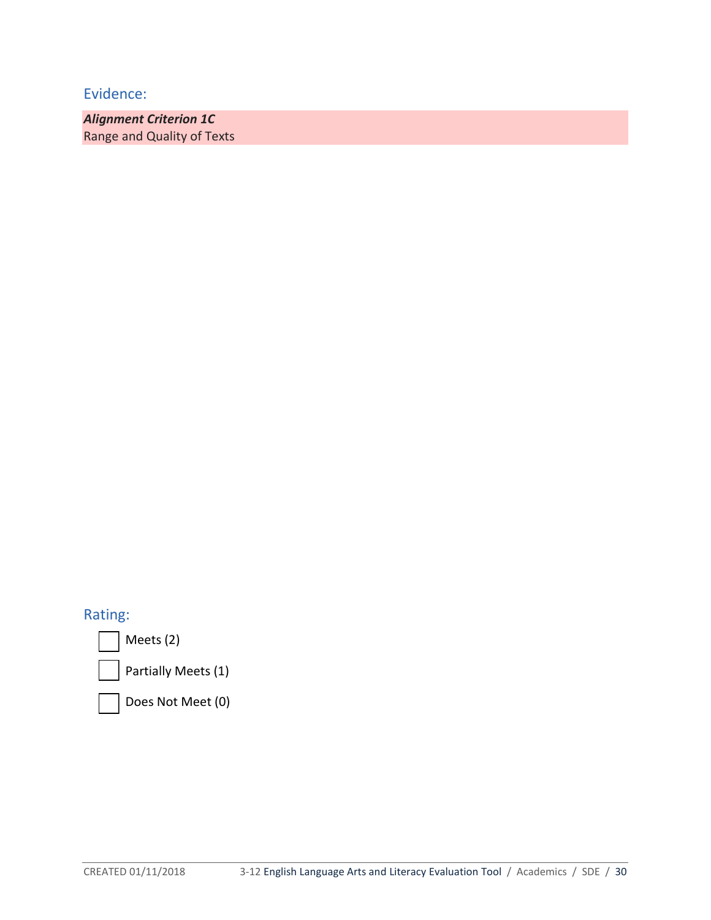## Evidence:

***Alignment Criterion 1C***
Range and Quality of Texts

## Rating:

- [ ] Meets (2)
- [ ] Partially Meets (1)
- [ ] Does Not Meet (0)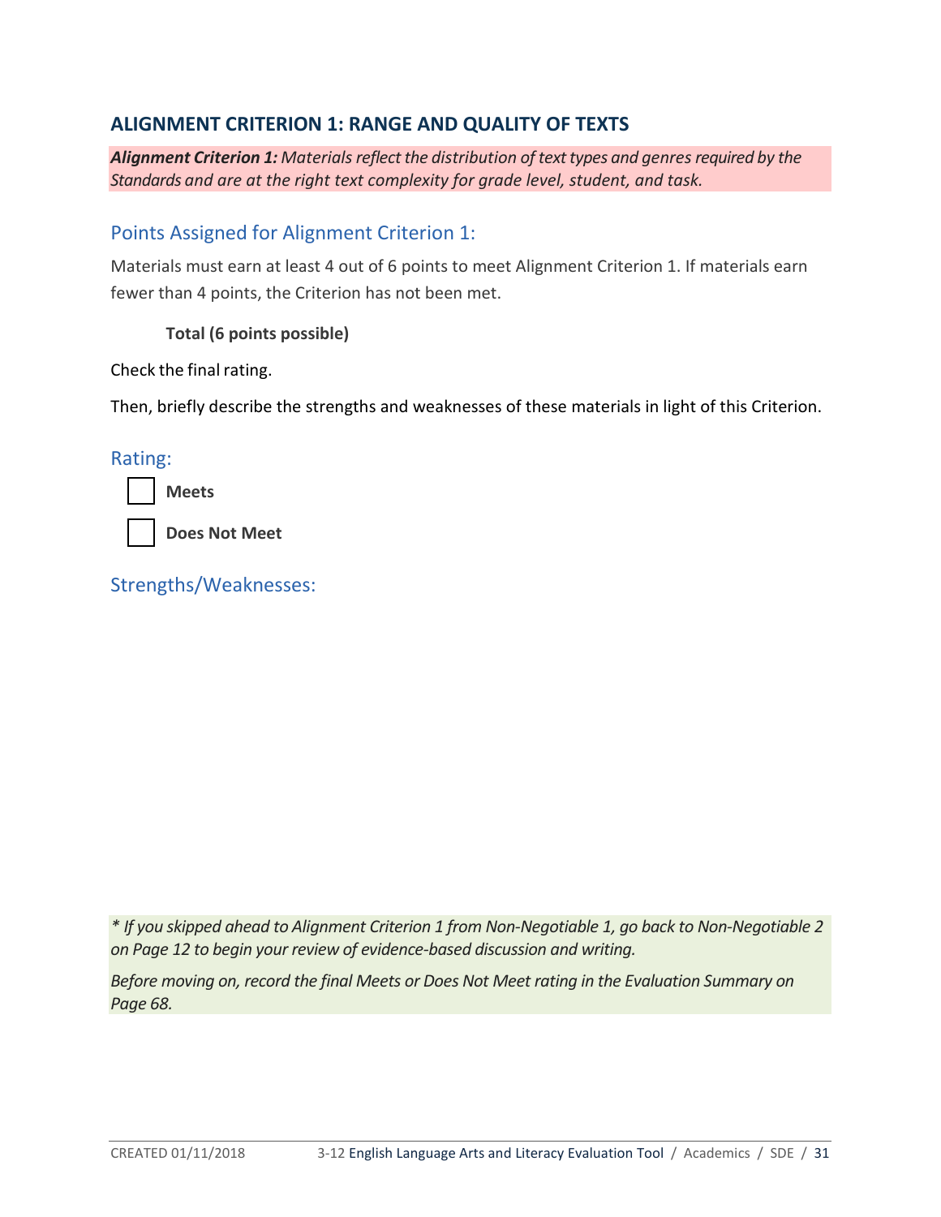## ALIGNMENT CRITERION 1: RANGE AND QUALITY OF TEXTS

***Alignment Criterion 1:** Materials reflect the distribution of text types and genres required by the Standards and are at the right text complexity for grade level, student, and task.*

### Points Assigned for Alignment Criterion 1:

Materials must earn at least 4 out of 6 points to meet Alignment Criterion 1. If materials earn fewer than 4 points, the Criterion has not been met.

**Total (6 points possible)**

Check the final rating.

Then, briefly describe the strengths and weaknesses of these materials in light of this Criterion.

### Rating:

- [ ] **Meets**
- [ ] **Does Not Meet**

### Strengths/Weaknesses:

*\* If you skipped ahead to Alignment Criterion 1 from Non-Negotiable 1, go back to Non-Negotiable 2 on Page 12 to begin your review of evidence-based discussion and writing.*

*Before moving on, record the final Meets or Does Not Meet rating in the Evaluation Summary on Page 68.*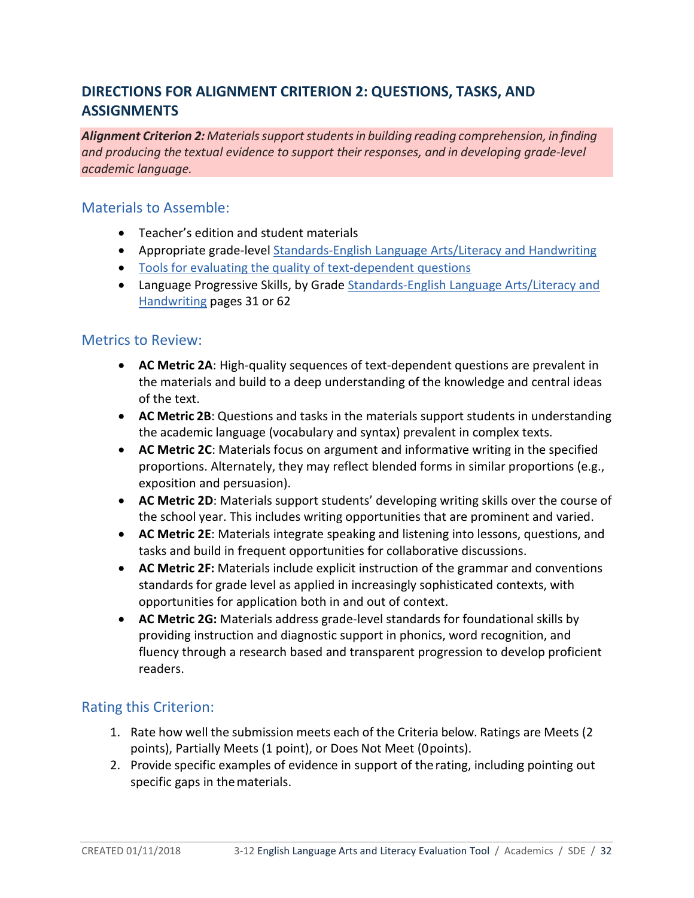## DIRECTIONS FOR ALIGNMENT CRITERION 2: QUESTIONS, TASKS, AND ASSIGNMENTS

***Alignment Criterion 2:*** *Materials support students in building reading comprehension, in finding and producing the textual evidence to support their responses, and in developing grade-level academic language.*

### Materials to Assemble:

- Teacher's edition and student materials
- Appropriate grade-level Standards-English Language Arts/Literacy and Handwriting
- Tools for evaluating the quality of text-dependent questions
- Language Progressive Skills, by Grade Standards-English Language Arts/Literacy and Handwriting pages 31 or 62

### Metrics to Review:

- **AC Metric 2A**: High-quality sequences of text-dependent questions are prevalent in the materials and build to a deep understanding of the knowledge and central ideas of the text.
- **AC Metric 2B**: Questions and tasks in the materials support students in understanding the academic language (vocabulary and syntax) prevalent in complex texts.
- **AC Metric 2C**: Materials focus on argument and informative writing in the specified proportions. Alternately, they may reflect blended forms in similar proportions (e.g., exposition and persuasion).
- **AC Metric 2D**: Materials support students' developing writing skills over the course of the school year. This includes writing opportunities that are prominent and varied.
- **AC Metric 2E**: Materials integrate speaking and listening into lessons, questions, and tasks and build in frequent opportunities for collaborative discussions.
- **AC Metric 2F:** Materials include explicit instruction of the grammar and conventions standards for grade level as applied in increasingly sophisticated contexts, with opportunities for application both in and out of context.
- **AC Metric 2G:** Materials address grade-level standards for foundational skills by providing instruction and diagnostic support in phonics, word recognition, and fluency through a research based and transparent progression to develop proficient readers.

### Rating this Criterion:

1. Rate how well the submission meets each of the Criteria below. Ratings are Meets (2 points), Partially Meets (1 point), or Does Not Meet (0 points).
2. Provide specific examples of evidence in support of the rating, including pointing out specific gaps in the materials.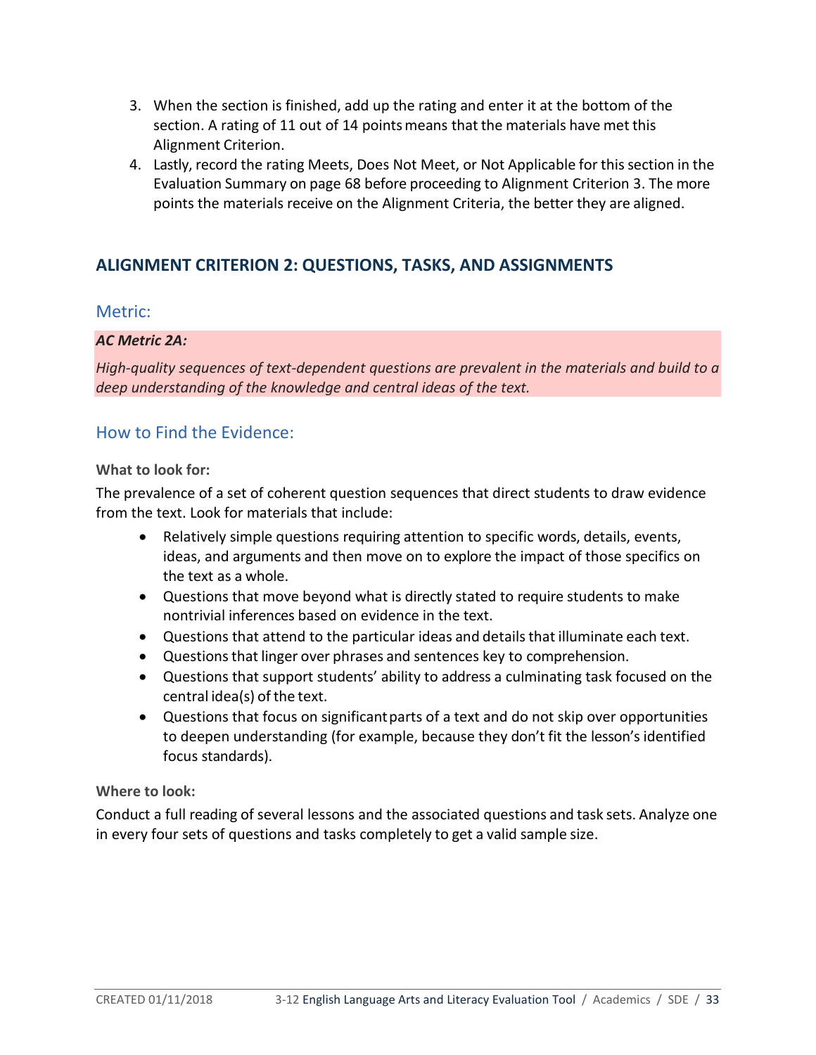3. When the section is finished, add up the rating and enter it at the bottom of the section. A rating of 11 out of 14 points means that the materials have met this Alignment Criterion.
4. Lastly, record the rating Meets, Does Not Meet, or Not Applicable for this section in the Evaluation Summary on page 68 before proceeding to Alignment Criterion 3. The more points the materials receive on the Alignment Criteria, the better they are aligned.

## ALIGNMENT CRITERION 2: QUESTIONS, TASKS, AND ASSIGNMENTS

### Metric:

***AC Metric 2A:***

*High-quality sequences of text-dependent questions are prevalent in the materials and build to a deep understanding of the knowledge and central ideas of the text.*

### How to Find the Evidence:

**What to look for:**

The prevalence of a set of coherent question sequences that direct students to draw evidence from the text. Look for materials that include:

- Relatively simple questions requiring attention to specific words, details, events, ideas, and arguments and then move on to explore the impact of those specifics on the text as a whole.
- Questions that move beyond what is directly stated to require students to make nontrivial inferences based on evidence in the text.
- Questions that attend to the particular ideas and details that illuminate each text.
- Questions that linger over phrases and sentences key to comprehension.
- Questions that support students' ability to address a culminating task focused on the central idea(s) of the text.
- Questions that focus on significant parts of a text and do not skip over opportunities to deepen understanding (for example, because they don't fit the lesson's identified focus standards).

**Where to look:**

Conduct a full reading of several lessons and the associated questions and task sets. Analyze one in every four sets of questions and tasks completely to get a valid sample size.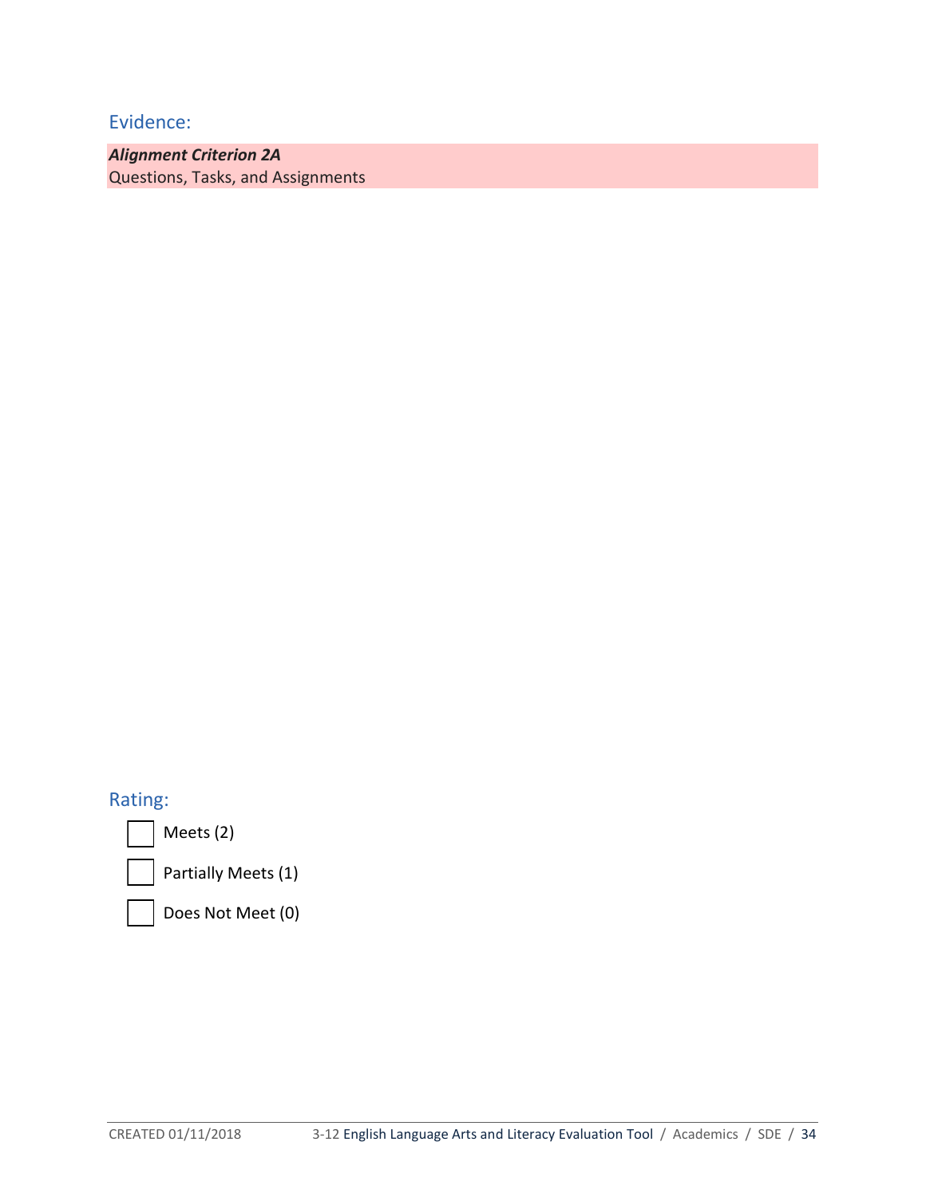## Evidence:

***Alignment Criterion 2A***
Questions, Tasks, and Assignments

## Rating:

- [ ] Meets (2)
- [ ] Partially Meets (1)
- [ ] Does Not Meet (0)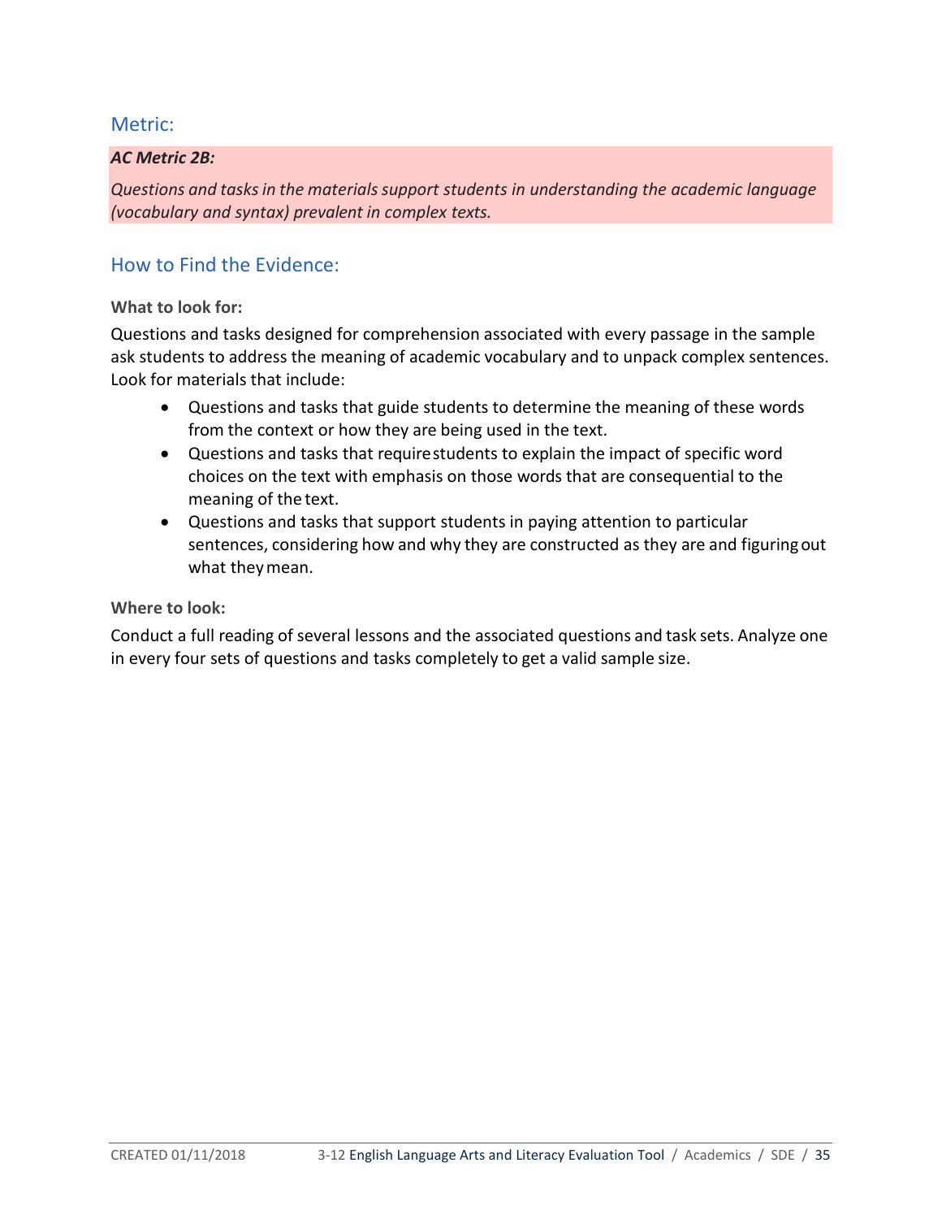## Metric:

***AC Metric 2B:***

*Questions and tasks in the materials support students in understanding the academic language (vocabulary and syntax) prevalent in complex texts.*

## How to Find the Evidence:

**What to look for:**

Questions and tasks designed for comprehension associated with every passage in the sample ask students to address the meaning of academic vocabulary and to unpack complex sentences. Look for materials that include:

- Questions and tasks that guide students to determine the meaning of these words from the context or how they are being used in the text.
- Questions and tasks that require students to explain the impact of specific word choices on the text with emphasis on those words that are consequential to the meaning of the text.
- Questions and tasks that support students in paying attention to particular sentences, considering how and why they are constructed as they are and figuring out what they mean.

**Where to look:**

Conduct a full reading of several lessons and the associated questions and task sets. Analyze one in every four sets of questions and tasks completely to get a valid sample size.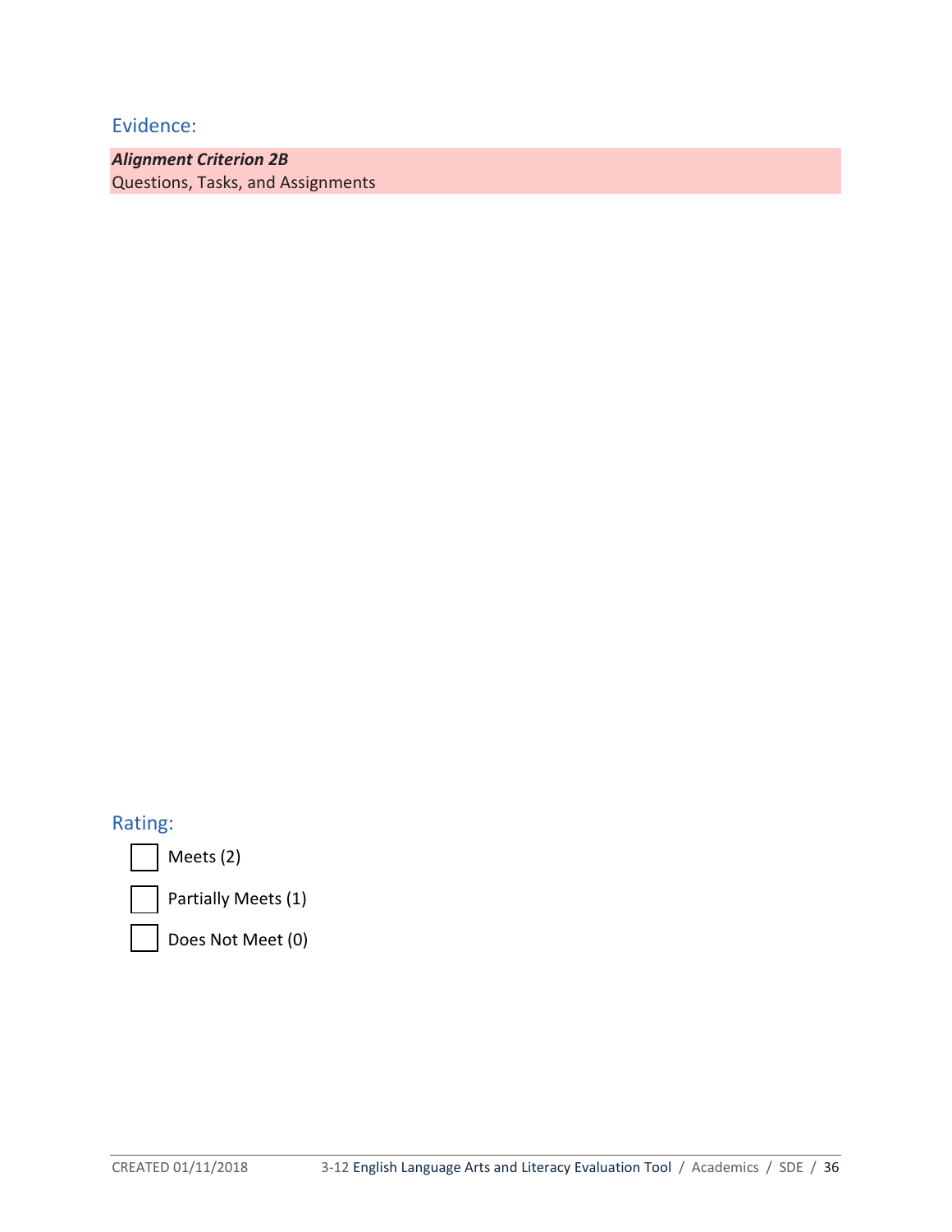## Evidence:

***Alignment Criterion 2B***
Questions, Tasks, and Assignments

## Rating:

- [ ] Meets (2)
- [ ] Partially Meets (1)
- [ ] Does Not Meet (0)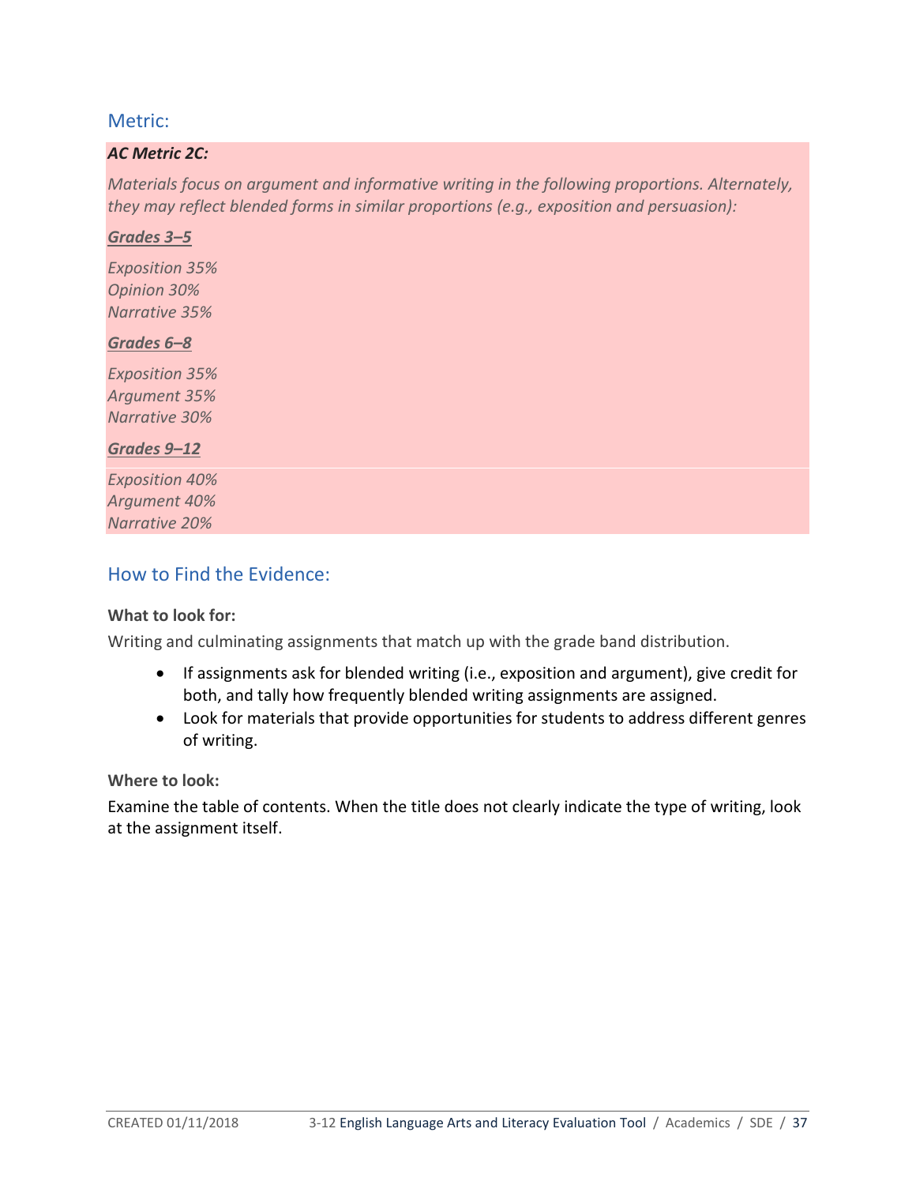## Metric:

***AC Metric 2C:***

*Materials focus on argument and informative writing in the following proportions. Alternately, they may reflect blended forms in similar proportions (e.g., exposition and persuasion):*

***Grades 3–5***

*Exposition 35%*
*Opinion 30%*
*Narrative 35%*

***Grades 6–8***

*Exposition 35%*
*Argument 35%*
*Narrative 30%*

***Grades 9–12***

*Exposition 40%*
*Argument 40%*
*Narrative 20%*

## How to Find the Evidence:

**What to look for:**

Writing and culminating assignments that match up with the grade band distribution.

- If assignments ask for blended writing (i.e., exposition and argument), give credit for both, and tally how frequently blended writing assignments are assigned.
- Look for materials that provide opportunities for students to address different genres of writing.

**Where to look:**

Examine the table of contents. When the title does not clearly indicate the type of writing, look at the assignment itself.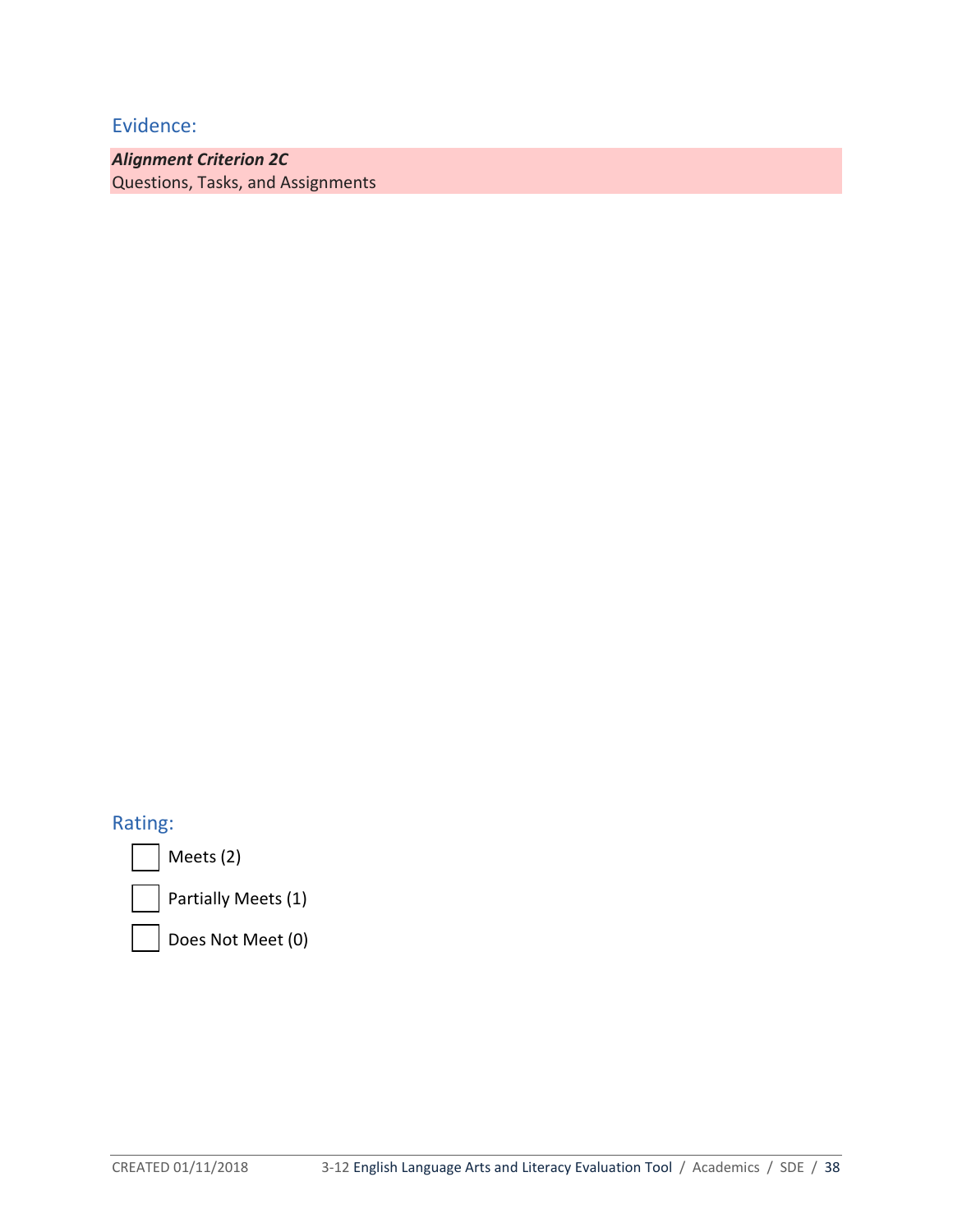## Evidence:

***Alignment Criterion 2C***
Questions, Tasks, and Assignments

## Rating:

- ☐ Meets (2)
- ☐ Partially Meets (1)
- ☐ Does Not Meet (0)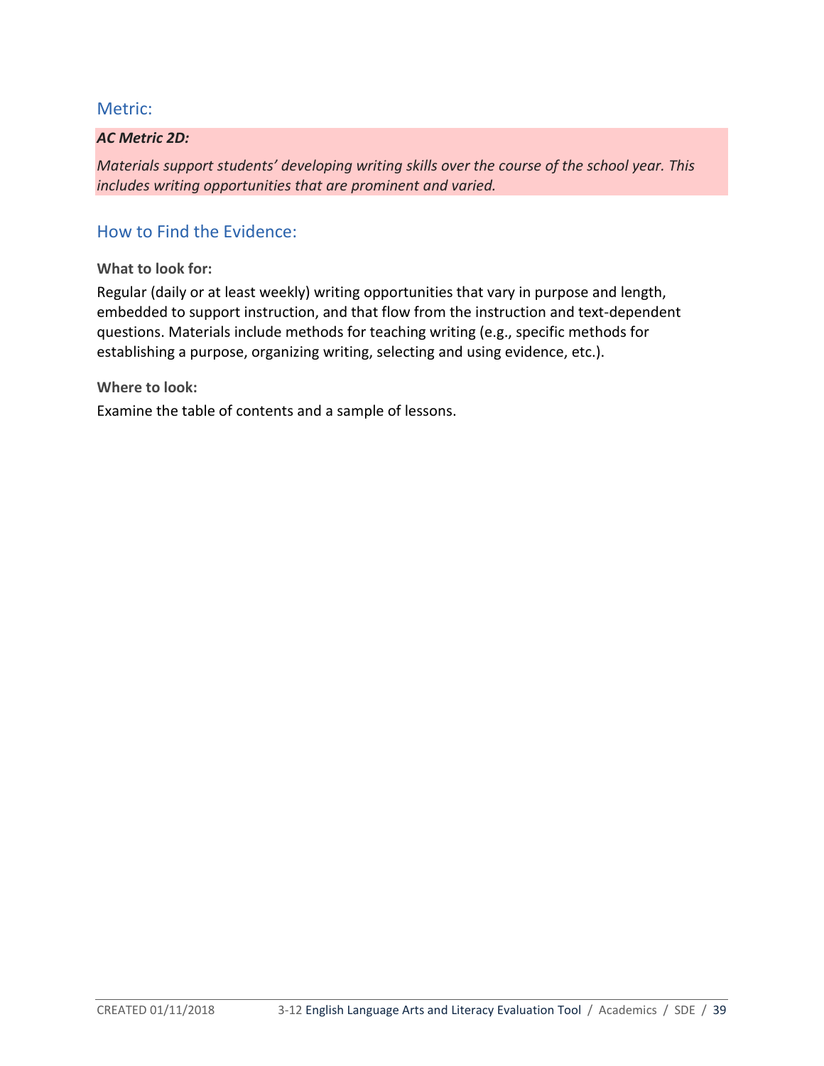## Metric:

***AC Metric 2D:***

*Materials support students' developing writing skills over the course of the school year. This includes writing opportunities that are prominent and varied.*

## How to Find the Evidence:

**What to look for:**

Regular (daily or at least weekly) writing opportunities that vary in purpose and length, embedded to support instruction, and that flow from the instruction and text-dependent questions. Materials include methods for teaching writing (e.g., specific methods for establishing a purpose, organizing writing, selecting and using evidence, etc.).

**Where to look:**

Examine the table of contents and a sample of lessons.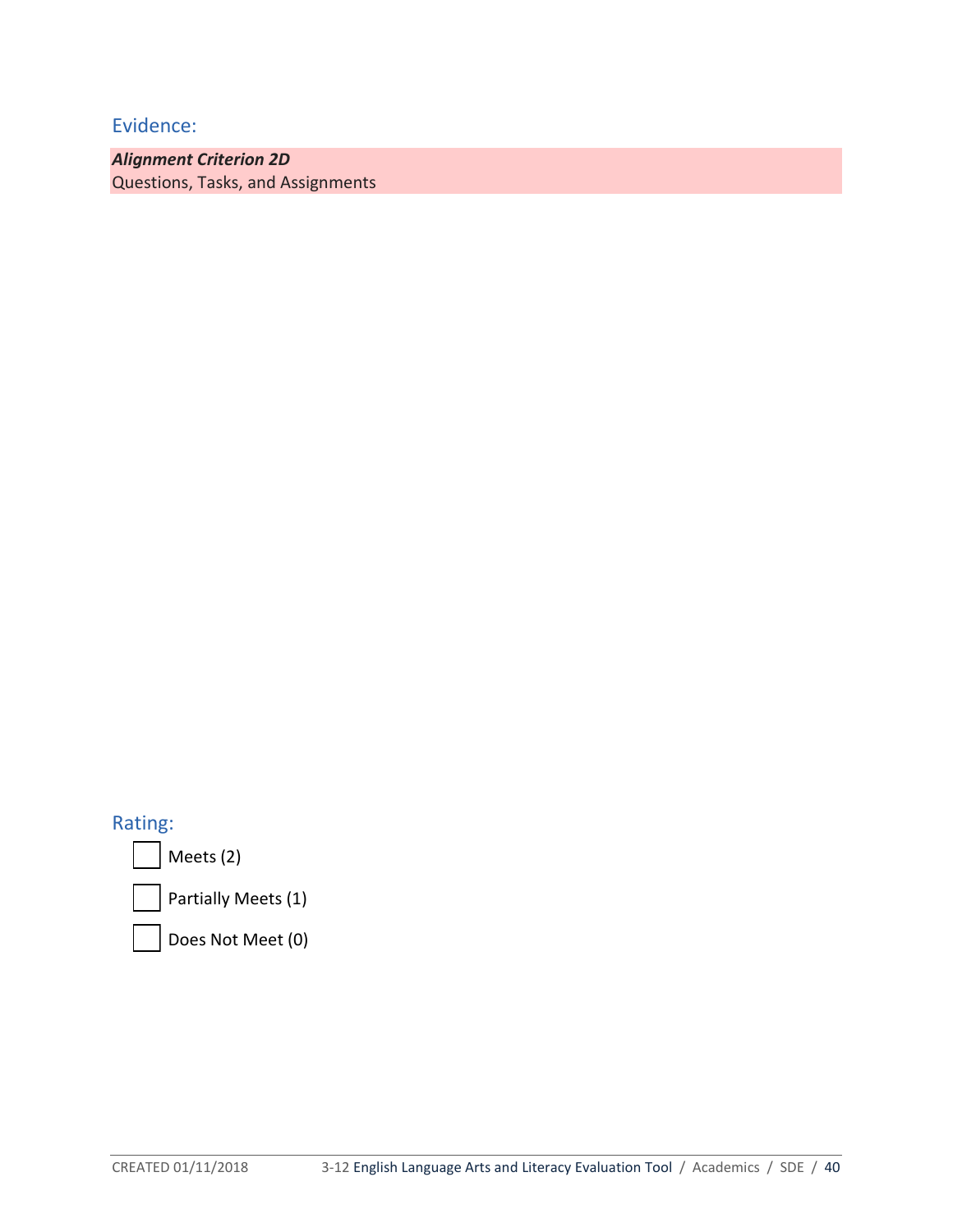## Evidence:

***Alignment Criterion 2D***
Questions, Tasks, and Assignments

## Rating:

- [ ] Meets (2)
- [ ] Partially Meets (1)
- [ ] Does Not Meet (0)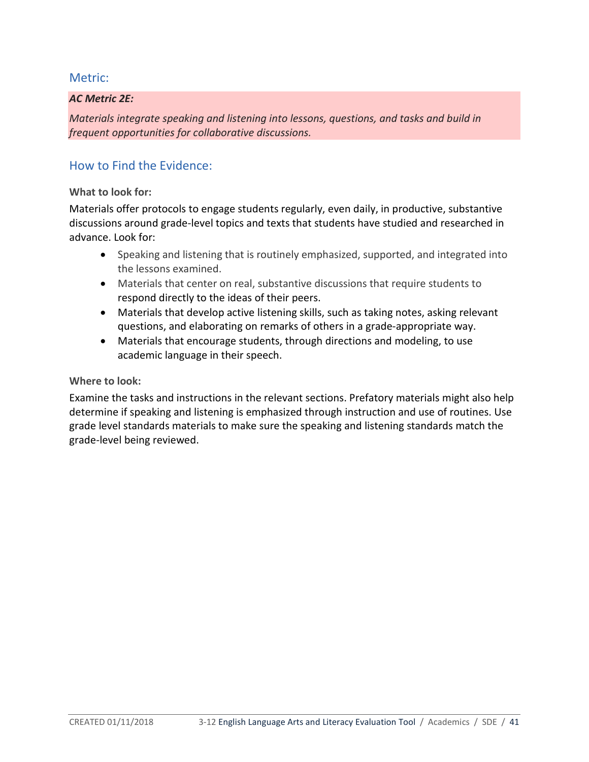## Metric:

***AC Metric 2E:***

*Materials integrate speaking and listening into lessons, questions, and tasks and build in frequent opportunities for collaborative discussions.*

## How to Find the Evidence:

**What to look for:**

Materials offer protocols to engage students regularly, even daily, in productive, substantive discussions around grade-level topics and texts that students have studied and researched in advance. Look for:

- Speaking and listening that is routinely emphasized, supported, and integrated into the lessons examined.
- Materials that center on real, substantive discussions that require students to respond directly to the ideas of their peers.
- Materials that develop active listening skills, such as taking notes, asking relevant questions, and elaborating on remarks of others in a grade-appropriate way.
- Materials that encourage students, through directions and modeling, to use academic language in their speech.

**Where to look:**

Examine the tasks and instructions in the relevant sections. Prefatory materials might also help determine if speaking and listening is emphasized through instruction and use of routines. Use grade level standards materials to make sure the speaking and listening standards match the grade-level being reviewed.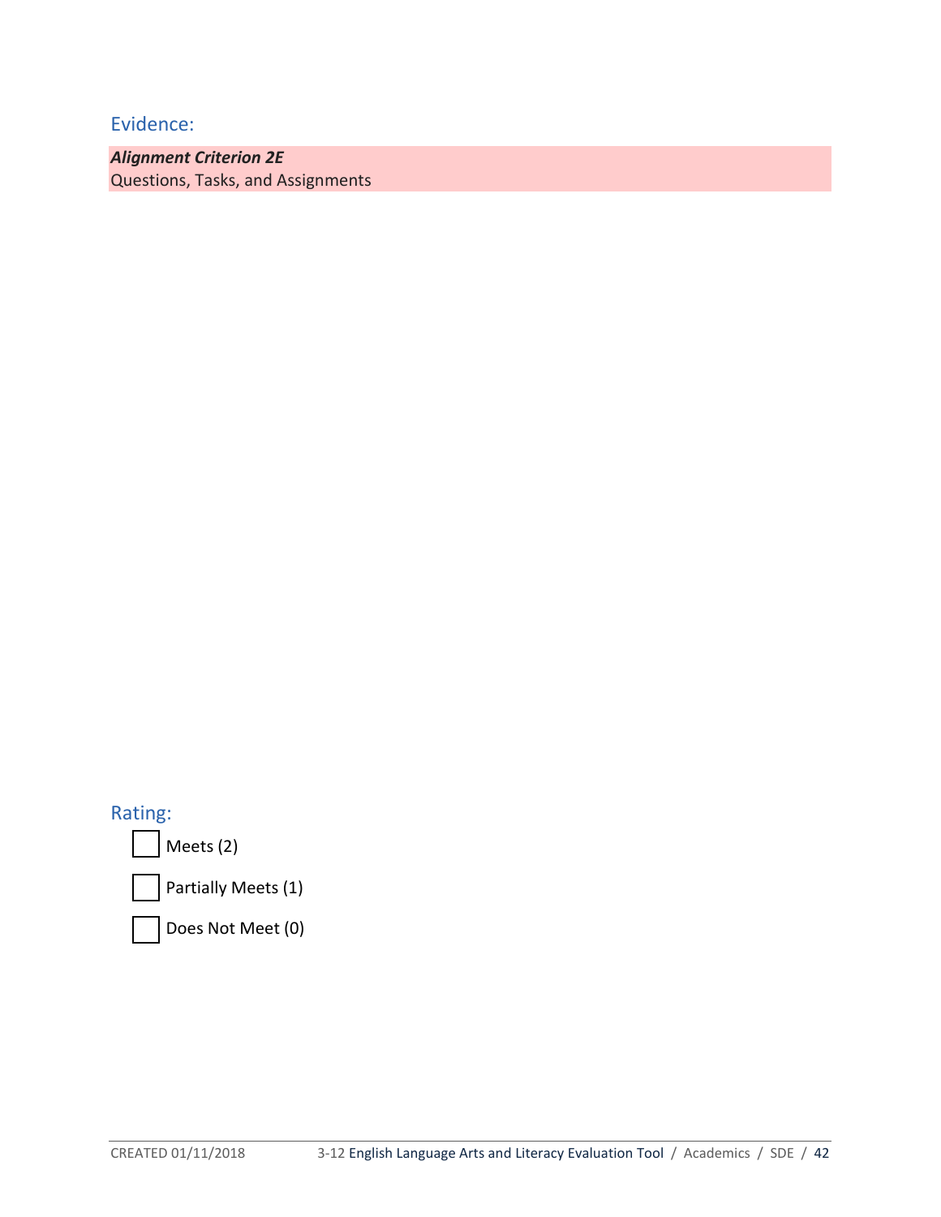## Evidence:

***Alignment Criterion 2E***
Questions, Tasks, and Assignments

## Rating:

- [ ] Meets (2)
- [ ] Partially Meets (1)
- [ ] Does Not Meet (0)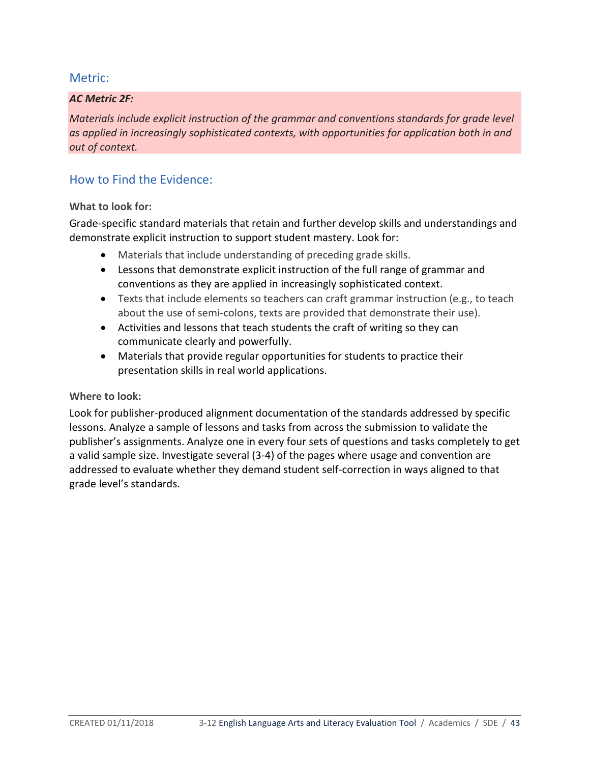## Metric:

***AC Metric 2F:***

*Materials include explicit instruction of the grammar and conventions standards for grade level as applied in increasingly sophisticated contexts, with opportunities for application both in and out of context.*

## How to Find the Evidence:

**What to look for:**

Grade-specific standard materials that retain and further develop skills and understandings and demonstrate explicit instruction to support student mastery. Look for:

- Materials that include understanding of preceding grade skills.
- Lessons that demonstrate explicit instruction of the full range of grammar and conventions as they are applied in increasingly sophisticated context.
- Texts that include elements so teachers can craft grammar instruction (e.g., to teach about the use of semi-colons, texts are provided that demonstrate their use).
- Activities and lessons that teach students the craft of writing so they can communicate clearly and powerfully.
- Materials that provide regular opportunities for students to practice their presentation skills in real world applications.

**Where to look:**

Look for publisher-produced alignment documentation of the standards addressed by specific lessons. Analyze a sample of lessons and tasks from across the submission to validate the publisher's assignments. Analyze one in every four sets of questions and tasks completely to get a valid sample size. Investigate several (3-4) of the pages where usage and convention are addressed to evaluate whether they demand student self-correction in ways aligned to that grade level's standards.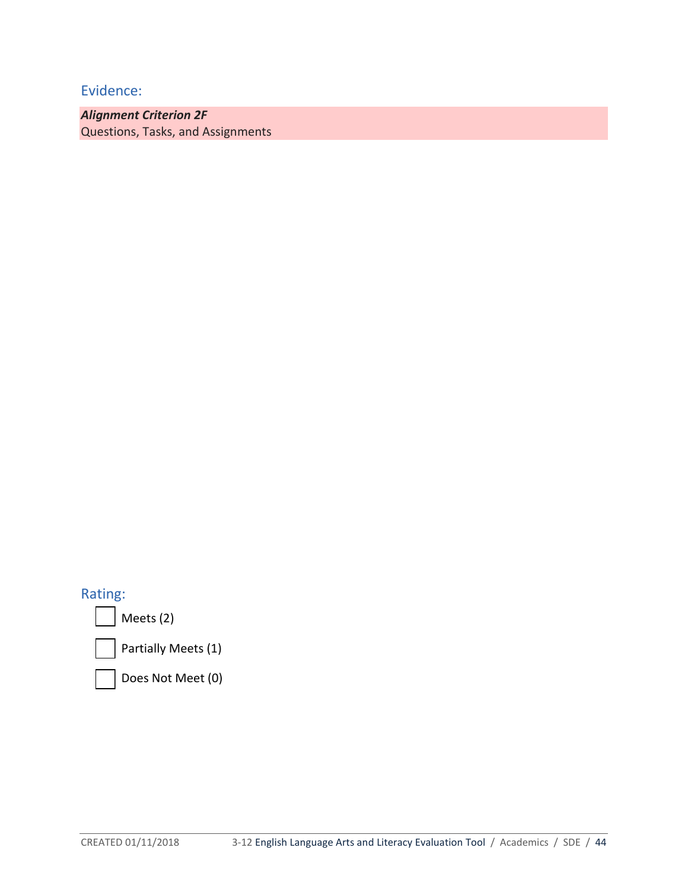## Evidence:

***Alignment Criterion 2F***
Questions, Tasks, and Assignments

## Rating:

- ☐ Meets (2)
- ☐ Partially Meets (1)
- ☐ Does Not Meet (0)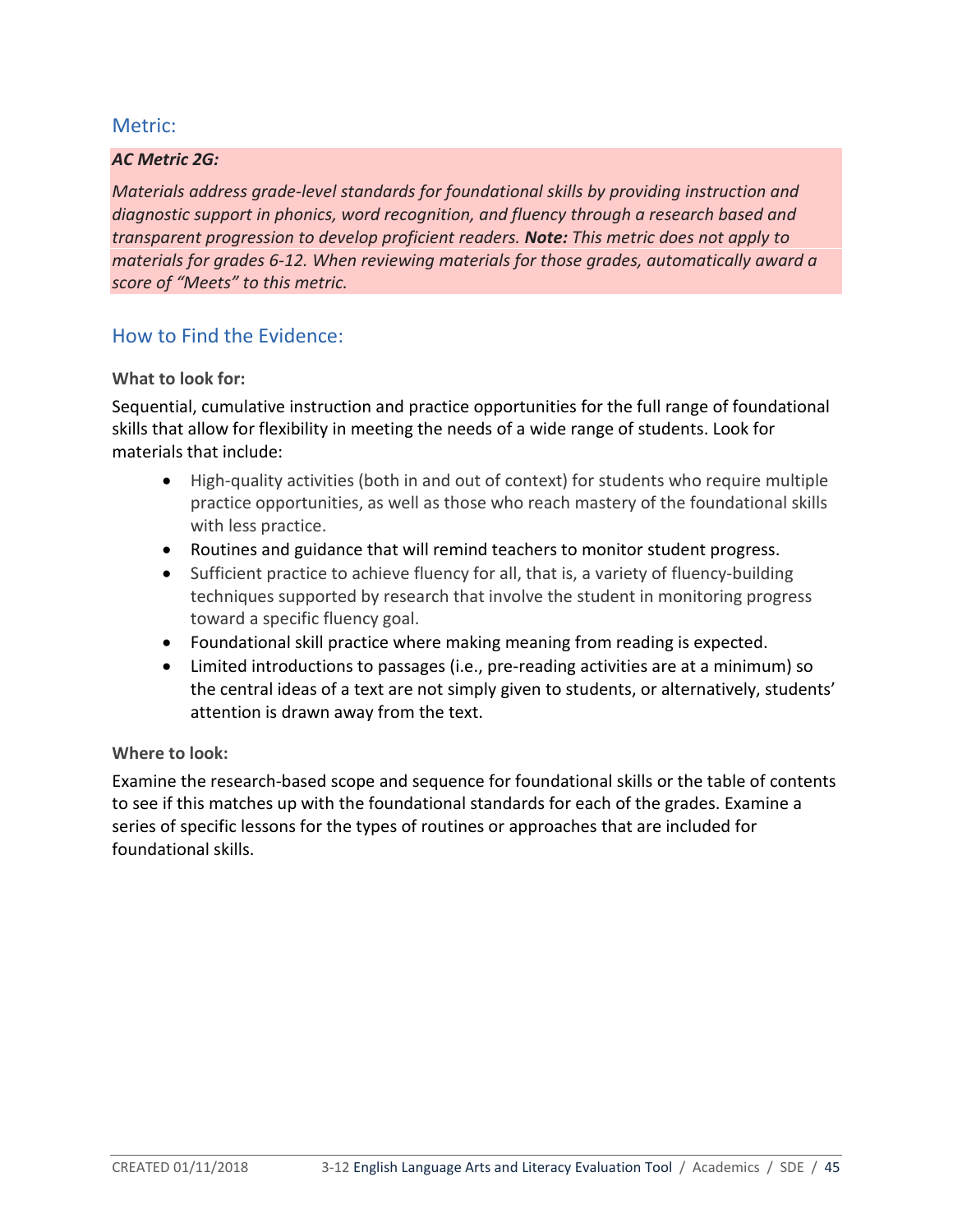## Metric:

***AC Metric 2G:***

*Materials address grade-level standards for foundational skills by providing instruction and diagnostic support in phonics, word recognition, and fluency through a research based and transparent progression to develop proficient readers.* ***Note:*** *This metric does not apply to materials for grades 6-12. When reviewing materials for those grades, automatically award a score of "Meets" to this metric.*

## How to Find the Evidence:

**What to look for:**

Sequential, cumulative instruction and practice opportunities for the full range of foundational skills that allow for flexibility in meeting the needs of a wide range of students. Look for materials that include:

- High-quality activities (both in and out of context) for students who require multiple practice opportunities, as well as those who reach mastery of the foundational skills with less practice.
- Routines and guidance that will remind teachers to monitor student progress.
- Sufficient practice to achieve fluency for all, that is, a variety of fluency-building techniques supported by research that involve the student in monitoring progress toward a specific fluency goal.
- Foundational skill practice where making meaning from reading is expected.
- Limited introductions to passages (i.e., pre-reading activities are at a minimum) so the central ideas of a text are not simply given to students, or alternatively, students' attention is drawn away from the text.

**Where to look:**

Examine the research-based scope and sequence for foundational skills or the table of contents to see if this matches up with the foundational standards for each of the grades. Examine a series of specific lessons for the types of routines or approaches that are included for foundational skills.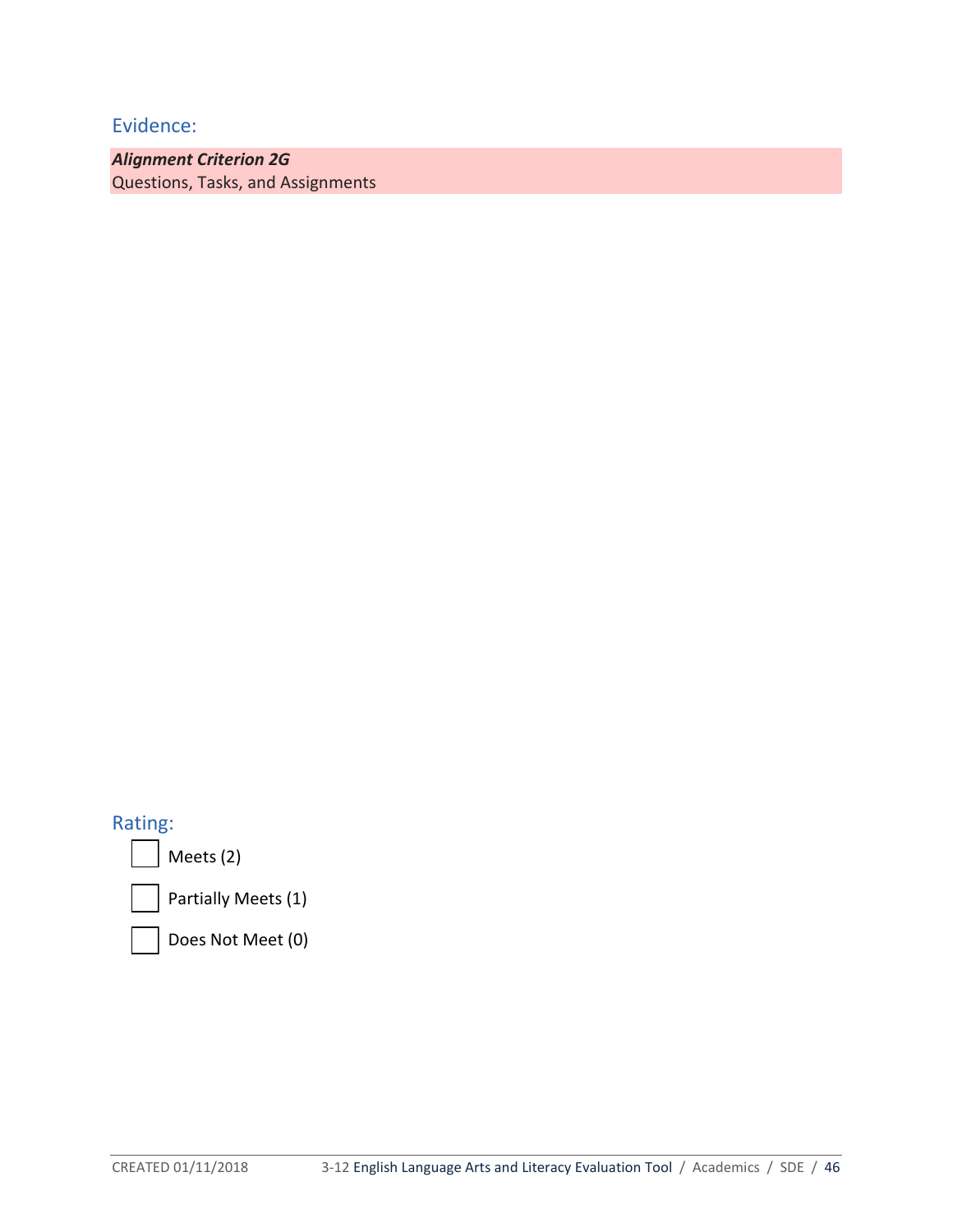## Evidence:

***Alignment Criterion 2G***
Questions, Tasks, and Assignments

## Rating:

- ☐ Meets (2)
- ☐ Partially Meets (1)
- ☐ Does Not Meet (0)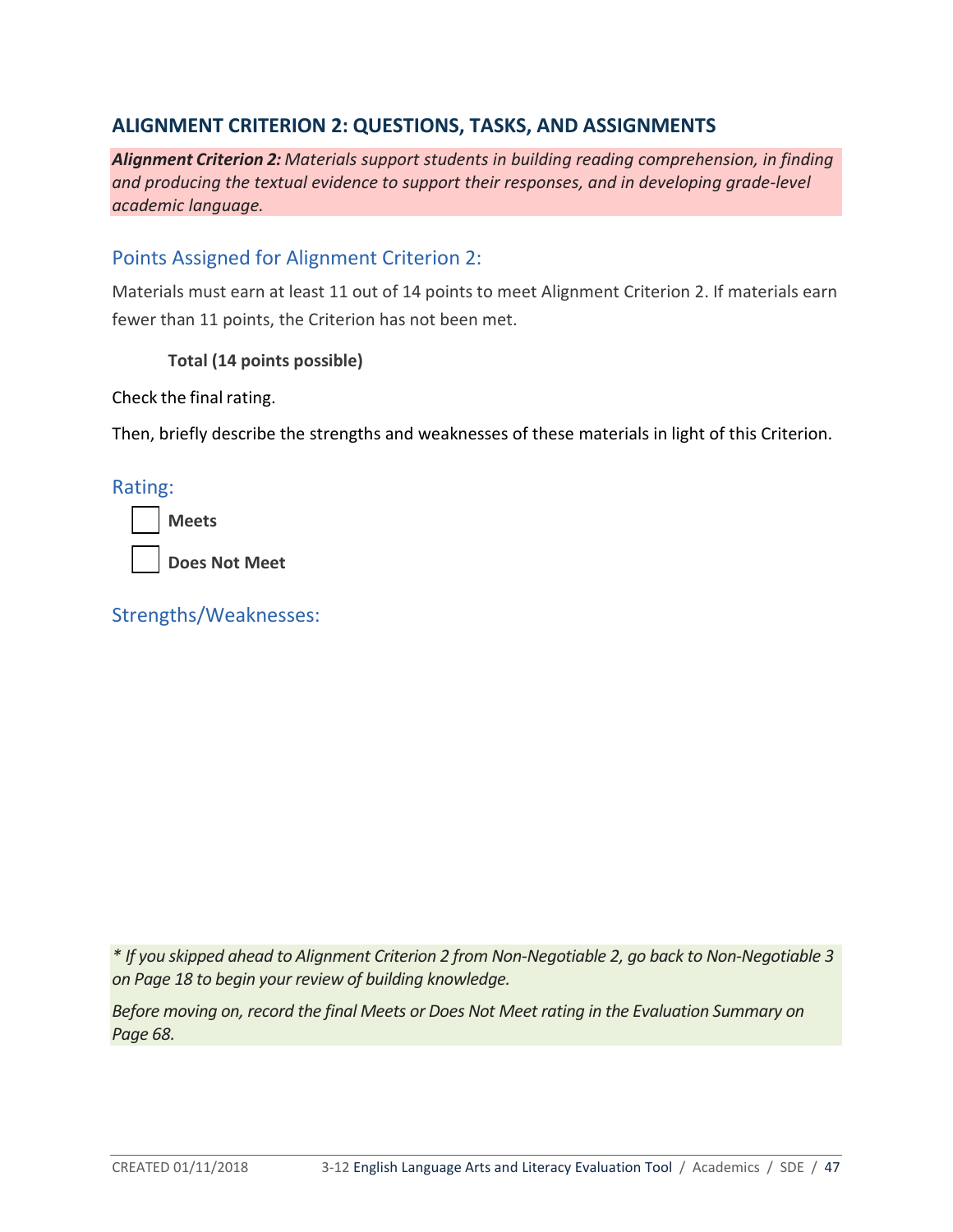## ALIGNMENT CRITERION 2: QUESTIONS, TASKS, AND ASSIGNMENTS

***Alignment Criterion 2:*** *Materials support students in building reading comprehension, in finding and producing the textual evidence to support their responses, and in developing grade-level academic language.*

### Points Assigned for Alignment Criterion 2:

Materials must earn at least 11 out of 14 points to meet Alignment Criterion 2. If materials earn fewer than 11 points, the Criterion has not been met.

**Total (14 points possible)**

Check the final rating.

Then, briefly describe the strengths and weaknesses of these materials in light of this Criterion.

### Rating:

- [ ] **Meets**
- [ ] **Does Not Meet**

### Strengths/Weaknesses:

*\* If you skipped ahead to Alignment Criterion 2 from Non-Negotiable 2, go back to Non-Negotiable 3 on Page 18 to begin your review of building knowledge.*

*Before moving on, record the final Meets or Does Not Meet rating in the Evaluation Summary on Page 68.*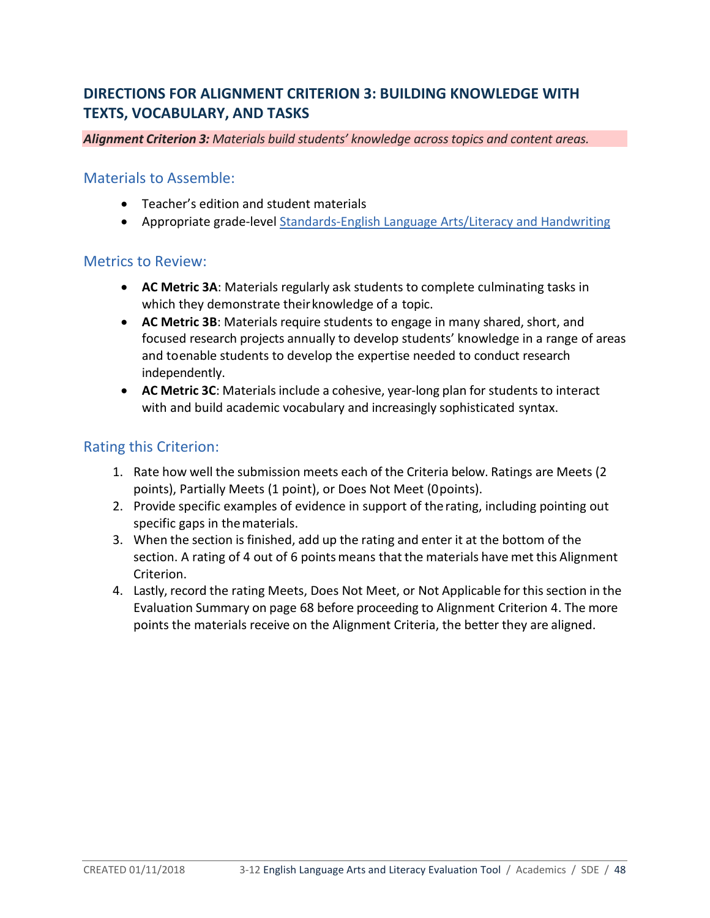## DIRECTIONS FOR ALIGNMENT CRITERION 3: BUILDING KNOWLEDGE WITH TEXTS, VOCABULARY, AND TASKS

***Alignment Criterion 3:*** *Materials build students' knowledge across topics and content areas.*

### Materials to Assemble:

- Teacher's edition and student materials
- Appropriate grade-level Standards-English Language Arts/Literacy and Handwriting

### Metrics to Review:

- **AC Metric 3A**: Materials regularly ask students to complete culminating tasks in which they demonstrate their knowledge of a topic.
- **AC Metric 3B**: Materials require students to engage in many shared, short, and focused research projects annually to develop students' knowledge in a range of areas and to enable students to develop the expertise needed to conduct research independently.
- **AC Metric 3C**: Materials include a cohesive, year-long plan for students to interact with and build academic vocabulary and increasingly sophisticated syntax.

### Rating this Criterion:

1. Rate how well the submission meets each of the Criteria below. Ratings are Meets (2 points), Partially Meets (1 point), or Does Not Meet (0 points).
2. Provide specific examples of evidence in support of the rating, including pointing out specific gaps in the materials.
3. When the section is finished, add up the rating and enter it at the bottom of the section. A rating of 4 out of 6 points means that the materials have met this Alignment Criterion.
4. Lastly, record the rating Meets, Does Not Meet, or Not Applicable for this section in the Evaluation Summary on page 68 before proceeding to Alignment Criterion 4. The more points the materials receive on the Alignment Criteria, the better they are aligned.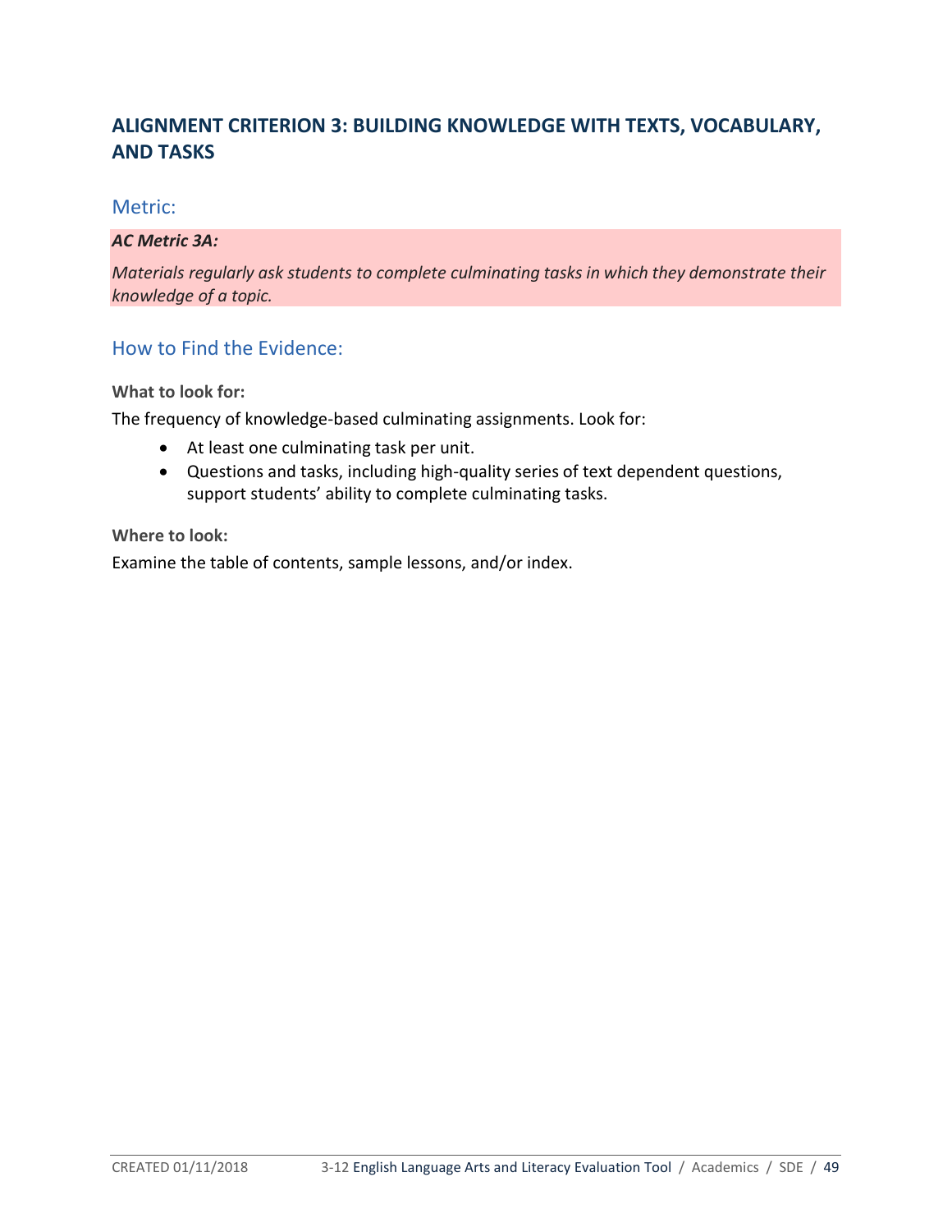## ALIGNMENT CRITERION 3: BUILDING KNOWLEDGE WITH TEXTS, VOCABULARY, AND TASKS

### Metric:

***AC Metric 3A:***

*Materials regularly ask students to complete culminating tasks in which they demonstrate their knowledge of a topic.*

### How to Find the Evidence:

**What to look for:**

The frequency of knowledge-based culminating assignments. Look for:

- At least one culminating task per unit.
- Questions and tasks, including high-quality series of text dependent questions, support students' ability to complete culminating tasks.

**Where to look:**

Examine the table of contents, sample lessons, and/or index.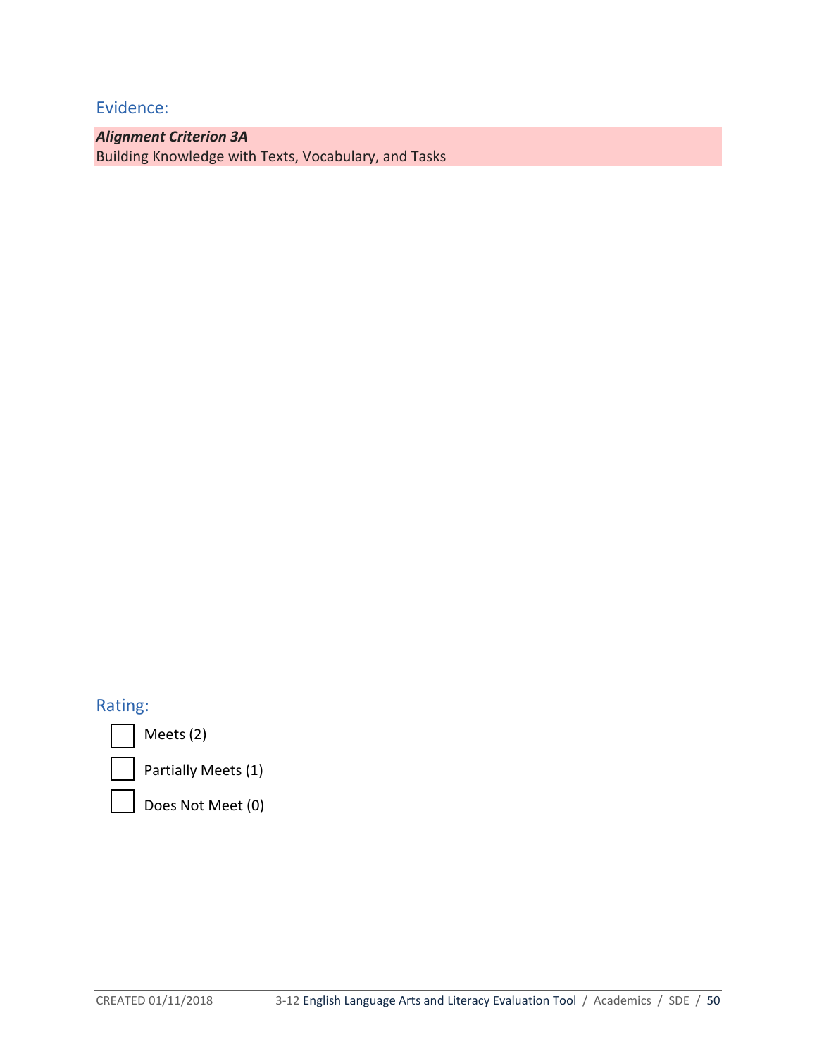## Evidence:

***Alignment Criterion 3A***
Building Knowledge with Texts, Vocabulary, and Tasks

## Rating:

- [ ] Meets (2)
- [ ] Partially Meets (1)
- [ ] Does Not Meet (0)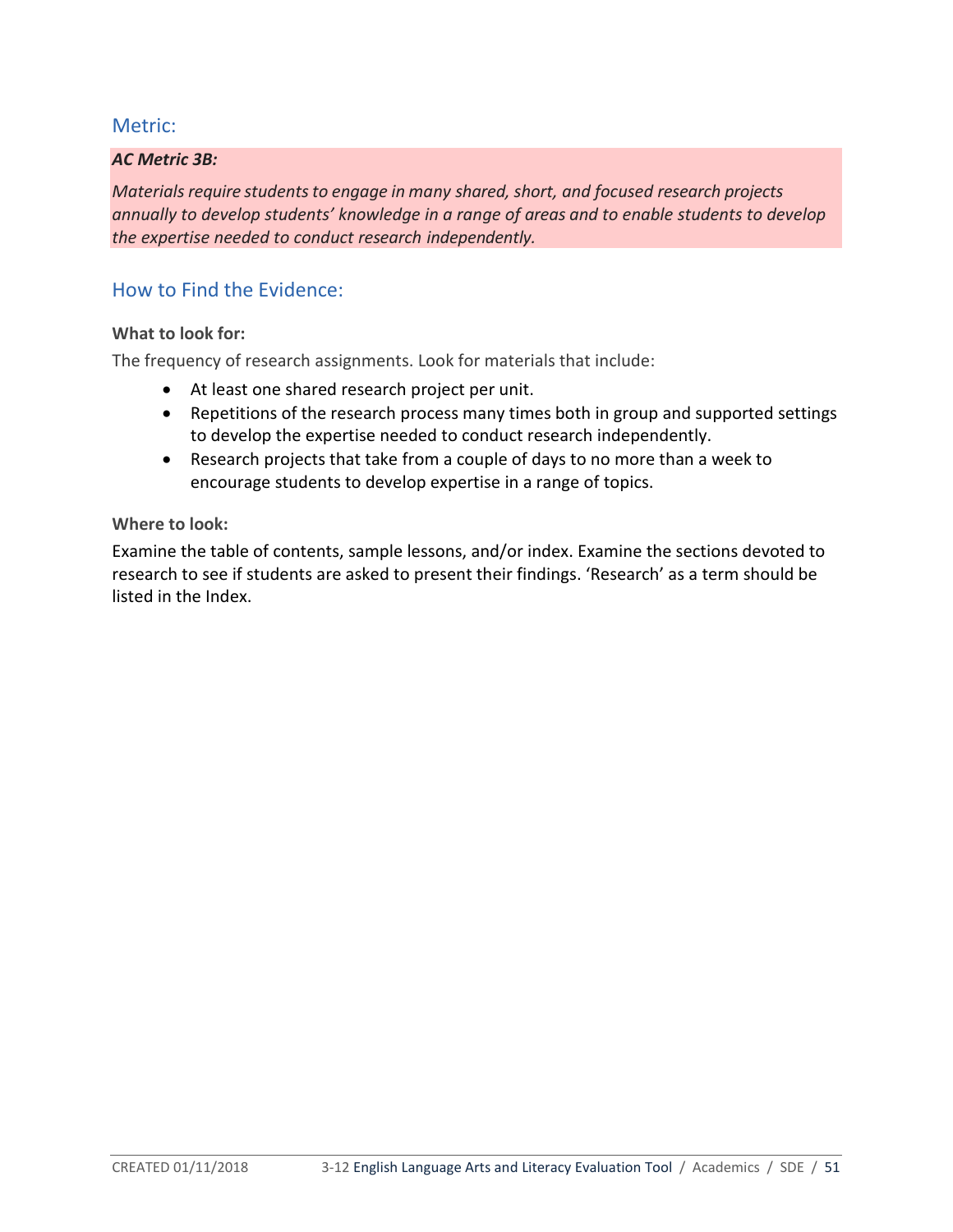## Metric:

***AC Metric 3B:***

*Materials require students to engage in many shared, short, and focused research projects annually to develop students' knowledge in a range of areas and to enable students to develop the expertise needed to conduct research independently.*

## How to Find the Evidence:

**What to look for:**

The frequency of research assignments. Look for materials that include:

- At least one shared research project per unit.
- Repetitions of the research process many times both in group and supported settings to develop the expertise needed to conduct research independently.
- Research projects that take from a couple of days to no more than a week to encourage students to develop expertise in a range of topics.

**Where to look:**

Examine the table of contents, sample lessons, and/or index. Examine the sections devoted to research to see if students are asked to present their findings. 'Research' as a term should be listed in the Index.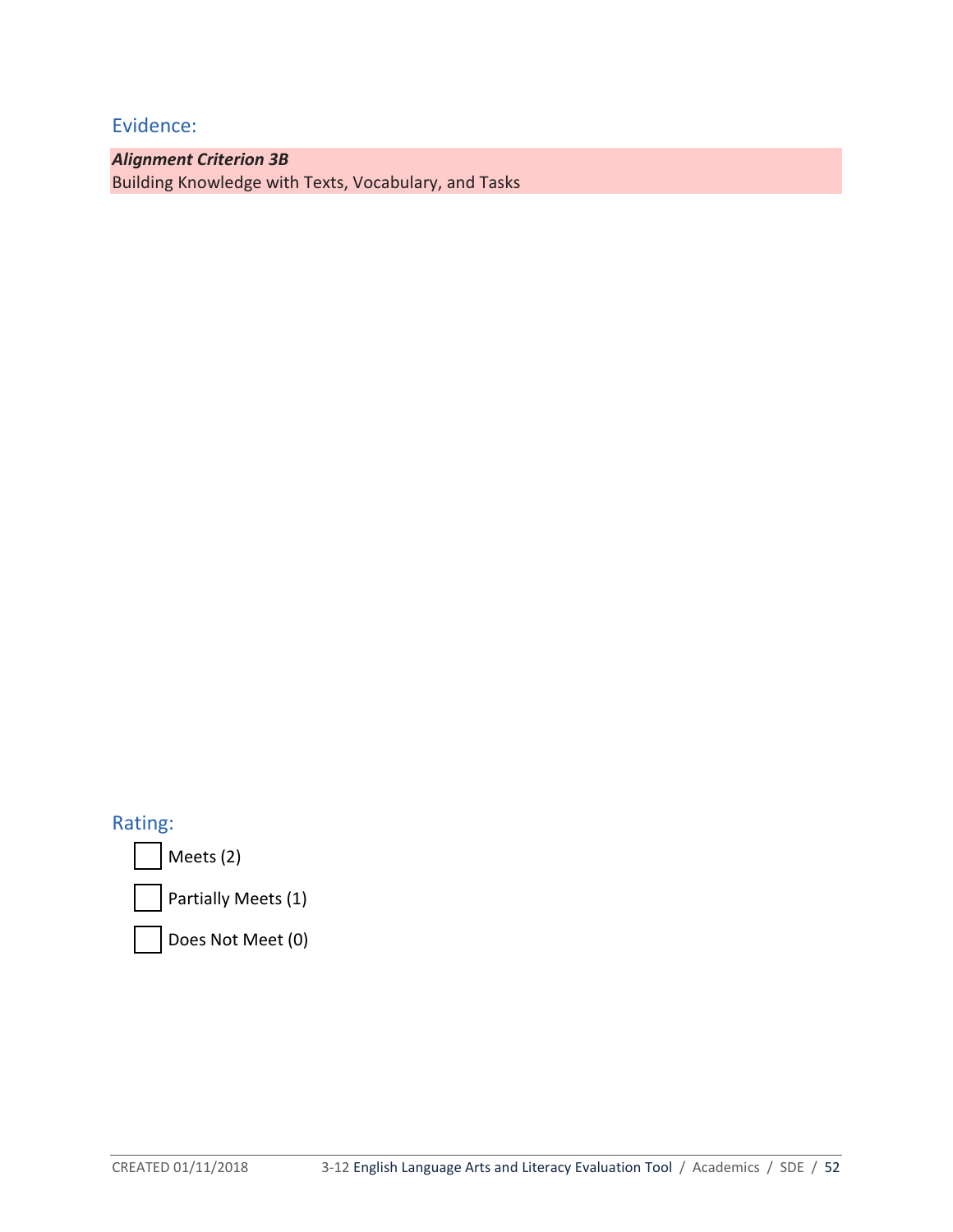## Evidence:

***Alignment Criterion 3B***
Building Knowledge with Texts, Vocabulary, and Tasks

## Rating:

- ☐ Meets (2)
- ☐ Partially Meets (1)
- ☐ Does Not Meet (0)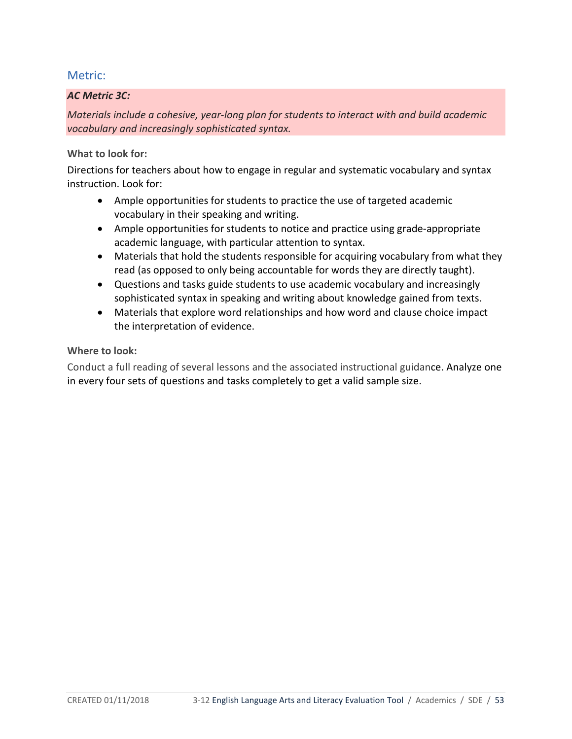## Metric:

***AC Metric 3C:***

*Materials include a cohesive, year-long plan for students to interact with and build academic vocabulary and increasingly sophisticated syntax.*

**What to look for:**

Directions for teachers about how to engage in regular and systematic vocabulary and syntax instruction. Look for:

- Ample opportunities for students to practice the use of targeted academic vocabulary in their speaking and writing.
- Ample opportunities for students to notice and practice using grade-appropriate academic language, with particular attention to syntax.
- Materials that hold the students responsible for acquiring vocabulary from what they read (as opposed to only being accountable for words they are directly taught).
- Questions and tasks guide students to use academic vocabulary and increasingly sophisticated syntax in speaking and writing about knowledge gained from texts.
- Materials that explore word relationships and how word and clause choice impact the interpretation of evidence.

**Where to look:**

Conduct a full reading of several lessons and the associated instructional guidance. Analyze one in every four sets of questions and tasks completely to get a valid sample size.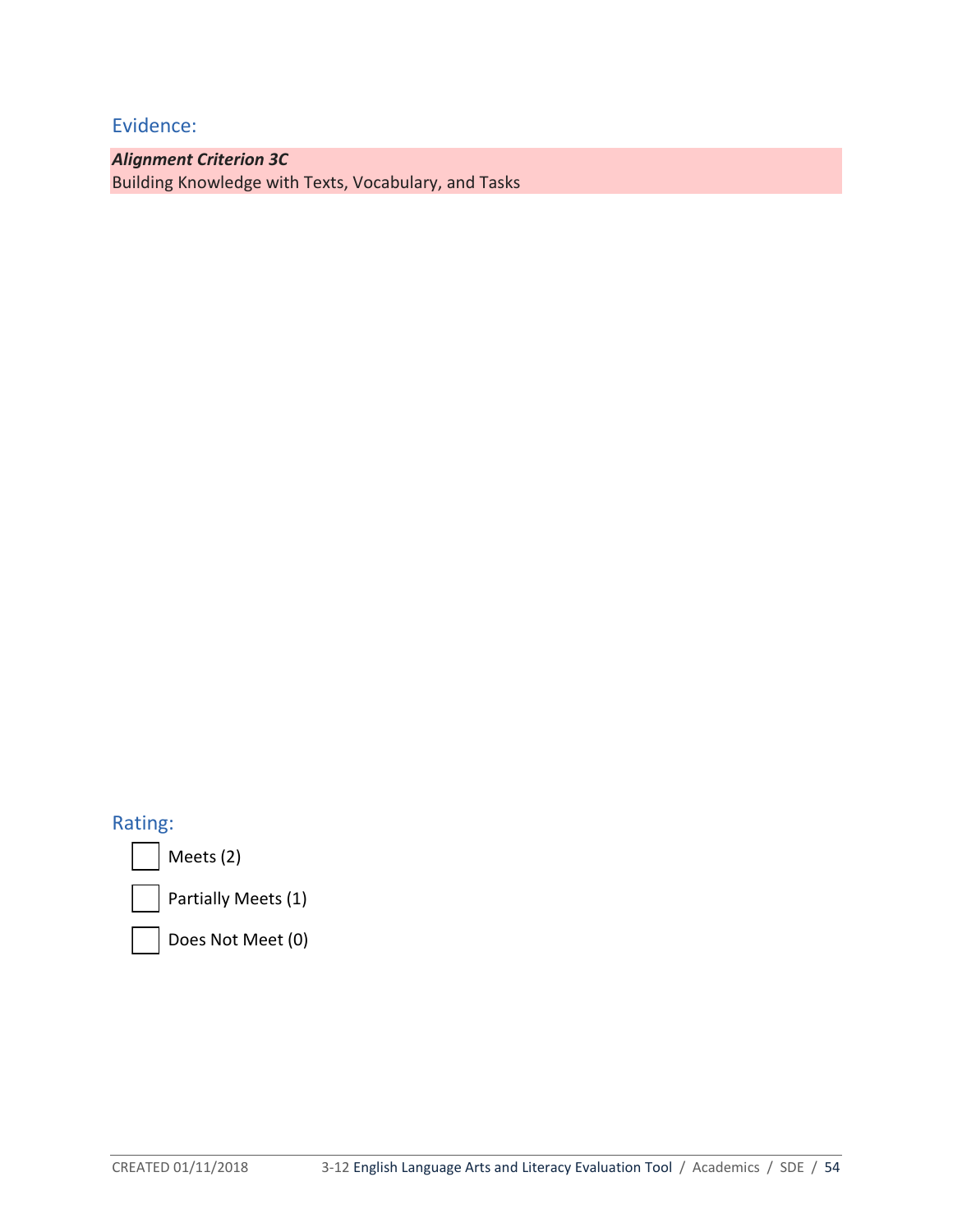## Evidence:

***Alignment Criterion 3C***
Building Knowledge with Texts, Vocabulary, and Tasks

## Rating:

- ☐ Meets (2)
- ☐ Partially Meets (1)
- ☐ Does Not Meet (0)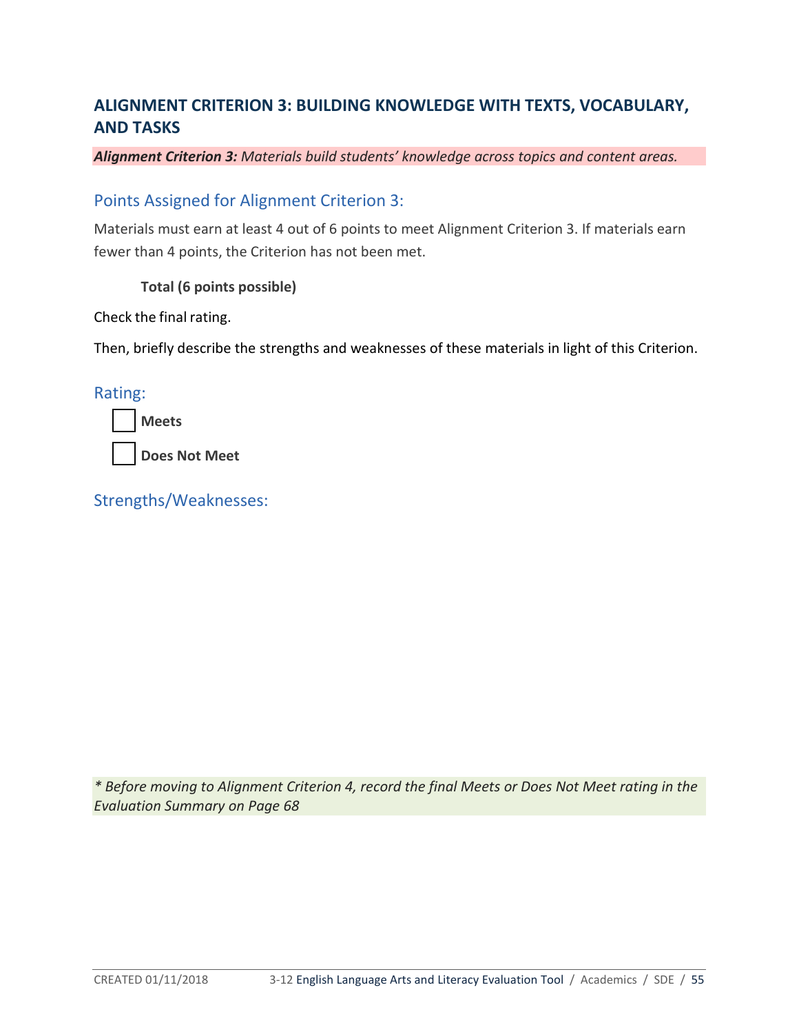## ALIGNMENT CRITERION 3: BUILDING KNOWLEDGE WITH TEXTS, VOCABULARY, AND TASKS

***Alignment Criterion 3:*** *Materials build students' knowledge across topics and content areas.*

### Points Assigned for Alignment Criterion 3:

Materials must earn at least 4 out of 6 points to meet Alignment Criterion 3. If materials earn fewer than 4 points, the Criterion has not been met.

**Total (6 points possible)**

Check the final rating.

Then, briefly describe the strengths and weaknesses of these materials in light of this Criterion.

### Rating:

- ☐ **Meets**
- ☐ **Does Not Meet**

### Strengths/Weaknesses:

*\* Before moving to Alignment Criterion 4, record the final Meets or Does Not Meet rating in the Evaluation Summary on Page 68*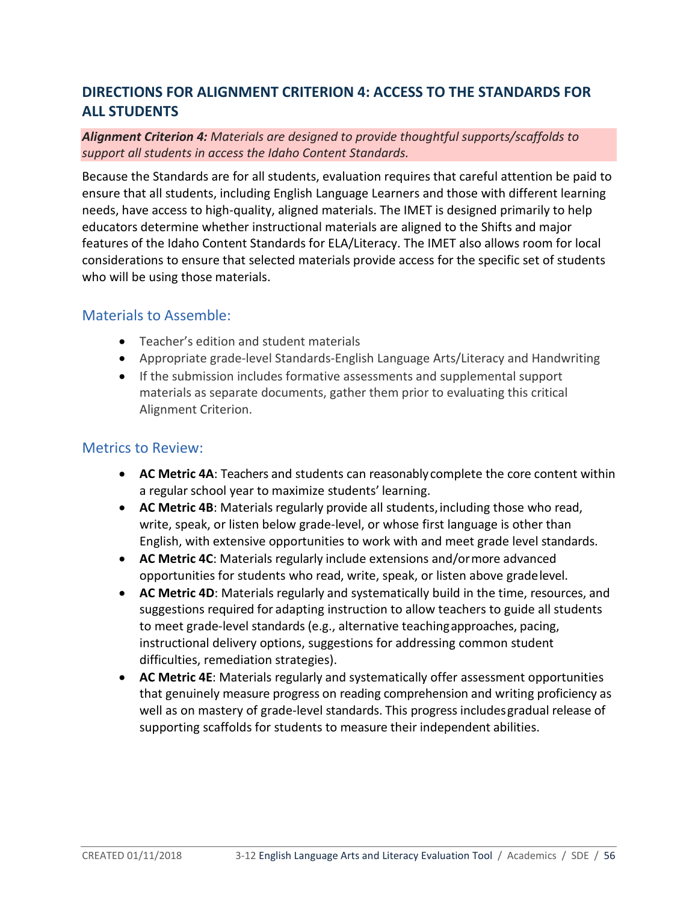## DIRECTIONS FOR ALIGNMENT CRITERION 4: ACCESS TO THE STANDARDS FOR ALL STUDENTS

***Alignment Criterion 4:*** *Materials are designed to provide thoughtful supports/scaffolds to support all students in access the Idaho Content Standards.*

Because the Standards are for all students, evaluation requires that careful attention be paid to ensure that all students, including English Language Learners and those with different learning needs, have access to high-quality, aligned materials. The IMET is designed primarily to help educators determine whether instructional materials are aligned to the Shifts and major features of the Idaho Content Standards for ELA/Literacy. The IMET also allows room for local considerations to ensure that selected materials provide access for the specific set of students who will be using those materials.

### Materials to Assemble:

- Teacher's edition and student materials
- Appropriate grade-level Standards-English Language Arts/Literacy and Handwriting
- If the submission includes formative assessments and supplemental support materials as separate documents, gather them prior to evaluating this critical Alignment Criterion.

### Metrics to Review:

- **AC Metric 4A**: Teachers and students can reasonably complete the core content within a regular school year to maximize students' learning.
- **AC Metric 4B**: Materials regularly provide all students, including those who read, write, speak, or listen below grade-level, or whose first language is other than English, with extensive opportunities to work with and meet grade level standards.
- **AC Metric 4C**: Materials regularly include extensions and/or more advanced opportunities for students who read, write, speak, or listen above grade level.
- **AC Metric 4D**: Materials regularly and systematically build in the time, resources, and suggestions required for adapting instruction to allow teachers to guide all students to meet grade-level standards (e.g., alternative teaching approaches, pacing, instructional delivery options, suggestions for addressing common student difficulties, remediation strategies).
- **AC Metric 4E**: Materials regularly and systematically offer assessment opportunities that genuinely measure progress on reading comprehension and writing proficiency as well as on mastery of grade-level standards. This progress includes gradual release of supporting scaffolds for students to measure their independent abilities.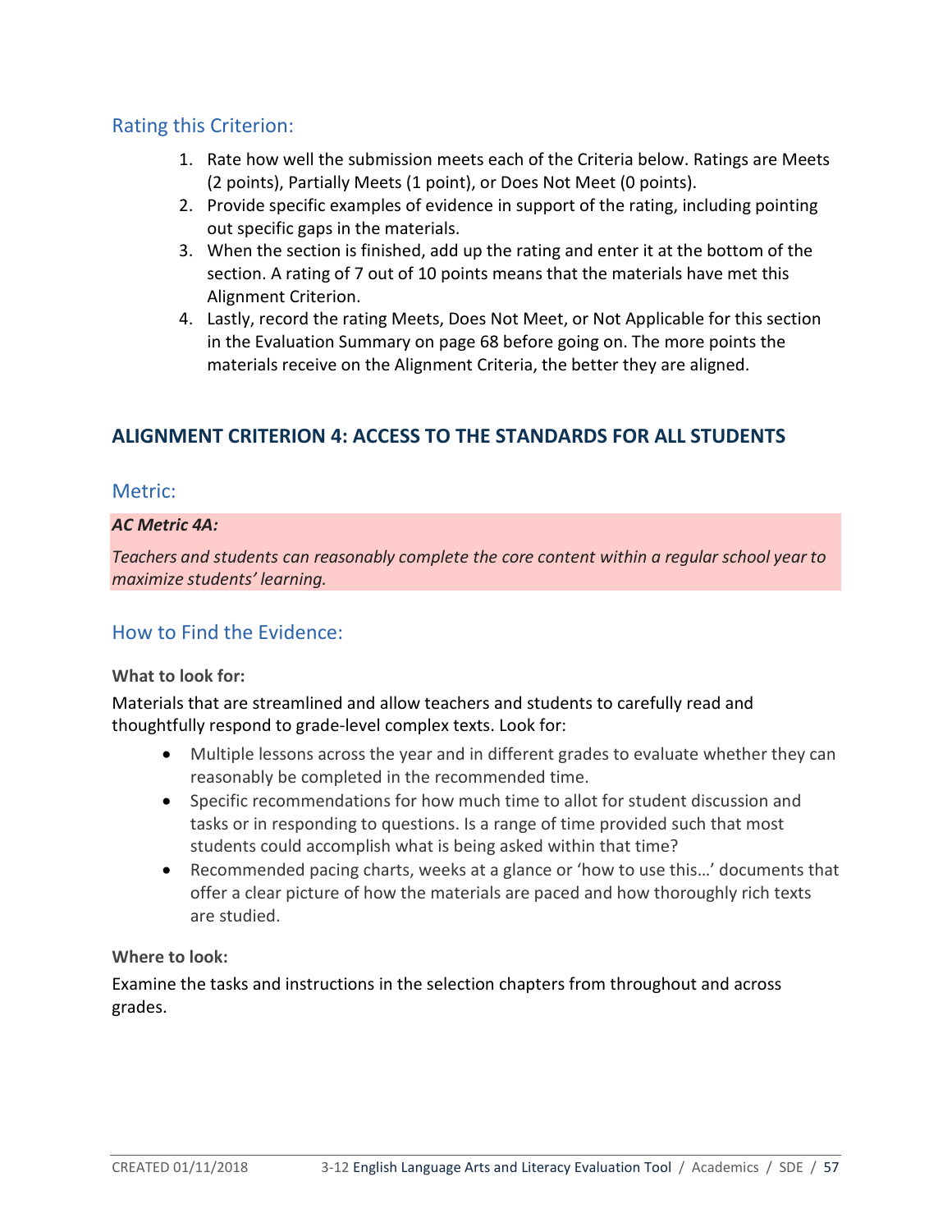### Rating this Criterion:

1. Rate how well the submission meets each of the Criteria below. Ratings are Meets (2 points), Partially Meets (1 point), or Does Not Meet (0 points).
2. Provide specific examples of evidence in support of the rating, including pointing out specific gaps in the materials.
3. When the section is finished, add up the rating and enter it at the bottom of the section. A rating of 7 out of 10 points means that the materials have met this Alignment Criterion.
4. Lastly, record the rating Meets, Does Not Meet, or Not Applicable for this section in the Evaluation Summary on page 68 before going on. The more points the materials receive on the Alignment Criteria, the better they are aligned.

## ALIGNMENT CRITERION 4: ACCESS TO THE STANDARDS FOR ALL STUDENTS

### Metric:

***AC Metric 4A:***

*Teachers and students can reasonably complete the core content within a regular school year to maximize students' learning.*

### How to Find the Evidence:

**What to look for:**

Materials that are streamlined and allow teachers and students to carefully read and thoughtfully respond to grade-level complex texts. Look for:

- Multiple lessons across the year and in different grades to evaluate whether they can reasonably be completed in the recommended time.
- Specific recommendations for how much time to allot for student discussion and tasks or in responding to questions. Is a range of time provided such that most students could accomplish what is being asked within that time?
- Recommended pacing charts, weeks at a glance or 'how to use this…' documents that offer a clear picture of how the materials are paced and how thoroughly rich texts are studied.

**Where to look:**

Examine the tasks and instructions in the selection chapters from throughout and across grades.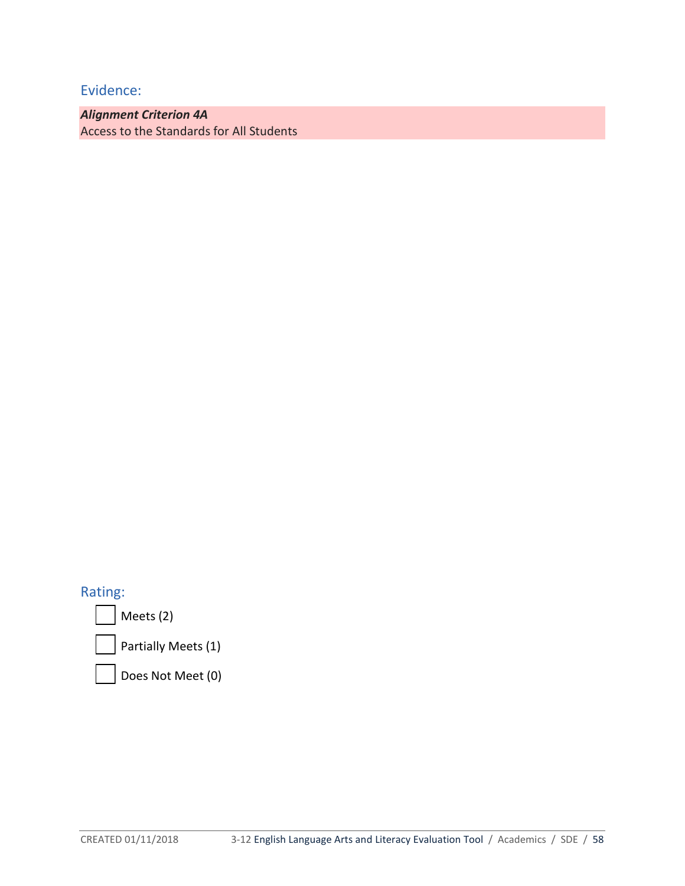## Evidence:

***Alignment Criterion 4A***
Access to the Standards for All Students

## Rating:

- [ ] Meets (2)
- [ ] Partially Meets (1)
- [ ] Does Not Meet (0)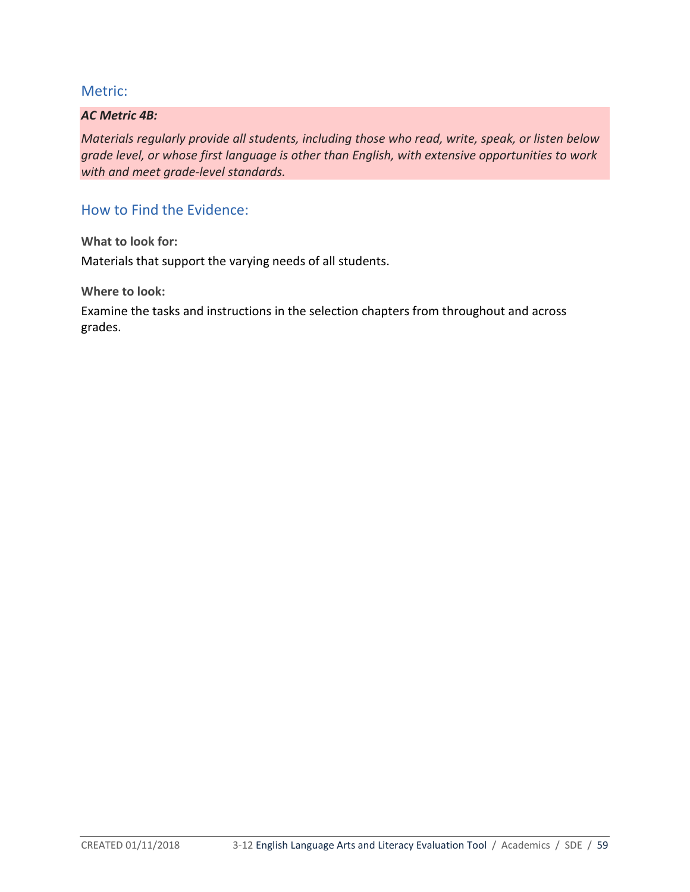## Metric:

***AC Metric 4B:***

*Materials regularly provide all students, including those who read, write, speak, or listen below grade level, or whose first language is other than English, with extensive opportunities to work with and meet grade-level standards.*

## How to Find the Evidence:

**What to look for:**

Materials that support the varying needs of all students.

**Where to look:**

Examine the tasks and instructions in the selection chapters from throughout and across grades.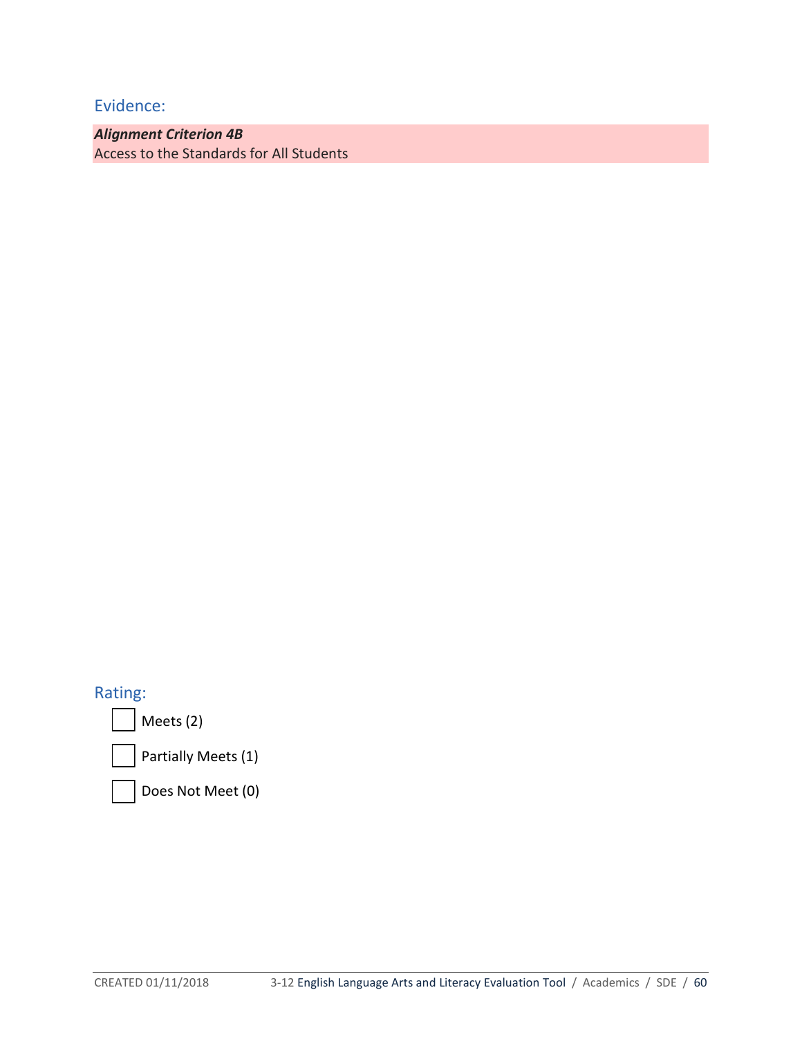## Evidence:

***Alignment Criterion 4B***
Access to the Standards for All Students

## Rating:

- [ ] Meets (2)
- [ ] Partially Meets (1)
- [ ] Does Not Meet (0)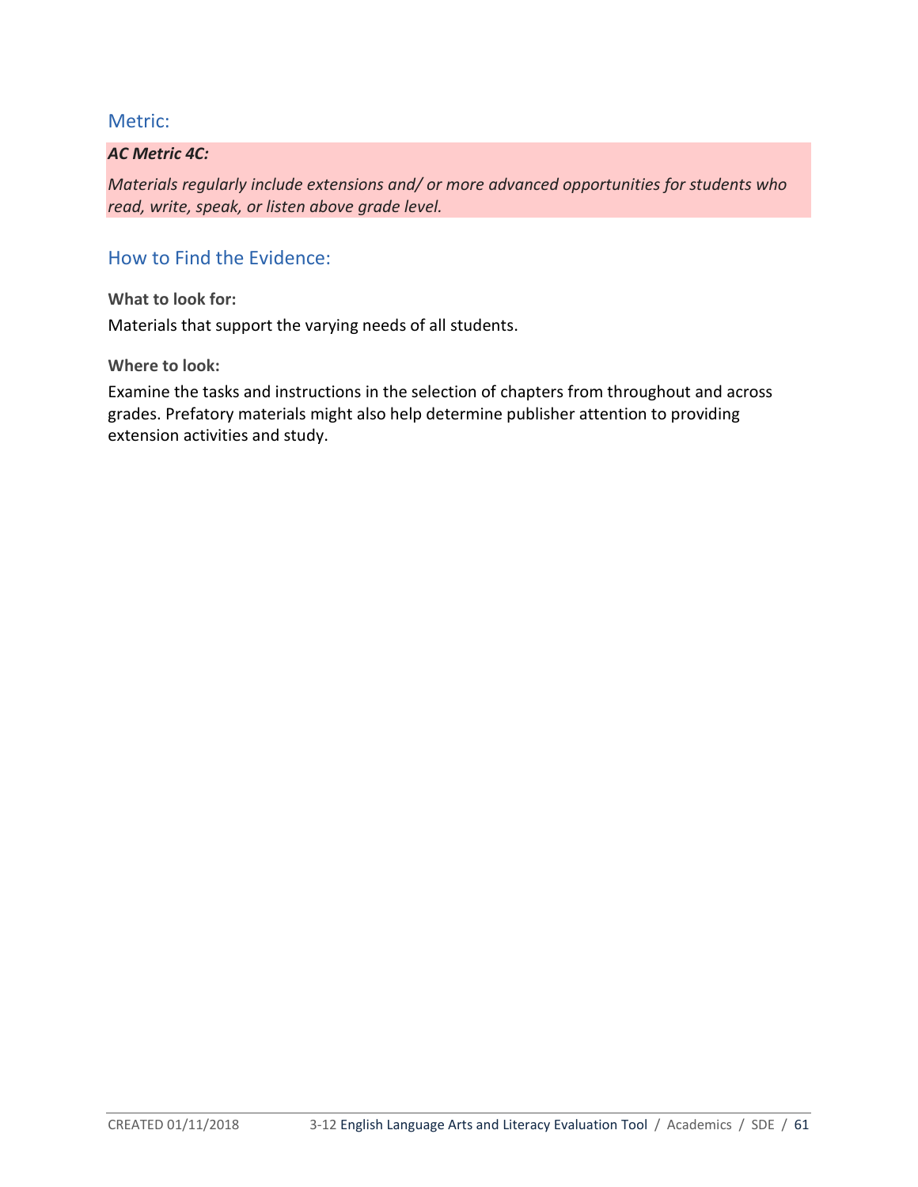## Metric:

***AC Metric 4C:***

*Materials regularly include extensions and/ or more advanced opportunities for students who read, write, speak, or listen above grade level.*

## How to Find the Evidence:

**What to look for:**

Materials that support the varying needs of all students.

**Where to look:**

Examine the tasks and instructions in the selection of chapters from throughout and across grades. Prefatory materials might also help determine publisher attention to providing extension activities and study.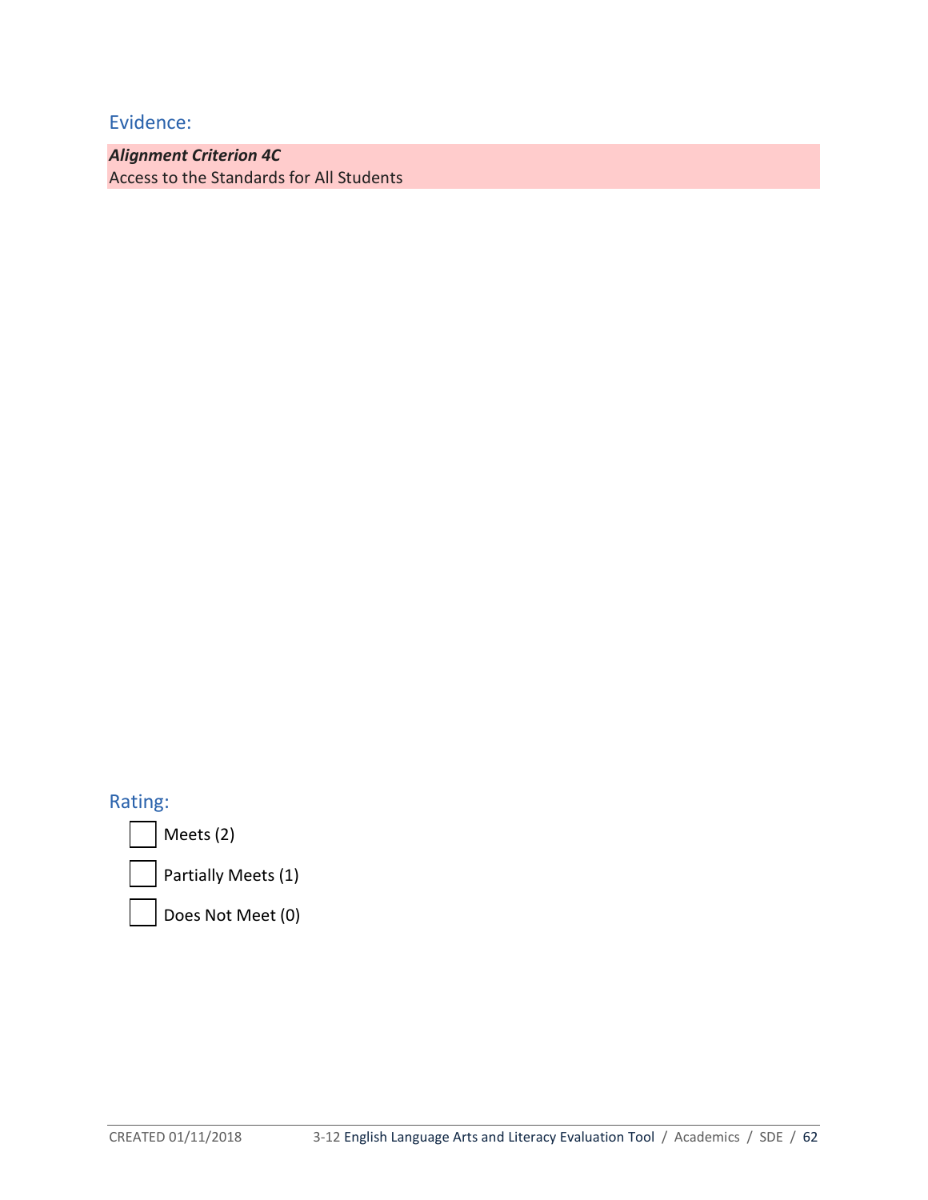## Evidence:

***Alignment Criterion 4C***
Access to the Standards for All Students

## Rating:

- [ ] Meets (2)
- [ ] Partially Meets (1)
- [ ] Does Not Meet (0)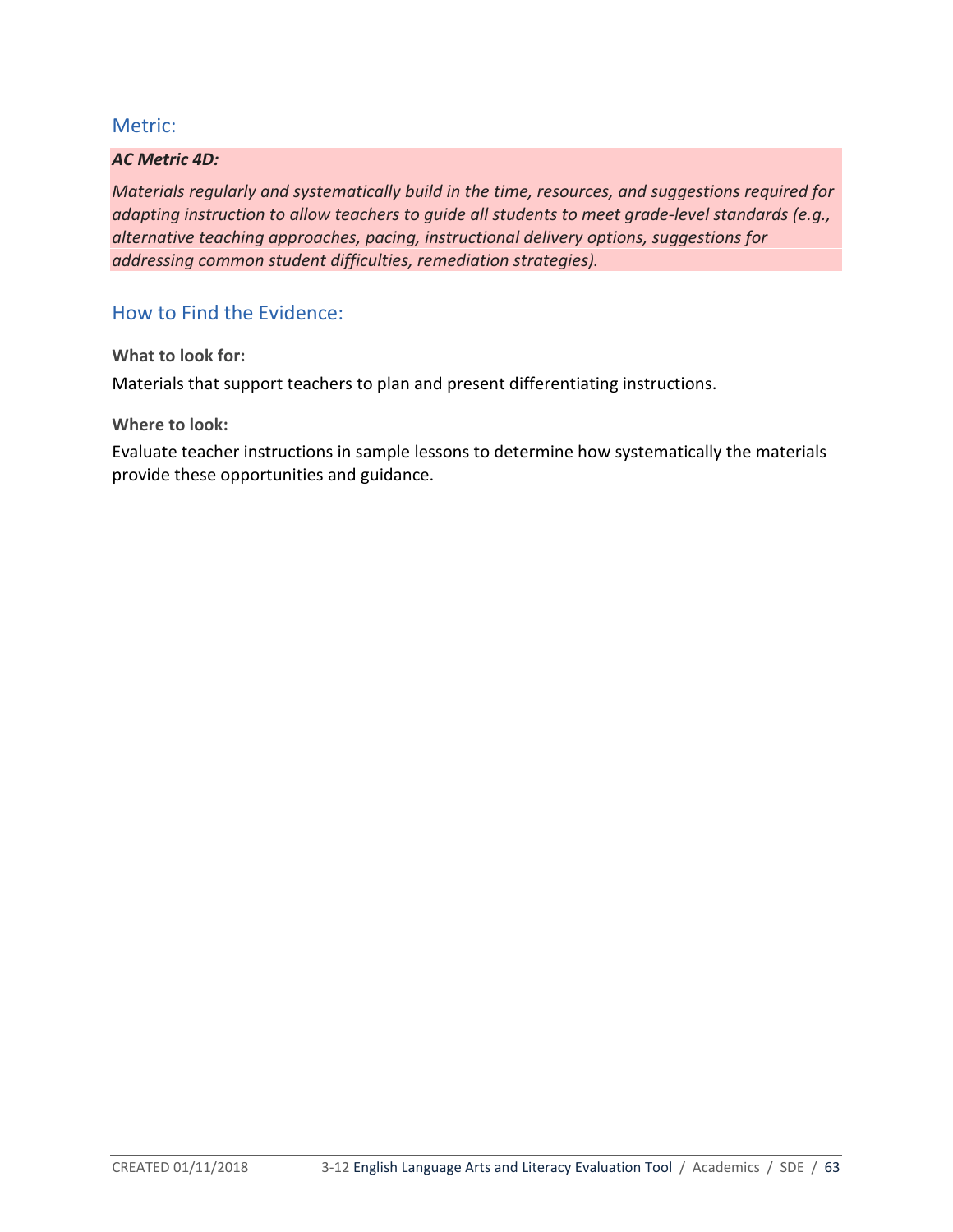## Metric:

***AC Metric 4D:***

*Materials regularly and systematically build in the time, resources, and suggestions required for adapting instruction to allow teachers to guide all students to meet grade-level standards (e.g., alternative teaching approaches, pacing, instructional delivery options, suggestions for addressing common student difficulties, remediation strategies).*

## How to Find the Evidence:

**What to look for:**

Materials that support teachers to plan and present differentiating instructions.

**Where to look:**

Evaluate teacher instructions in sample lessons to determine how systematically the materials provide these opportunities and guidance.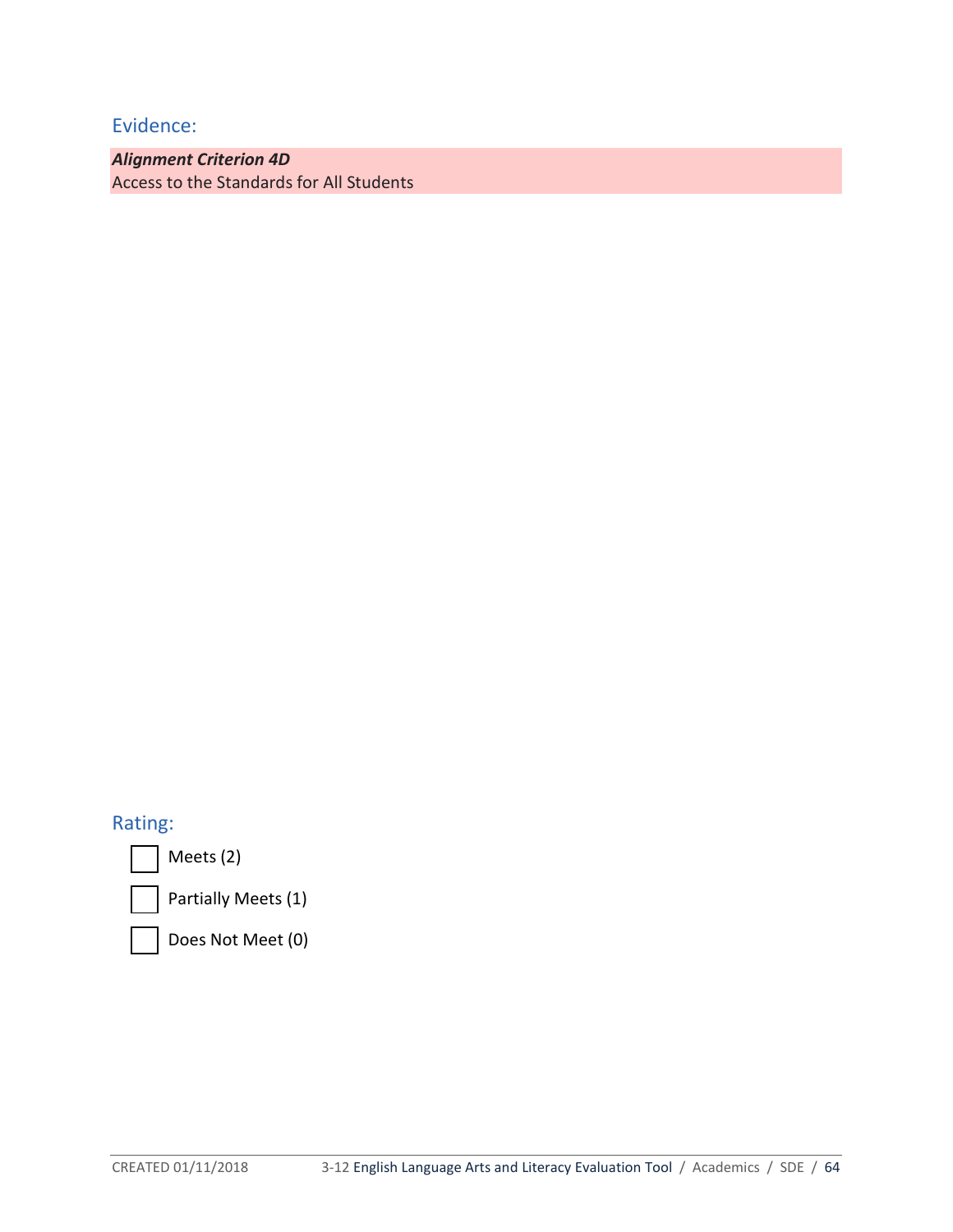## Evidence:

***Alignment Criterion 4D***
Access to the Standards for All Students

## Rating:

- [ ] Meets (2)
- [ ] Partially Meets (1)
- [ ] Does Not Meet (0)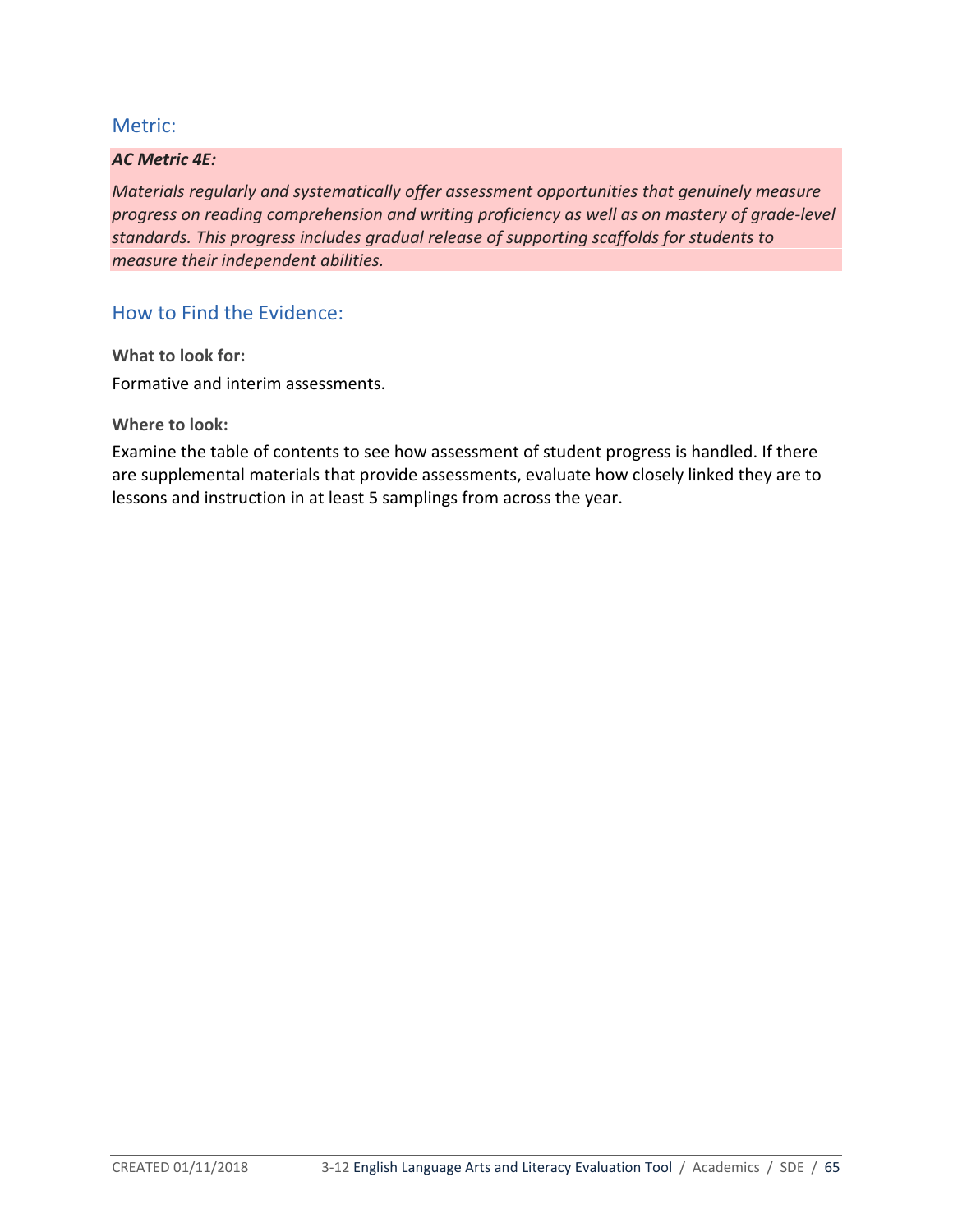## Metric:

***AC Metric 4E:***

*Materials regularly and systematically offer assessment opportunities that genuinely measure progress on reading comprehension and writing proficiency as well as on mastery of grade-level standards. This progress includes gradual release of supporting scaffolds for students to measure their independent abilities.*

## How to Find the Evidence:

**What to look for:**

Formative and interim assessments.

**Where to look:**

Examine the table of contents to see how assessment of student progress is handled. If there are supplemental materials that provide assessments, evaluate how closely linked they are to lessons and instruction in at least 5 samplings from across the year.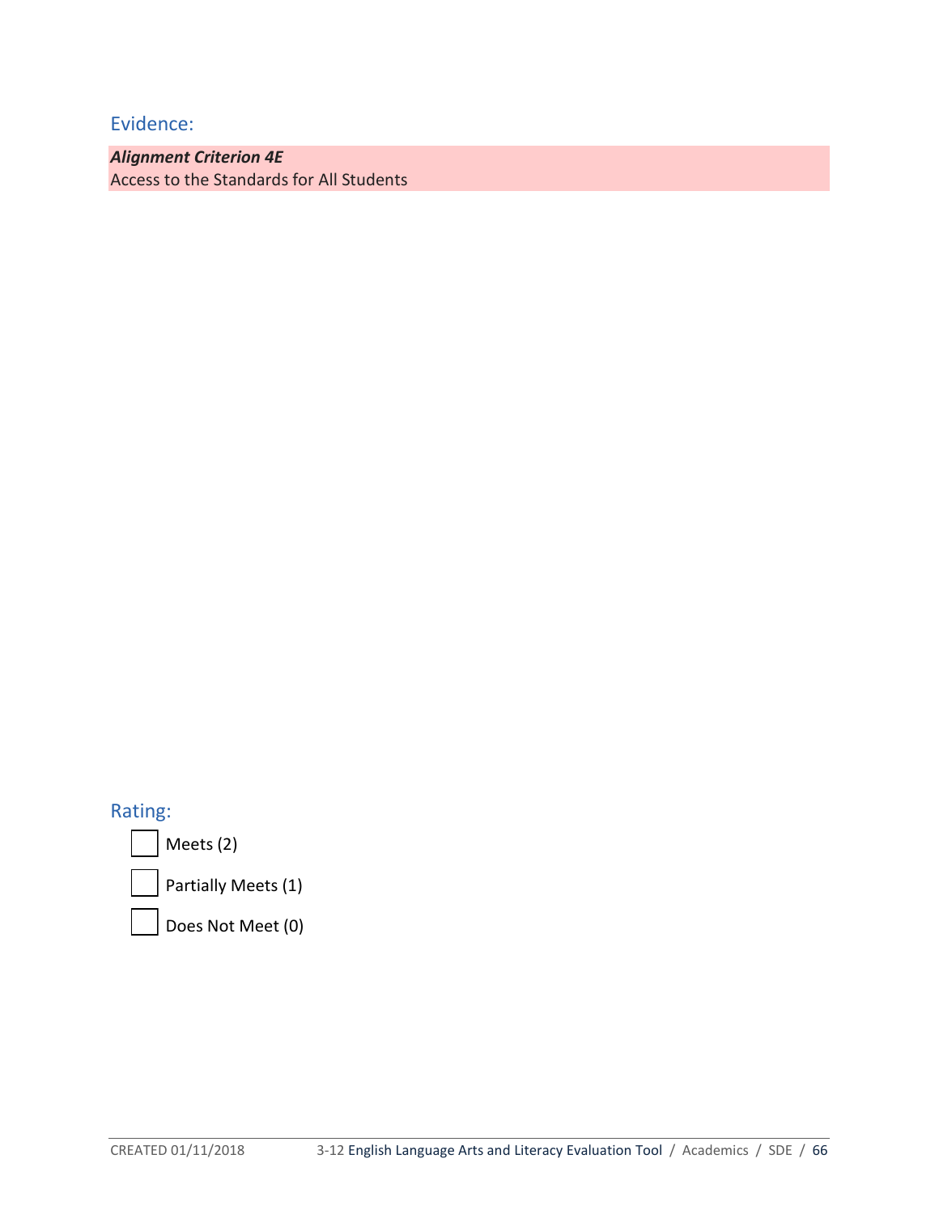## Evidence:

***Alignment Criterion 4E***
Access to the Standards for All Students

## Rating:

- [ ] Meets (2)
- [ ] Partially Meets (1)
- [ ] Does Not Meet (0)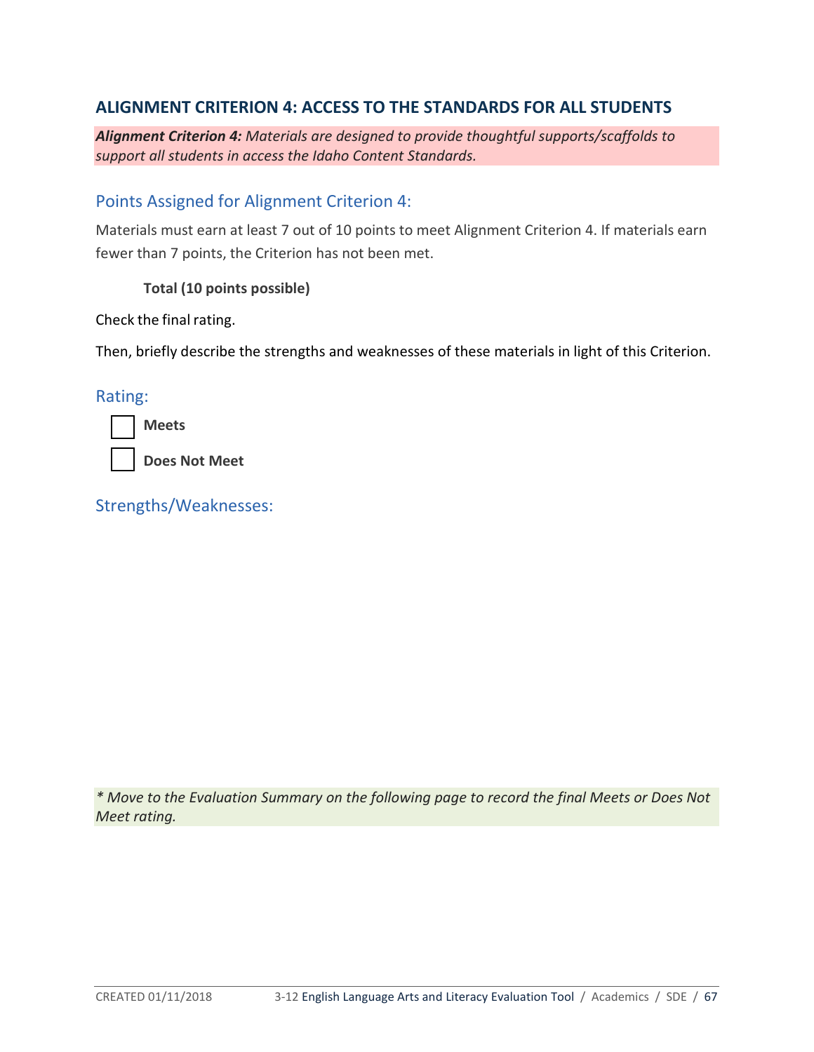## ALIGNMENT CRITERION 4: ACCESS TO THE STANDARDS FOR ALL STUDENTS

***Alignment Criterion 4:*** *Materials are designed to provide thoughtful supports/scaffolds to support all students in access the Idaho Content Standards.*

### Points Assigned for Alignment Criterion 4:

Materials must earn at least 7 out of 10 points to meet Alignment Criterion 4. If materials earn fewer than 7 points, the Criterion has not been met.

**Total (10 points possible)**

Check the final rating.

Then, briefly describe the strengths and weaknesses of these materials in light of this Criterion.

### Rating:

- [ ] **Meets**
- [ ] **Does Not Meet**

### Strengths/Weaknesses:

*\* Move to the Evaluation Summary on the following page to record the final Meets or Does Not Meet rating.*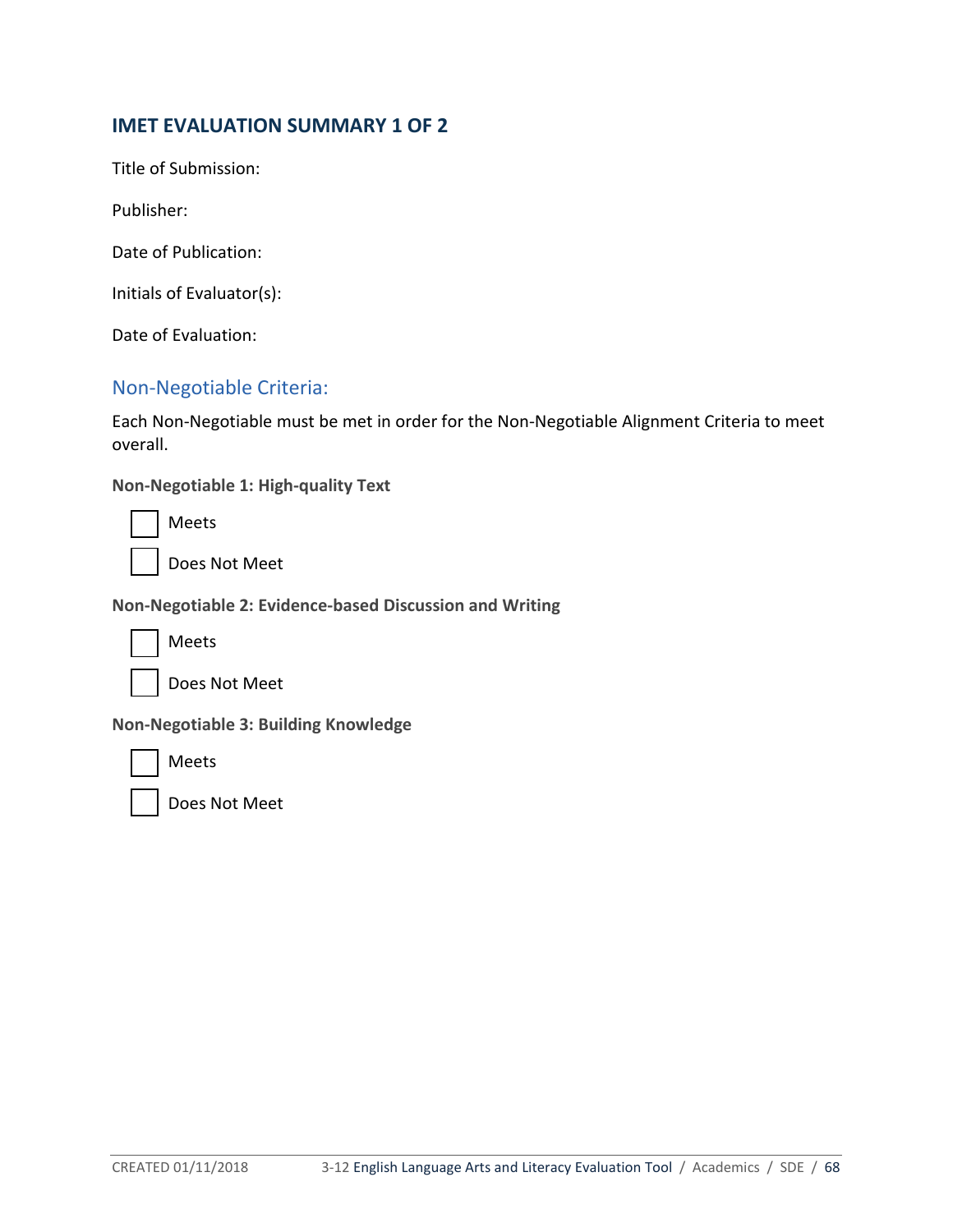## IMET EVALUATION SUMMARY 1 OF 2

Title of Submission:

Publisher:

Date of Publication:

Initials of Evaluator(s):

Date of Evaluation:

### Non-Negotiable Criteria:

Each Non-Negotiable must be met in order for the Non-Negotiable Alignment Criteria to meet overall.

**Non-Negotiable 1: High-quality Text**

- [ ] Meets
- [ ] Does Not Meet

**Non-Negotiable 2: Evidence-based Discussion and Writing**

- [ ] Meets
- [ ] Does Not Meet

**Non-Negotiable 3: Building Knowledge**

- [ ] Meets
- [ ] Does Not Meet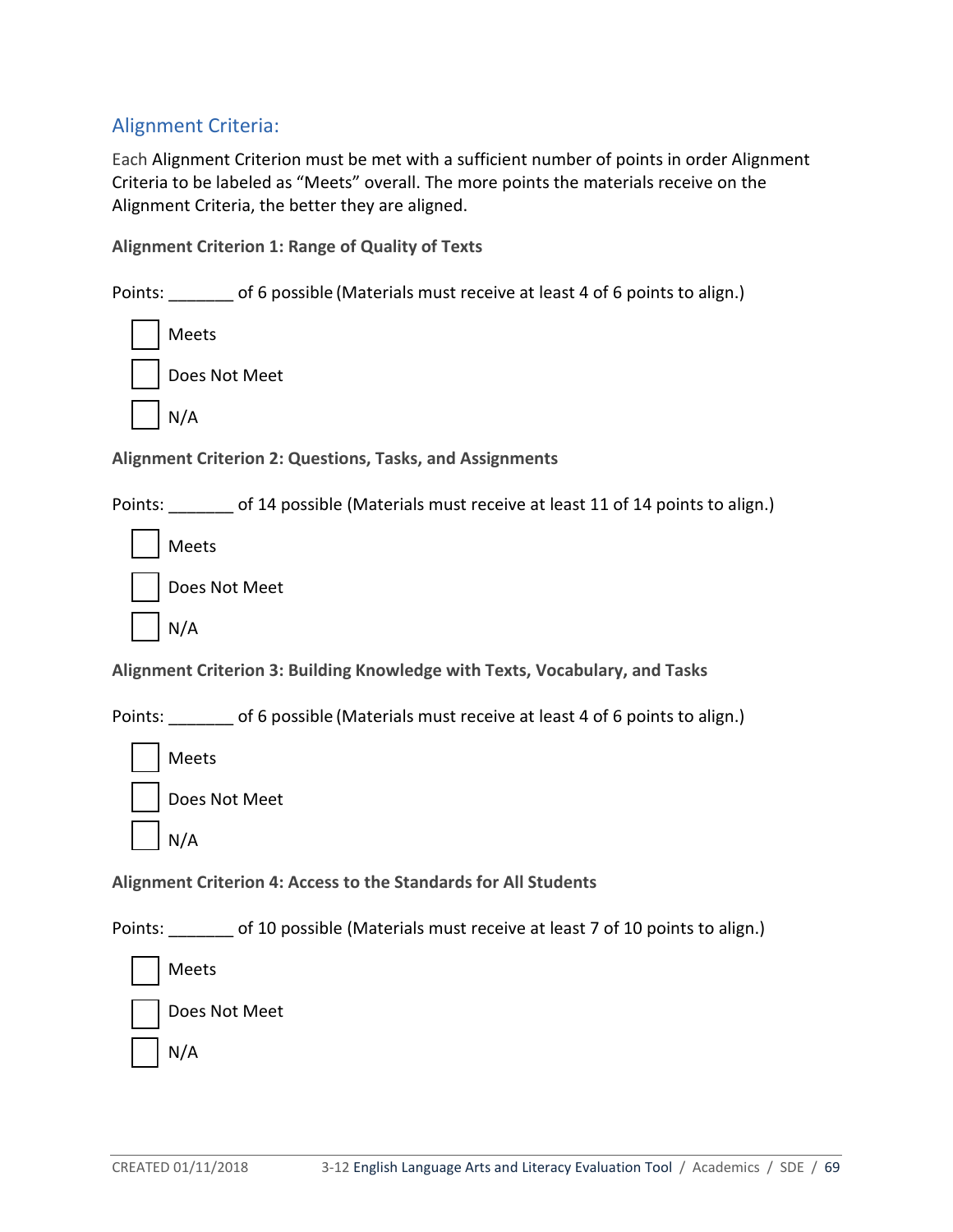## Alignment Criteria:

Each Alignment Criterion must be met with a sufficient number of points in order Alignment Criteria to be labeled as "Meets" overall. The more points the materials receive on the Alignment Criteria, the better they are aligned.

**Alignment Criterion 1: Range of Quality of Texts**

Points: _______ of 6 possible (Materials must receive at least 4 of 6 points to align.)

- ☐ Meets
- ☐ Does Not Meet
- ☐ N/A

**Alignment Criterion 2: Questions, Tasks, and Assignments**

Points: _______ of 14 possible (Materials must receive at least 11 of 14 points to align.)

- ☐ Meets
- ☐ Does Not Meet
- ☐ N/A

**Alignment Criterion 3: Building Knowledge with Texts, Vocabulary, and Tasks**

Points: _______ of 6 possible (Materials must receive at least 4 of 6 points to align.)

- ☐ Meets
- ☐ Does Not Meet
- ☐ N/A

**Alignment Criterion 4: Access to the Standards for All Students**

Points: _______ of 10 possible (Materials must receive at least 7 of 10 points to align.)

- ☐ Meets
- ☐ Does Not Meet
- ☐ N/A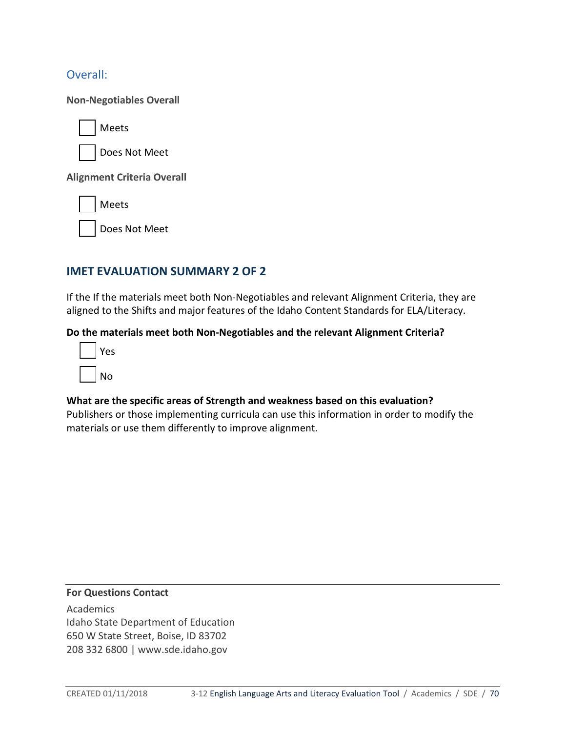## Overall:

**Non-Negotiables Overall**

- ☐ Meets
- ☐ Does Not Meet

**Alignment Criteria Overall**

- ☐ Meets
- ☐ Does Not Meet

## IMET EVALUATION SUMMARY 2 OF 2

If the If the materials meet both Non-Negotiables and relevant Alignment Criteria, they are aligned to the Shifts and major features of the Idaho Content Standards for ELA/Literacy.

**Do the materials meet both Non-Negotiables and the relevant Alignment Criteria?**

- ☐ Yes
- ☐ No

**What are the specific areas of Strength and weakness based on this evaluation?**
Publishers or those implementing curricula can use this information in order to modify the materials or use them differently to improve alignment.

---

**For Questions Contact**

Academics
Idaho State Department of Education
650 W State Street, Boise, ID 83702
208 332 6800 | www.sde.idaho.gov